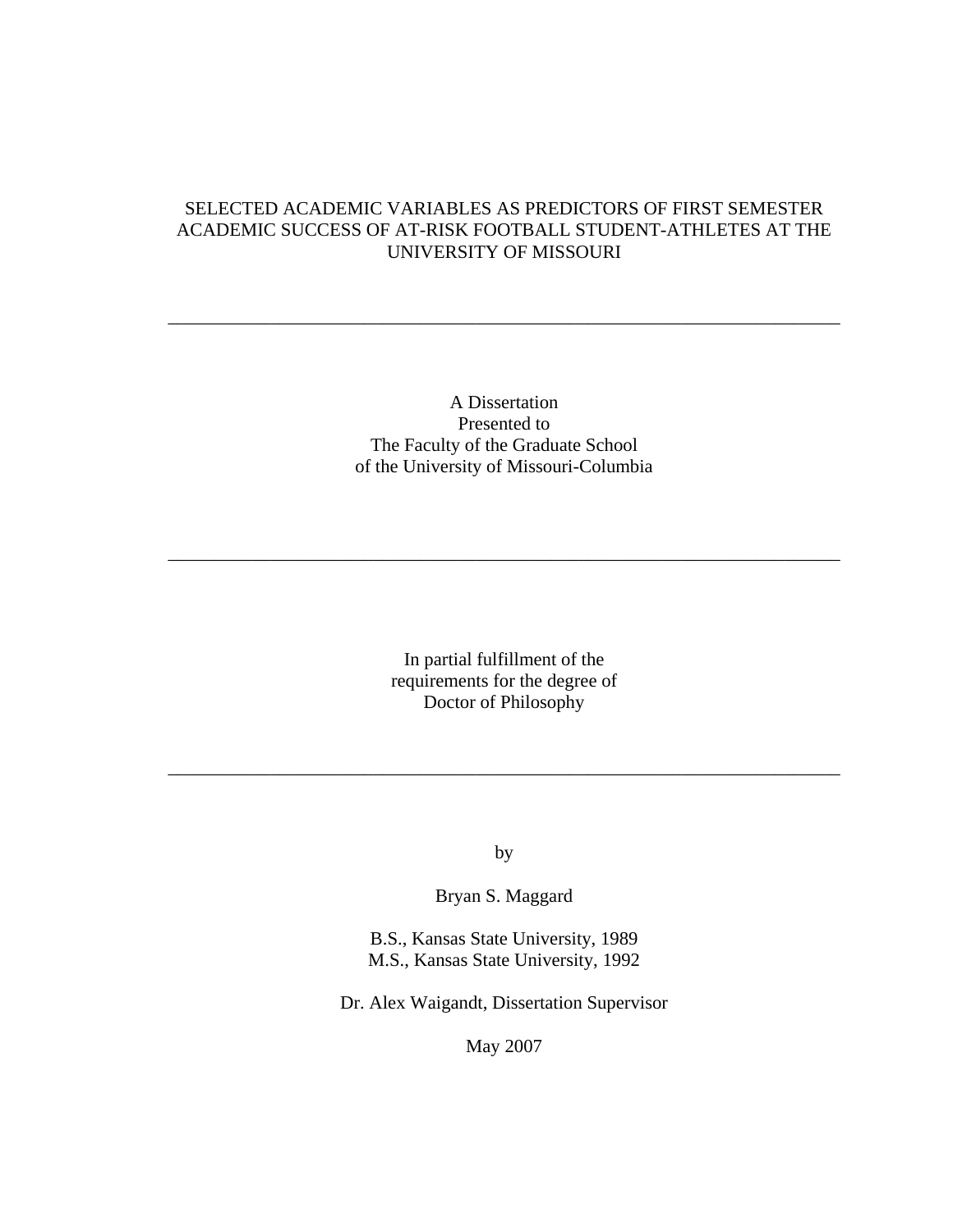# SELECTED ACADEMIC VARIABLES AS PREDICTORS OF FIRST SEMESTER ACADEMIC SUCCESS OF AT-RISK FOOTBALL STUDENT-ATHLETES AT THE UNIVERSITY OF MISSOURI

---

A Dissertation
Presented to
The Faculty of the Graduate School
of the University of Missouri-Columbia

---

In partial fulfillment of the
requirements for the degree of
Doctor of Philosophy

---

by

Bryan S. Maggard

B.S., Kansas State University, 1989
M.S., Kansas State University, 1992

Dr. Alex Waigandt, Dissertation Supervisor

May 2007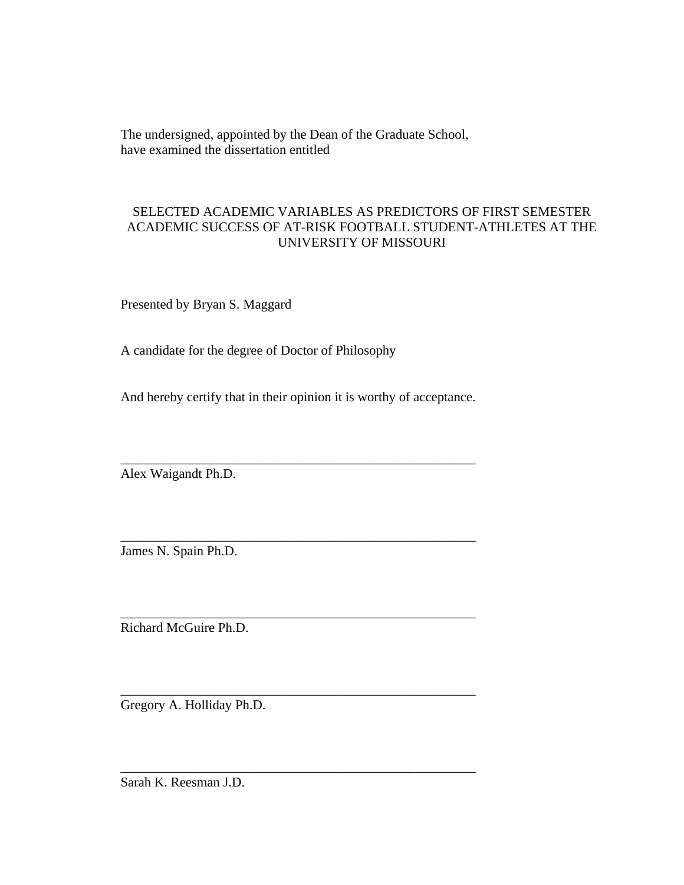The undersigned, appointed by the Dean of the Graduate School,
have examined the dissertation entitled

SELECTED ACADEMIC VARIABLES AS PREDICTORS OF FIRST SEMESTER ACADEMIC SUCCESS OF AT-RISK FOOTBALL STUDENT-ATHLETES AT THE UNIVERSITY OF MISSOURI

Presented by Bryan S. Maggard

A candidate for the degree of Doctor of Philosophy

And hereby certify that in their opinion it is worthy of acceptance.

\_\_\_\_\_\_\_\_\_\_\_\_\_\_\_\_\_\_\_\_\_\_\_\_\_\_\_\_\_\_\_\_\_\_\_\_\_\_\_\_\_\_\_\_\_\_\_\_\_\_\_\_

Alex Waigandt Ph.D.

\_\_\_\_\_\_\_\_\_\_\_\_\_\_\_\_\_\_\_\_\_\_\_\_\_\_\_\_\_\_\_\_\_\_\_\_\_\_\_\_\_\_\_\_\_\_\_\_\_\_\_\_

James N. Spain Ph.D.

\_\_\_\_\_\_\_\_\_\_\_\_\_\_\_\_\_\_\_\_\_\_\_\_\_\_\_\_\_\_\_\_\_\_\_\_\_\_\_\_\_\_\_\_\_\_\_\_\_\_\_\_

Richard McGuire Ph.D.

\_\_\_\_\_\_\_\_\_\_\_\_\_\_\_\_\_\_\_\_\_\_\_\_\_\_\_\_\_\_\_\_\_\_\_\_\_\_\_\_\_\_\_\_\_\_\_\_\_\_\_\_

Gregory A. Holliday Ph.D.

\_\_\_\_\_\_\_\_\_\_\_\_\_\_\_\_\_\_\_\_\_\_\_\_\_\_\_\_\_\_\_\_\_\_\_\_\_\_\_\_\_\_\_\_\_\_\_\_\_\_\_\_

Sarah K. Reesman J.D.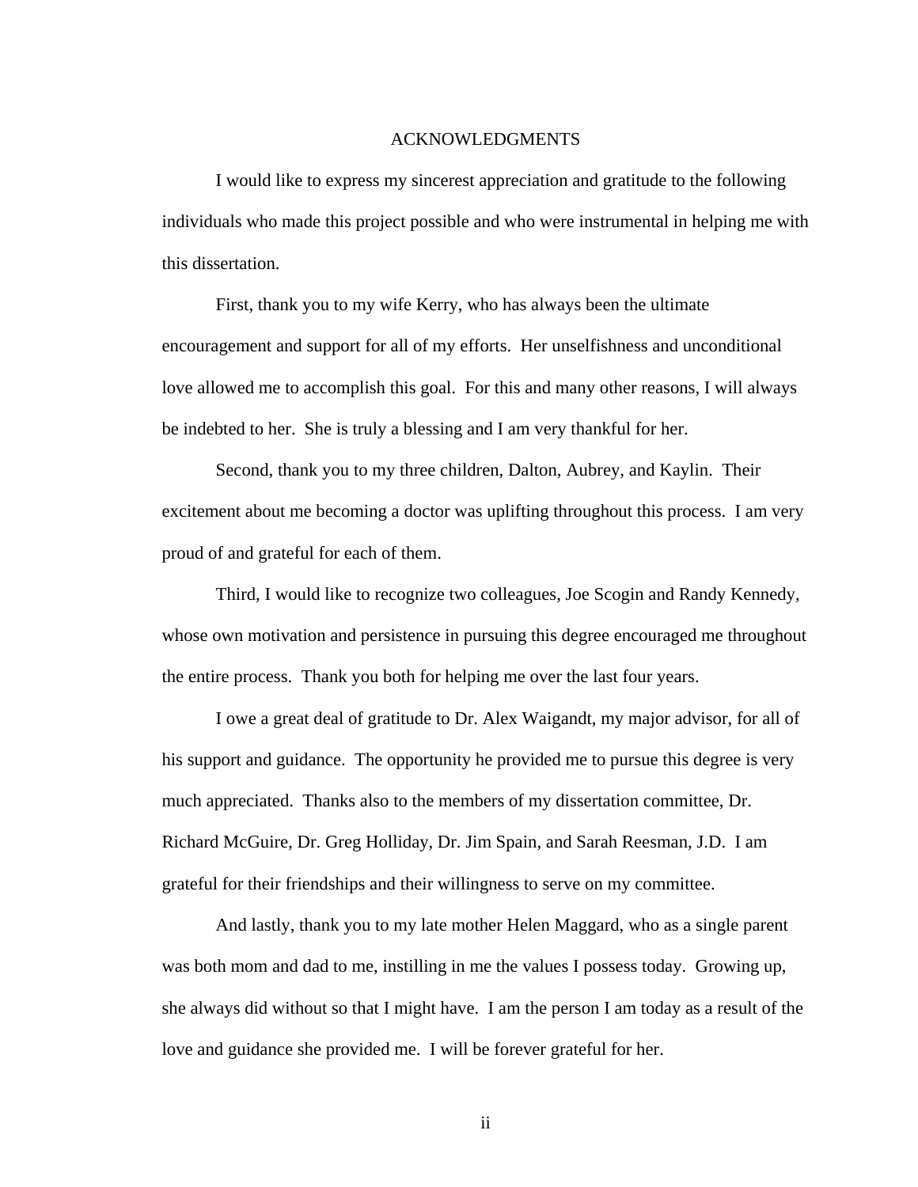# ACKNOWLEDGMENTS

I would like to express my sincerest appreciation and gratitude to the following individuals who made this project possible and who were instrumental in helping me with this dissertation.

First, thank you to my wife Kerry, who has always been the ultimate encouragement and support for all of my efforts. Her unselfishness and unconditional love allowed me to accomplish this goal. For this and many other reasons, I will always be indebted to her. She is truly a blessing and I am very thankful for her.

Second, thank you to my three children, Dalton, Aubrey, and Kaylin. Their excitement about me becoming a doctor was uplifting throughout this process. I am very proud of and grateful for each of them.

Third, I would like to recognize two colleagues, Joe Scogin and Randy Kennedy, whose own motivation and persistence in pursuing this degree encouraged me throughout the entire process. Thank you both for helping me over the last four years.

I owe a great deal of gratitude to Dr. Alex Waigandt, my major advisor, for all of his support and guidance. The opportunity he provided me to pursue this degree is very much appreciated. Thanks also to the members of my dissertation committee, Dr. Richard McGuire, Dr. Greg Holliday, Dr. Jim Spain, and Sarah Reesman, J.D. I am grateful for their friendships and their willingness to serve on my committee.

And lastly, thank you to my late mother Helen Maggard, who as a single parent was both mom and dad to me, instilling in me the values I possess today. Growing up, she always did without so that I might have. I am the person I am today as a result of the love and guidance she provided me. I will be forever grateful for her.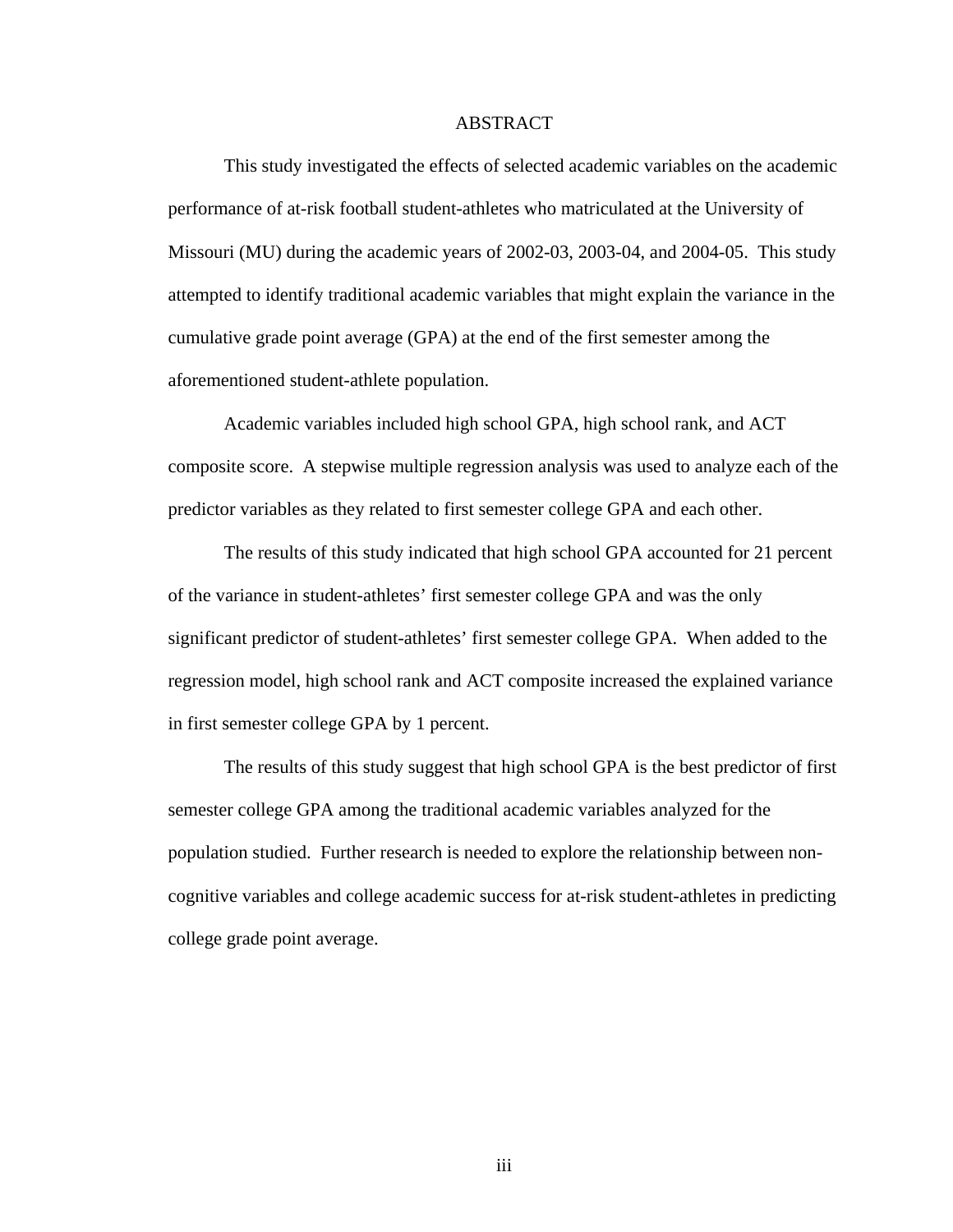# ABSTRACT

This study investigated the effects of selected academic variables on the academic performance of at-risk football student-athletes who matriculated at the University of Missouri (MU) during the academic years of 2002-03, 2003-04, and 2004-05. This study attempted to identify traditional academic variables that might explain the variance in the cumulative grade point average (GPA) at the end of the first semester among the aforementioned student-athlete population.

Academic variables included high school GPA, high school rank, and ACT composite score. A stepwise multiple regression analysis was used to analyze each of the predictor variables as they related to first semester college GPA and each other.

The results of this study indicated that high school GPA accounted for 21 percent of the variance in student-athletes' first semester college GPA and was the only significant predictor of student-athletes' first semester college GPA. When added to the regression model, high school rank and ACT composite increased the explained variance in first semester college GPA by 1 percent.

The results of this study suggest that high school GPA is the best predictor of first semester college GPA among the traditional academic variables analyzed for the population studied. Further research is needed to explore the relationship between non-cognitive variables and college academic success for at-risk student-athletes in predicting college grade point average.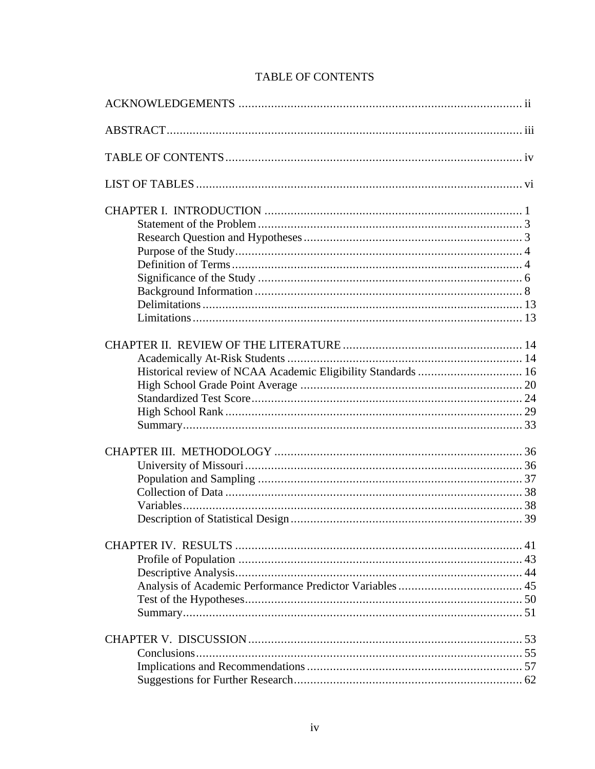# TABLE OF CONTENTS

ACKNOWLEDGEMENTS ..... ii

ABSTRACT ..... iii

TABLE OF CONTENTS ..... iv

LIST OF TABLES ..... vi

CHAPTER I. INTRODUCTION ..... 1
- Statement of the Problem ..... 3
- Research Question and Hypotheses ..... 3
- Purpose of the Study ..... 4
- Definition of Terms ..... 4
- Significance of the Study ..... 6
- Background Information ..... 8
- Delimitations ..... 13
- Limitations ..... 13

CHAPTER II. REVIEW OF THE LITERATURE ..... 14
- Academically At-Risk Students ..... 14
- Historical review of NCAA Academic Eligibility Standards ..... 16
- High School Grade Point Average ..... 20
- Standardized Test Score ..... 24
- High School Rank ..... 29
- Summary ..... 33

CHAPTER III. METHODOLOGY ..... 36
- University of Missouri ..... 36
- Population and Sampling ..... 37
- Collection of Data ..... 38
- Variables ..... 38
- Description of Statistical Design ..... 39

CHAPTER IV. RESULTS ..... 41
- Profile of Population ..... 43
- Descriptive Analysis ..... 44
- Analysis of Academic Performance Predictor Variables ..... 45
- Test of the Hypotheses ..... 50
- Summary ..... 51

CHAPTER V. DISCUSSION ..... 53
- Conclusions ..... 55
- Implications and Recommendations ..... 57
- Suggestions for Further Research ..... 62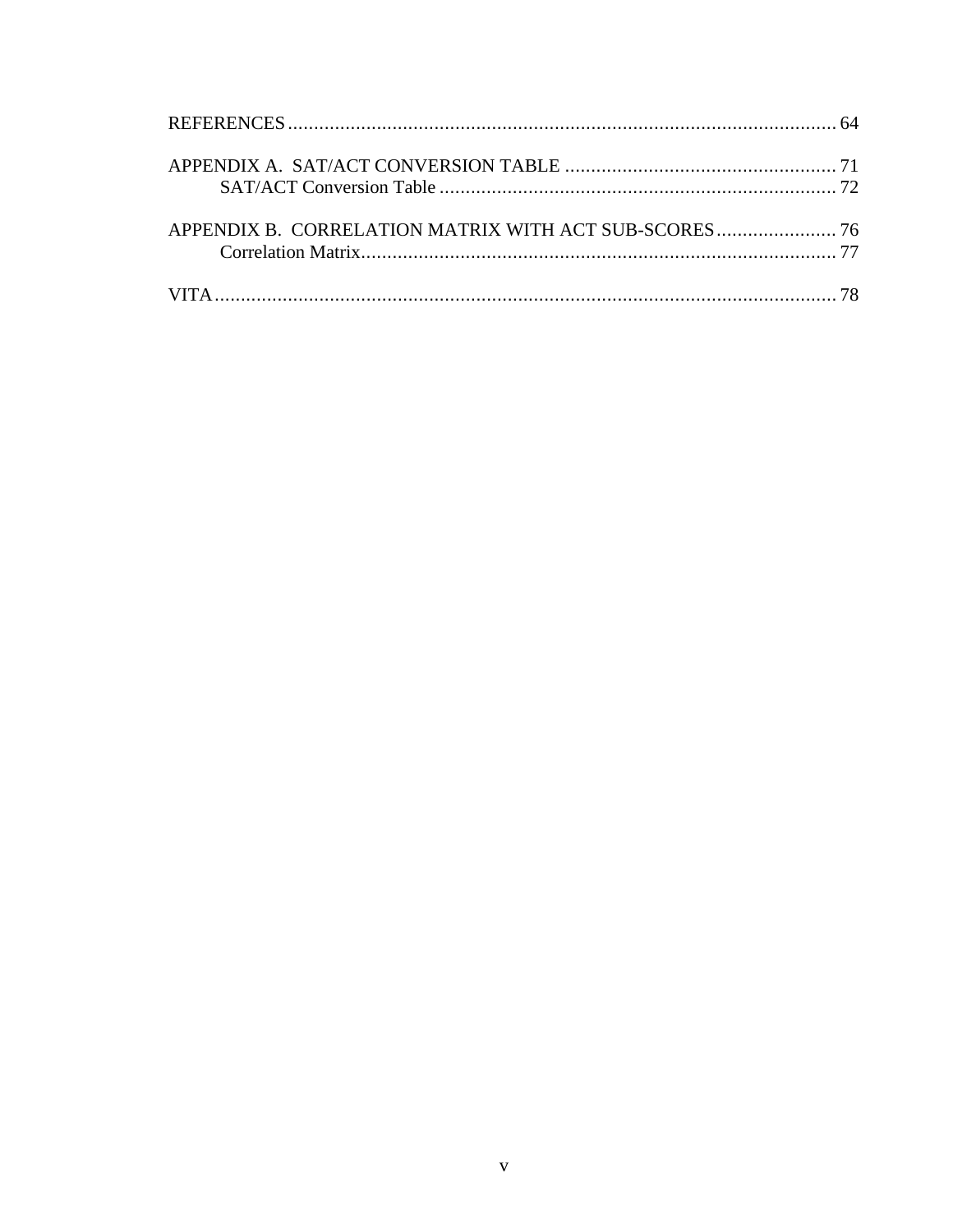REFERENCES ........................................................................................................ 64

APPENDIX A. SAT/ACT CONVERSION TABLE .................................................... 71
    SAT/ACT Conversion Table ........................................................................... 72

APPENDIX B. CORRELATION MATRIX WITH ACT SUB-SCORES ....................... 76
    Correlation Matrix........................................................................................... 77

VITA....................................................................................................................... 78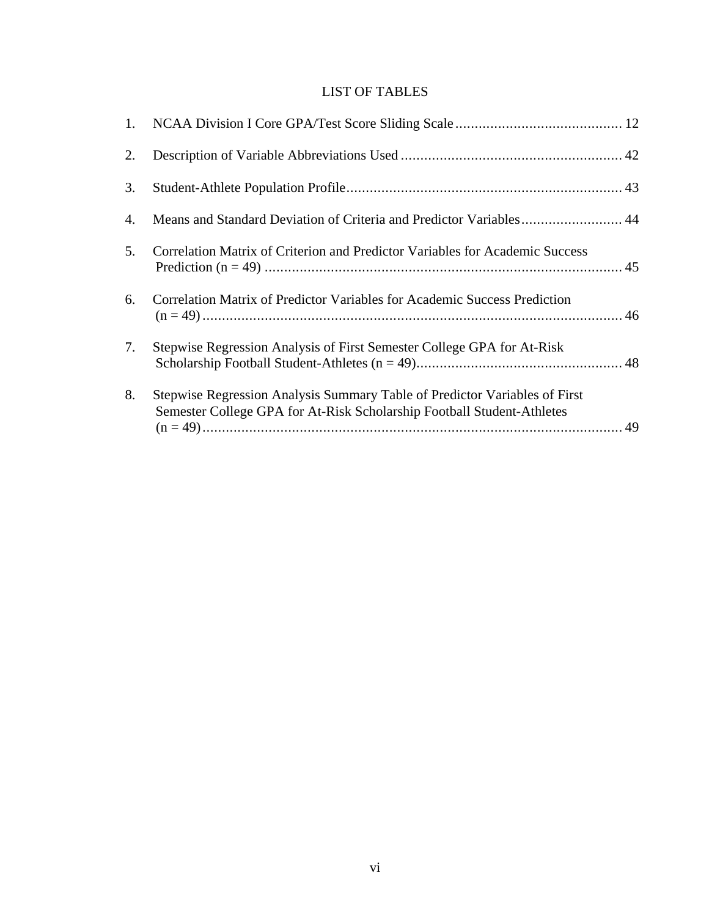# LIST OF TABLES

1. NCAA Division I Core GPA/Test Score Sliding Scale .......................................... 12
2. Description of Variable Abbreviations Used ........................................................ 42
3. Student-Athlete Population Profile...................................................................... 43
4. Means and Standard Deviation of Criteria and Predictor Variables.......................... 44
5. Correlation Matrix of Criterion and Predictor Variables for Academic Success Prediction (n = 49) ............................................................................................ 45
6. Correlation Matrix of Predictor Variables for Academic Success Prediction (n = 49) ............................................................................................................ 46
7. Stepwise Regression Analysis of First Semester College GPA for At-Risk Scholarship Football Student-Athletes (n = 49).................................................... 48
8. Stepwise Regression Analysis Summary Table of Predictor Variables of First Semester College GPA for At-Risk Scholarship Football Student-Athletes (n = 49) ............................................................................................................ 49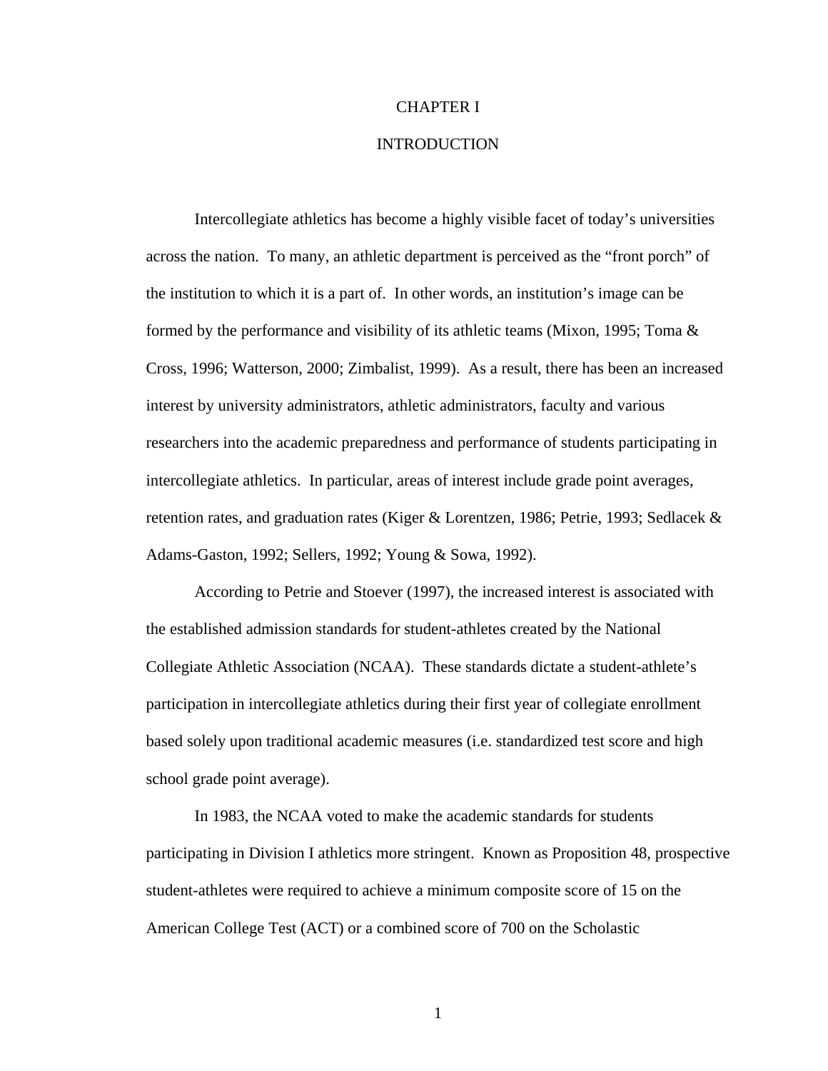# CHAPTER I

# INTRODUCTION

Intercollegiate athletics has become a highly visible facet of today's universities across the nation. To many, an athletic department is perceived as the "front porch" of the institution to which it is a part of. In other words, an institution's image can be formed by the performance and visibility of its athletic teams (Mixon, 1995; Toma & Cross, 1996; Watterson, 2000; Zimbalist, 1999). As a result, there has been an increased interest by university administrators, athletic administrators, faculty and various researchers into the academic preparedness and performance of students participating in intercollegiate athletics. In particular, areas of interest include grade point averages, retention rates, and graduation rates (Kiger & Lorentzen, 1986; Petrie, 1993; Sedlacek & Adams-Gaston, 1992; Sellers, 1992; Young & Sowa, 1992).

According to Petrie and Stoever (1997), the increased interest is associated with the established admission standards for student-athletes created by the National Collegiate Athletic Association (NCAA). These standards dictate a student-athlete's participation in intercollegiate athletics during their first year of collegiate enrollment based solely upon traditional academic measures (i.e. standardized test score and high school grade point average).

In 1983, the NCAA voted to make the academic standards for students participating in Division I athletics more stringent. Known as Proposition 48, prospective student-athletes were required to achieve a minimum composite score of 15 on the American College Test (ACT) or a combined score of 700 on the Scholastic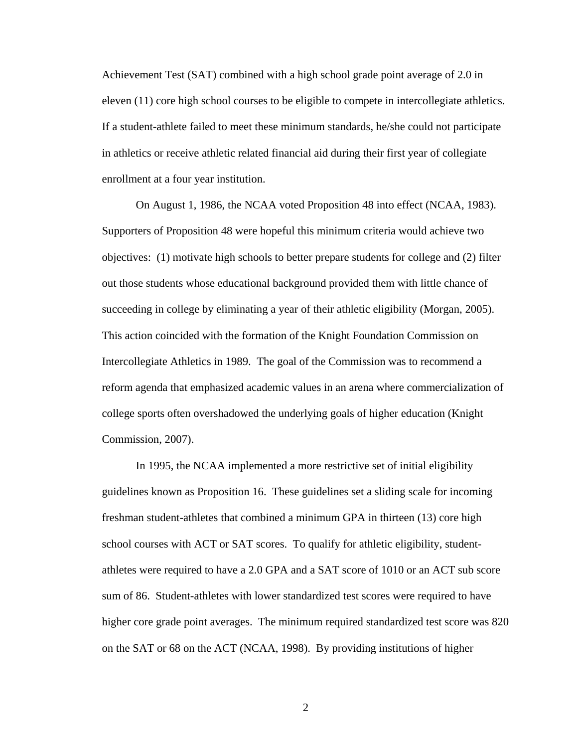Achievement Test (SAT) combined with a high school grade point average of 2.0 in eleven (11) core high school courses to be eligible to compete in intercollegiate athletics. If a student-athlete failed to meet these minimum standards, he/she could not participate in athletics or receive athletic related financial aid during their first year of collegiate enrollment at a four year institution.

On August 1, 1986, the NCAA voted Proposition 48 into effect (NCAA, 1983). Supporters of Proposition 48 were hopeful this minimum criteria would achieve two objectives: (1) motivate high schools to better prepare students for college and (2) filter out those students whose educational background provided them with little chance of succeeding in college by eliminating a year of their athletic eligibility (Morgan, 2005). This action coincided with the formation of the Knight Foundation Commission on Intercollegiate Athletics in 1989. The goal of the Commission was to recommend a reform agenda that emphasized academic values in an arena where commercialization of college sports often overshadowed the underlying goals of higher education (Knight Commission, 2007).

In 1995, the NCAA implemented a more restrictive set of initial eligibility guidelines known as Proposition 16. These guidelines set a sliding scale for incoming freshman student-athletes that combined a minimum GPA in thirteen (13) core high school courses with ACT or SAT scores. To qualify for athletic eligibility, student-athletes were required to have a 2.0 GPA and a SAT score of 1010 or an ACT sub score sum of 86. Student-athletes with lower standardized test scores were required to have higher core grade point averages. The minimum required standardized test score was 820 on the SAT or 68 on the ACT (NCAA, 1998). By providing institutions of higher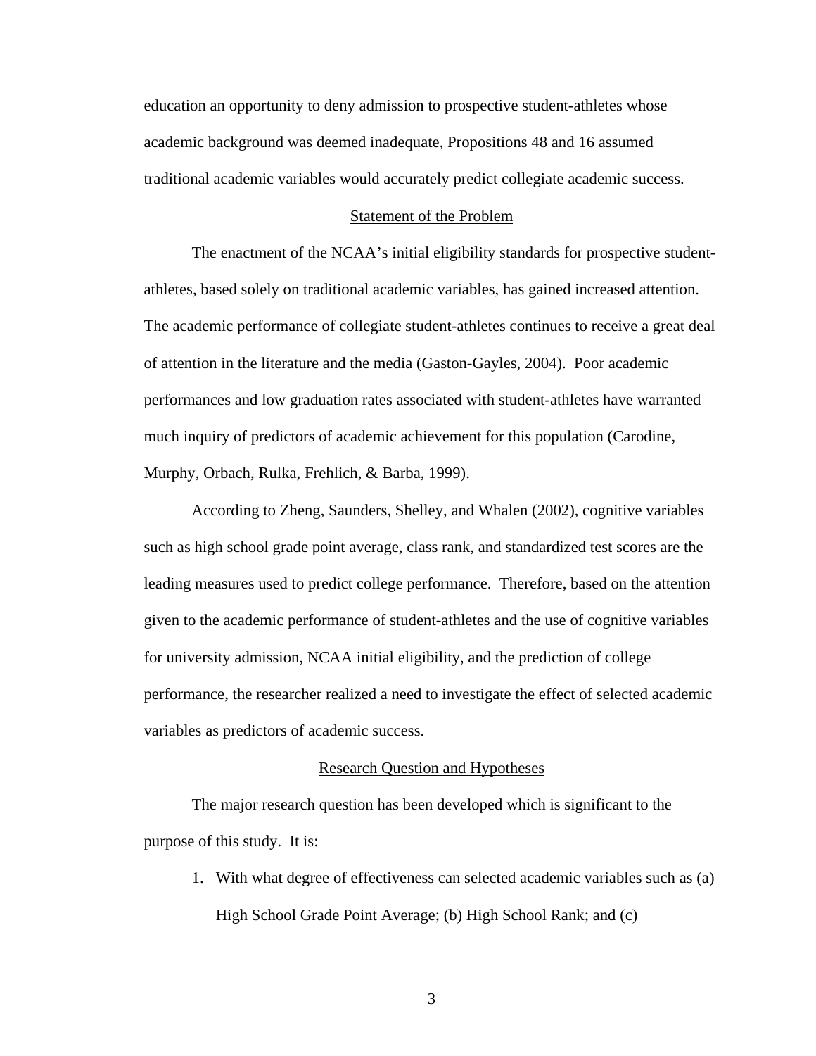education an opportunity to deny admission to prospective student-athletes whose academic background was deemed inadequate, Propositions 48 and 16 assumed traditional academic variables would accurately predict collegiate academic success.

## Statement of the Problem

The enactment of the NCAA's initial eligibility standards for prospective student-athletes, based solely on traditional academic variables, has gained increased attention. The academic performance of collegiate student-athletes continues to receive a great deal of attention in the literature and the media (Gaston-Gayles, 2004). Poor academic performances and low graduation rates associated with student-athletes have warranted much inquiry of predictors of academic achievement for this population (Carodine, Murphy, Orbach, Rulka, Frehlich, & Barba, 1999).

According to Zheng, Saunders, Shelley, and Whalen (2002), cognitive variables such as high school grade point average, class rank, and standardized test scores are the leading measures used to predict college performance. Therefore, based on the attention given to the academic performance of student-athletes and the use of cognitive variables for university admission, NCAA initial eligibility, and the prediction of college performance, the researcher realized a need to investigate the effect of selected academic variables as predictors of academic success.

## Research Question and Hypotheses

The major research question has been developed which is significant to the purpose of this study. It is:

1. With what degree of effectiveness can selected academic variables such as (a) High School Grade Point Average; (b) High School Rank; and (c)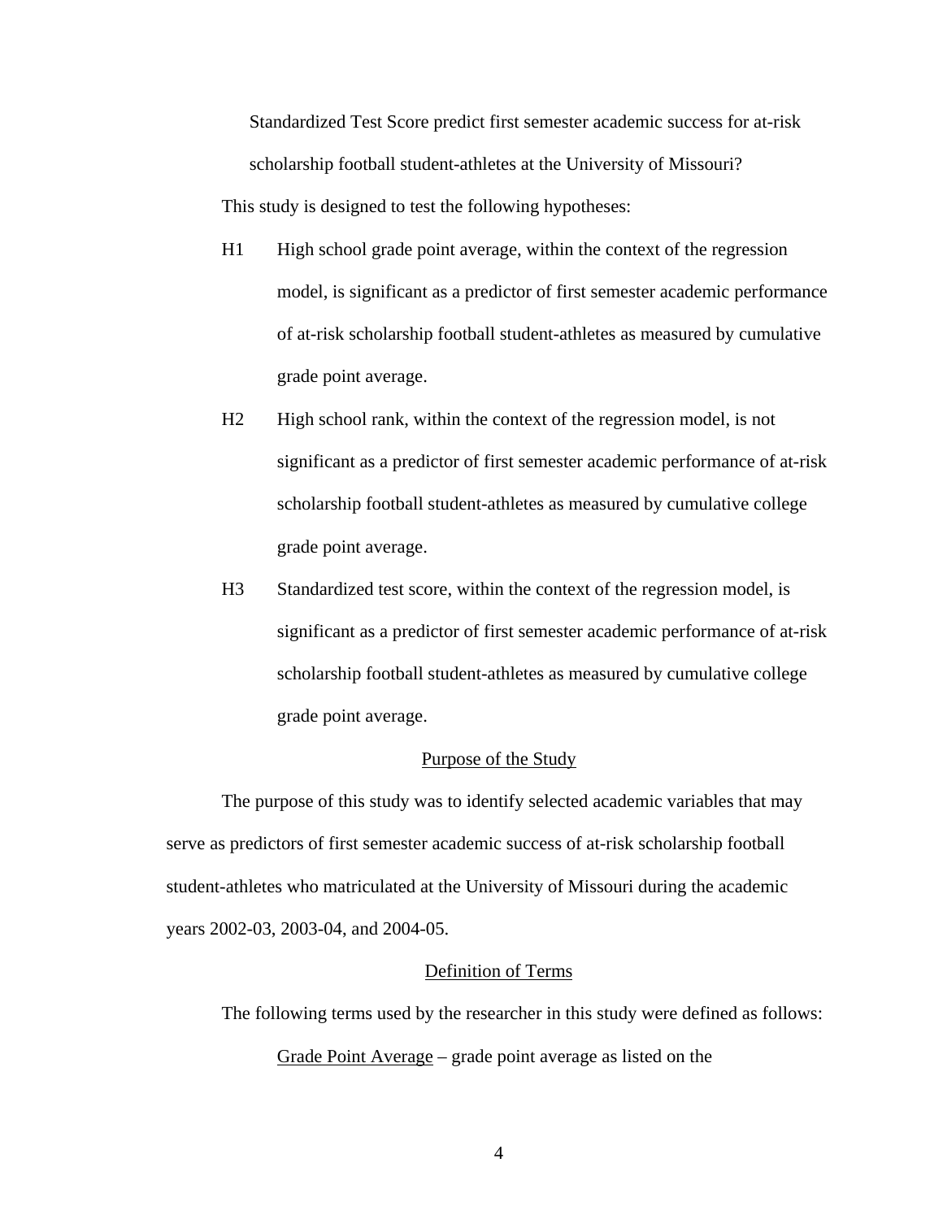Standardized Test Score predict first semester academic success for at-risk scholarship football student-athletes at the University of Missouri?

This study is designed to test the following hypotheses:

H1 High school grade point average, within the context of the regression model, is significant as a predictor of first semester academic performance of at-risk scholarship football student-athletes as measured by cumulative grade point average.

H2 High school rank, within the context of the regression model, is not significant as a predictor of first semester academic performance of at-risk scholarship football student-athletes as measured by cumulative college grade point average.

H3 Standardized test score, within the context of the regression model, is significant as a predictor of first semester academic performance of at-risk scholarship football student-athletes as measured by cumulative college grade point average.

## Purpose of the Study

The purpose of this study was to identify selected academic variables that may serve as predictors of first semester academic success of at-risk scholarship football student-athletes who matriculated at the University of Missouri during the academic years 2002-03, 2003-04, and 2004-05.

## Definition of Terms

The following terms used by the researcher in this study were defined as follows:

Grade Point Average – grade point average as listed on the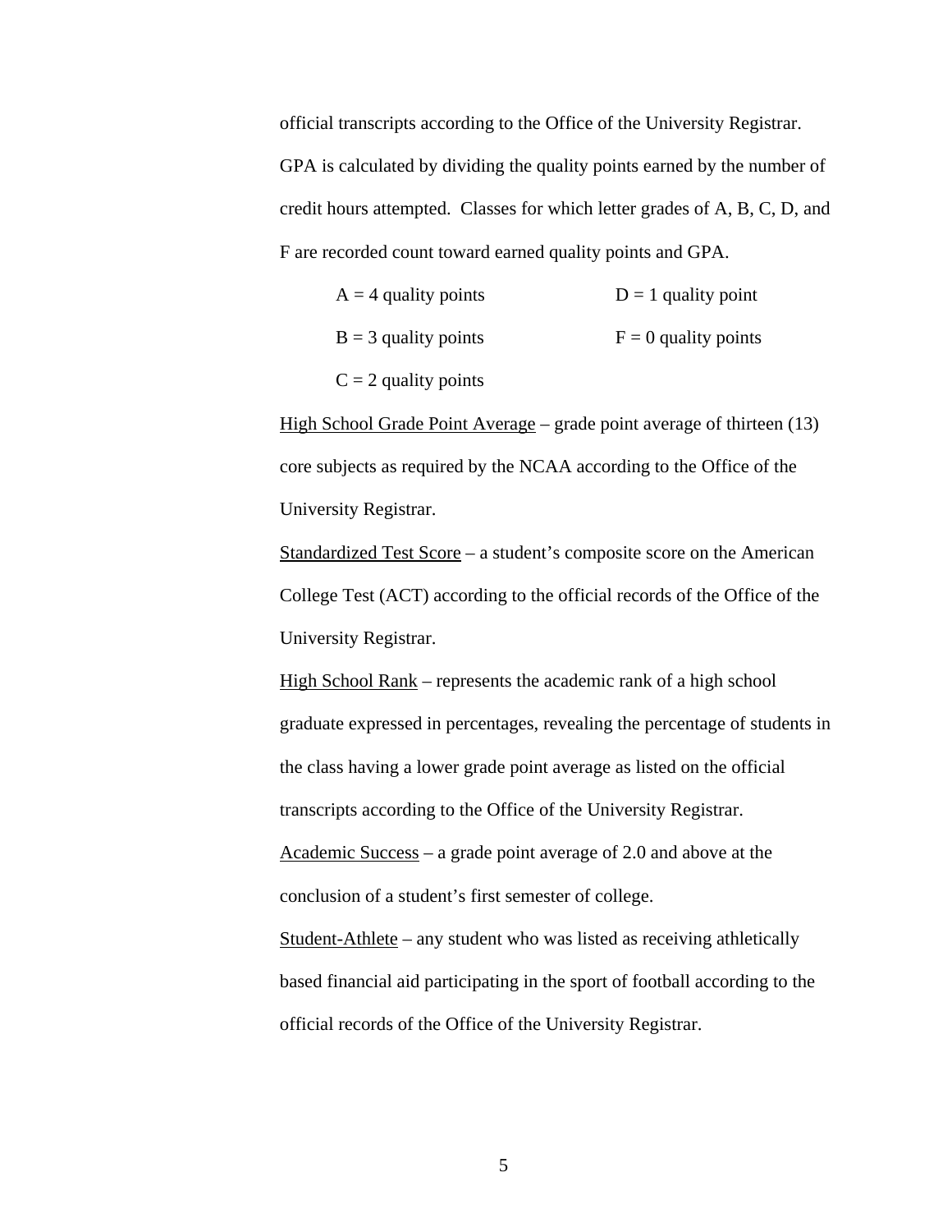official transcripts according to the Office of the University Registrar. GPA is calculated by dividing the quality points earned by the number of credit hours attempted. Classes for which letter grades of A, B, C, D, and F are recorded count toward earned quality points and GPA.

| | |
|---|---|
| A = 4 quality points | D = 1 quality point |
| B = 3 quality points | F = 0 quality points |
| C = 2 quality points | |

<u>High School Grade Point Average</u> – grade point average of thirteen (13) core subjects as required by the NCAA according to the Office of the University Registrar.

<u>Standardized Test Score</u> – a student's composite score on the American College Test (ACT) according to the official records of the Office of the University Registrar.

<u>High School Rank</u> – represents the academic rank of a high school graduate expressed in percentages, revealing the percentage of students in the class having a lower grade point average as listed on the official transcripts according to the Office of the University Registrar.

<u>Academic Success</u> – a grade point average of 2.0 and above at the conclusion of a student's first semester of college.

<u>Student-Athlete</u> – any student who was listed as receiving athletically based financial aid participating in the sport of football according to the official records of the Office of the University Registrar.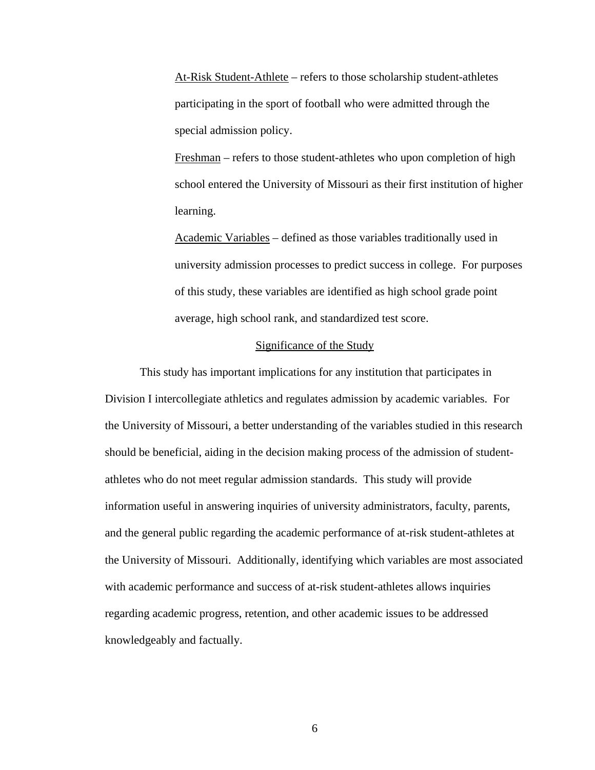At-Risk Student-Athlete – refers to those scholarship student-athletes participating in the sport of football who were admitted through the special admission policy.

Freshman – refers to those student-athletes who upon completion of high school entered the University of Missouri as their first institution of higher learning.

Academic Variables – defined as those variables traditionally used in university admission processes to predict success in college. For purposes of this study, these variables are identified as high school grade point average, high school rank, and standardized test score.

## Significance of the Study

This study has important implications for any institution that participates in Division I intercollegiate athletics and regulates admission by academic variables. For the University of Missouri, a better understanding of the variables studied in this research should be beneficial, aiding in the decision making process of the admission of student-athletes who do not meet regular admission standards. This study will provide information useful in answering inquiries of university administrators, faculty, parents, and the general public regarding the academic performance of at-risk student-athletes at the University of Missouri. Additionally, identifying which variables are most associated with academic performance and success of at-risk student-athletes allows inquiries regarding academic progress, retention, and other academic issues to be addressed knowledgeably and factually.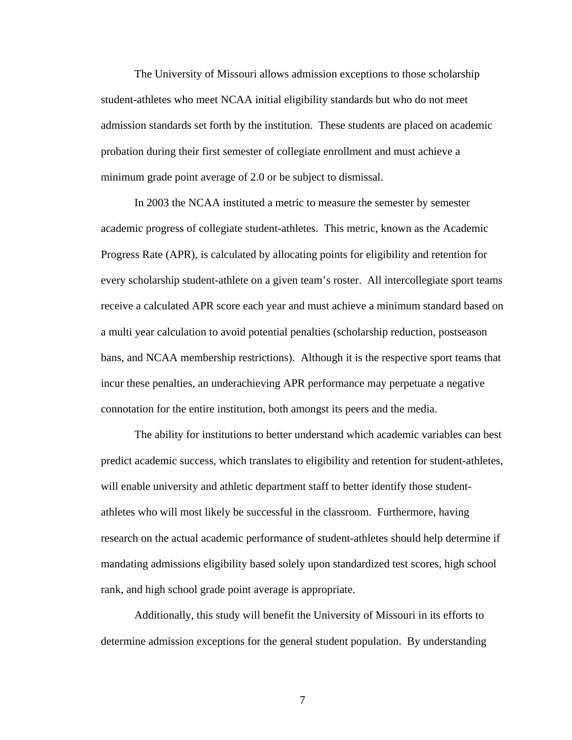The University of Missouri allows admission exceptions to those scholarship student-athletes who meet NCAA initial eligibility standards but who do not meet admission standards set forth by the institution. These students are placed on academic probation during their first semester of collegiate enrollment and must achieve a minimum grade point average of 2.0 or be subject to dismissal.

In 2003 the NCAA instituted a metric to measure the semester by semester academic progress of collegiate student-athletes. This metric, known as the Academic Progress Rate (APR), is calculated by allocating points for eligibility and retention for every scholarship student-athlete on a given team's roster. All intercollegiate sport teams receive a calculated APR score each year and must achieve a minimum standard based on a multi year calculation to avoid potential penalties (scholarship reduction, postseason bans, and NCAA membership restrictions). Although it is the respective sport teams that incur these penalties, an underachieving APR performance may perpetuate a negative connotation for the entire institution, both amongst its peers and the media.

The ability for institutions to better understand which academic variables can best predict academic success, which translates to eligibility and retention for student-athletes, will enable university and athletic department staff to better identify those student-athletes who will most likely be successful in the classroom. Furthermore, having research on the actual academic performance of student-athletes should help determine if mandating admissions eligibility based solely upon standardized test scores, high school rank, and high school grade point average is appropriate.

Additionally, this study will benefit the University of Missouri in its efforts to determine admission exceptions for the general student population. By understanding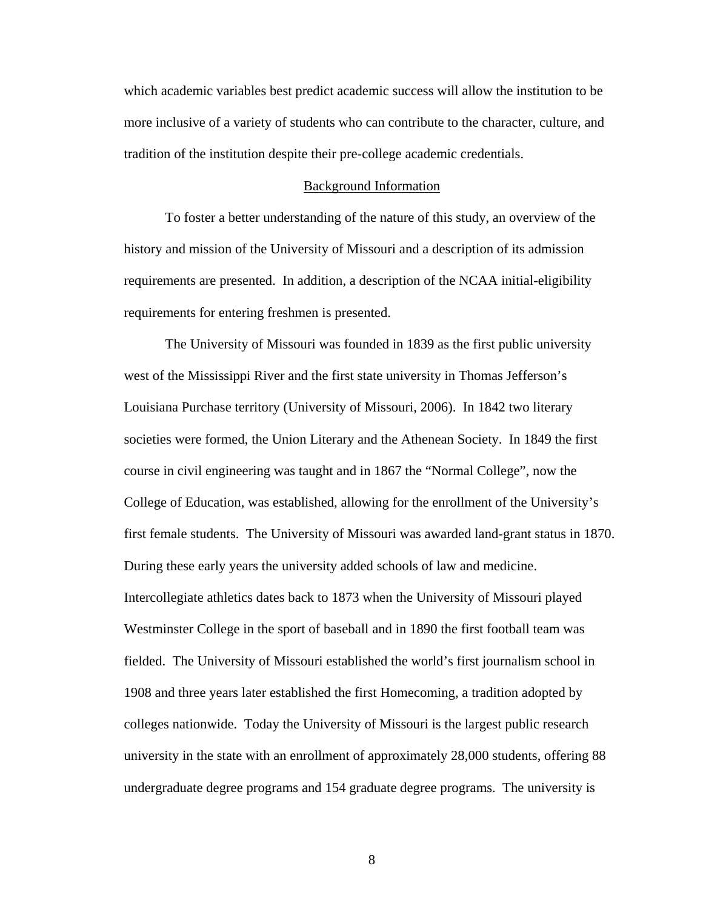which academic variables best predict academic success will allow the institution to be more inclusive of a variety of students who can contribute to the character, culture, and tradition of the institution despite their pre-college academic credentials.

## Background Information

To foster a better understanding of the nature of this study, an overview of the history and mission of the University of Missouri and a description of its admission requirements are presented. In addition, a description of the NCAA initial-eligibility requirements for entering freshmen is presented.

The University of Missouri was founded in 1839 as the first public university west of the Mississippi River and the first state university in Thomas Jefferson's Louisiana Purchase territory (University of Missouri, 2006). In 1842 two literary societies were formed, the Union Literary and the Athenean Society. In 1849 the first course in civil engineering was taught and in 1867 the "Normal College", now the College of Education, was established, allowing for the enrollment of the University's first female students. The University of Missouri was awarded land-grant status in 1870. During these early years the university added schools of law and medicine. Intercollegiate athletics dates back to 1873 when the University of Missouri played Westminster College in the sport of baseball and in 1890 the first football team was fielded. The University of Missouri established the world's first journalism school in 1908 and three years later established the first Homecoming, a tradition adopted by colleges nationwide. Today the University of Missouri is the largest public research university in the state with an enrollment of approximately 28,000 students, offering 88 undergraduate degree programs and 154 graduate degree programs. The university is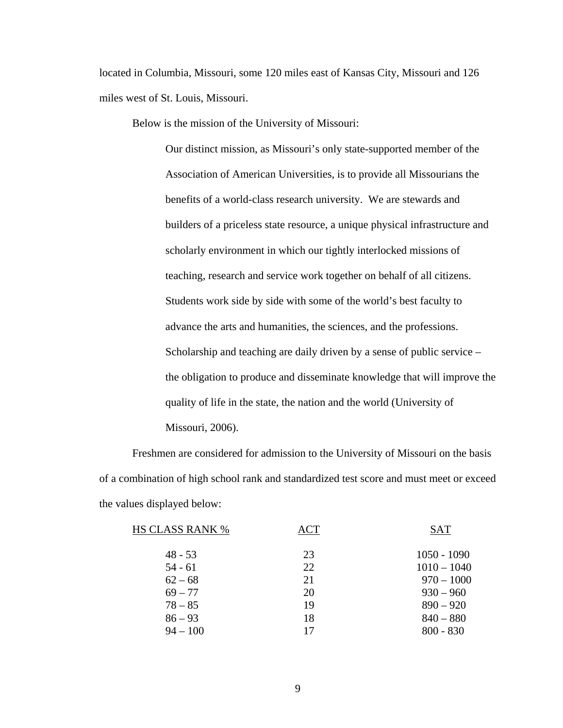located in Columbia, Missouri, some 120 miles east of Kansas City, Missouri and 126 miles west of St. Louis, Missouri.

Below is the mission of the University of Missouri:

> Our distinct mission, as Missouri's only state-supported member of the Association of American Universities, is to provide all Missourians the benefits of a world-class research university. We are stewards and builders of a priceless state resource, a unique physical infrastructure and scholarly environment in which our tightly interlocked missions of teaching, research and service work together on behalf of all citizens. Students work side by side with some of the world's best faculty to advance the arts and humanities, the sciences, and the professions. Scholarship and teaching are daily driven by a sense of public service – the obligation to produce and disseminate knowledge that will improve the quality of life in the state, the nation and the world (University of Missouri, 2006).

Freshmen are considered for admission to the University of Missouri on the basis of a combination of high school rank and standardized test score and must meet or exceed the values displayed below:

| HS CLASS RANK % | ACT | SAT |
|---|---|---|
| 48 - 53 | 23 | 1050 - 1090 |
| 54 - 61 | 22 | 1010 – 1040 |
| 62 – 68 | 21 | 970 – 1000 |
| 69 – 77 | 20 | 930 – 960 |
| 78 – 85 | 19 | 890 – 920 |
| 86 – 93 | 18 | 840 – 880 |
| 94 – 100 | 17 | 800 - 830 |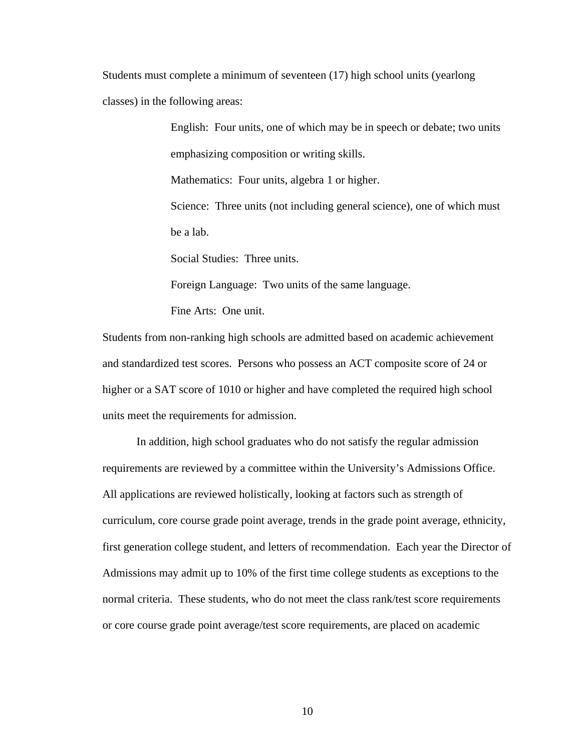Students must complete a minimum of seventeen (17) high school units (yearlong classes) in the following areas:

> English: Four units, one of which may be in speech or debate; two units emphasizing composition or writing skills.
>
> Mathematics: Four units, algebra 1 or higher.
>
> Science: Three units (not including general science), one of which must be a lab.
>
> Social Studies: Three units.
>
> Foreign Language: Two units of the same language.
>
> Fine Arts: One unit.

Students from non-ranking high schools are admitted based on academic achievement and standardized test scores. Persons who possess an ACT composite score of 24 or higher or a SAT score of 1010 or higher and have completed the required high school units meet the requirements for admission.

In addition, high school graduates who do not satisfy the regular admission requirements are reviewed by a committee within the University's Admissions Office. All applications are reviewed holistically, looking at factors such as strength of curriculum, core course grade point average, trends in the grade point average, ethnicity, first generation college student, and letters of recommendation. Each year the Director of Admissions may admit up to 10% of the first time college students as exceptions to the normal criteria. These students, who do not meet the class rank/test score requirements or core course grade point average/test score requirements, are placed on academic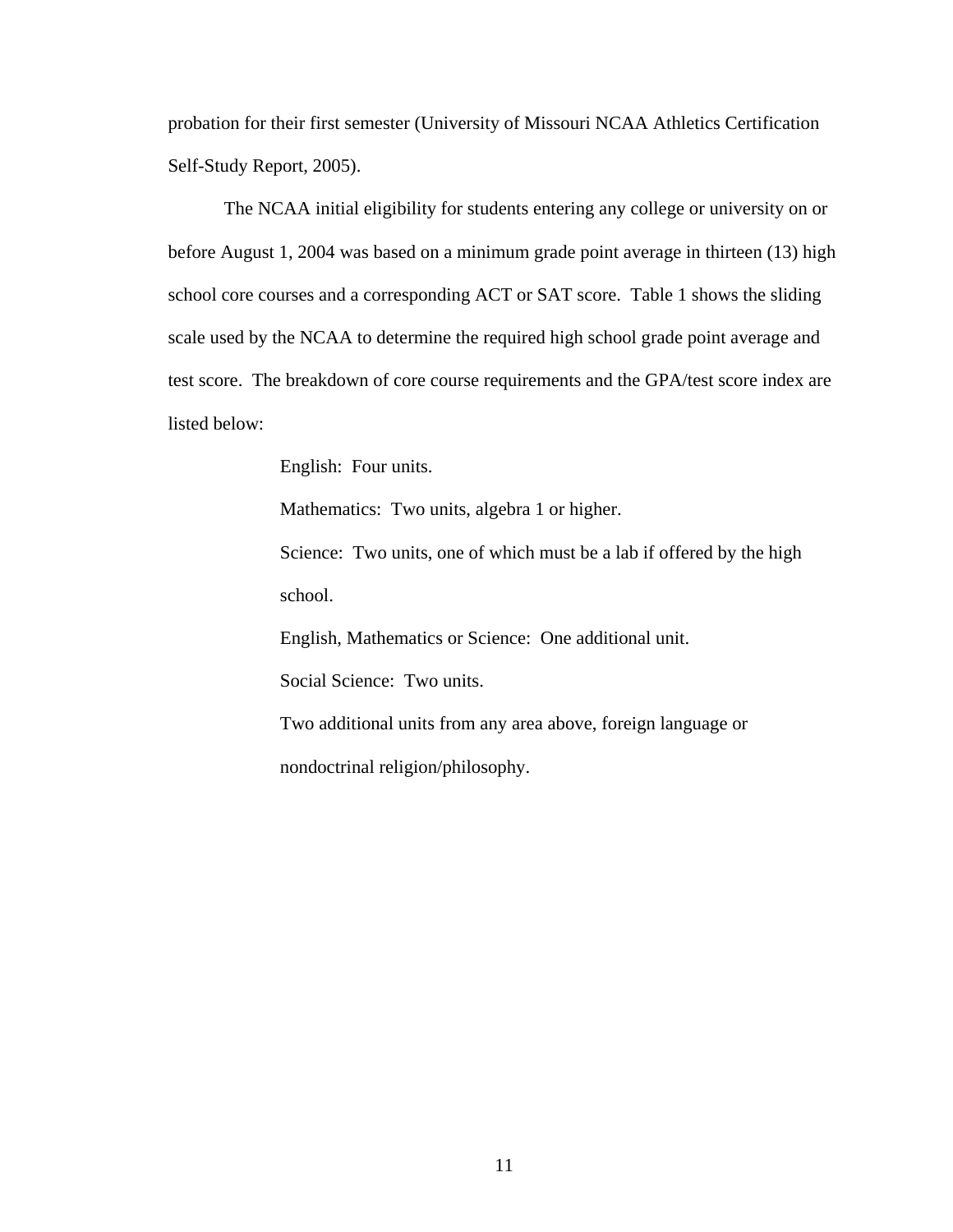probation for their first semester (University of Missouri NCAA Athletics Certification Self-Study Report, 2005).

The NCAA initial eligibility for students entering any college or university on or before August 1, 2004 was based on a minimum grade point average in thirteen (13) high school core courses and a corresponding ACT or SAT score. Table 1 shows the sliding scale used by the NCAA to determine the required high school grade point average and test score. The breakdown of core course requirements and the GPA/test score index are listed below:

English: Four units.

Mathematics: Two units, algebra 1 or higher.

Science: Two units, one of which must be a lab if offered by the high school.

English, Mathematics or Science: One additional unit.

Social Science: Two units.

Two additional units from any area above, foreign language or nondoctrinal religion/philosophy.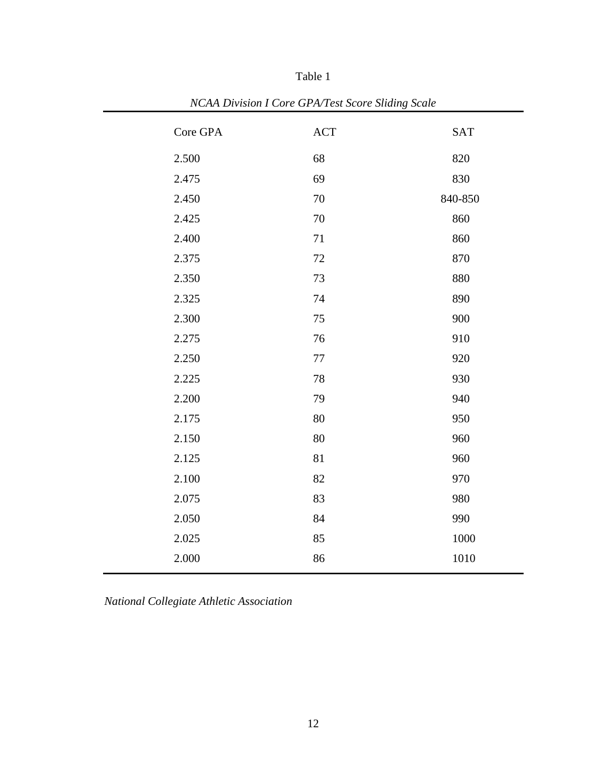Table 1

*NCAA Division I Core GPA/Test Score Sliding Scale*

| Core GPA | ACT | SAT |
|---|---|---|
| 2.500 | 68 | 820 |
| 2.475 | 69 | 830 |
| 2.450 | 70 | 840-850 |
| 2.425 | 70 | 860 |
| 2.400 | 71 | 860 |
| 2.375 | 72 | 870 |
| 2.350 | 73 | 880 |
| 2.325 | 74 | 890 |
| 2.300 | 75 | 900 |
| 2.275 | 76 | 910 |
| 2.250 | 77 | 920 |
| 2.225 | 78 | 930 |
| 2.200 | 79 | 940 |
| 2.175 | 80 | 950 |
| 2.150 | 80 | 960 |
| 2.125 | 81 | 960 |
| 2.100 | 82 | 970 |
| 2.075 | 83 | 980 |
| 2.050 | 84 | 990 |
| 2.025 | 85 | 1000 |
| 2.000 | 86 | 1010 |

*National Collegiate Athletic Association*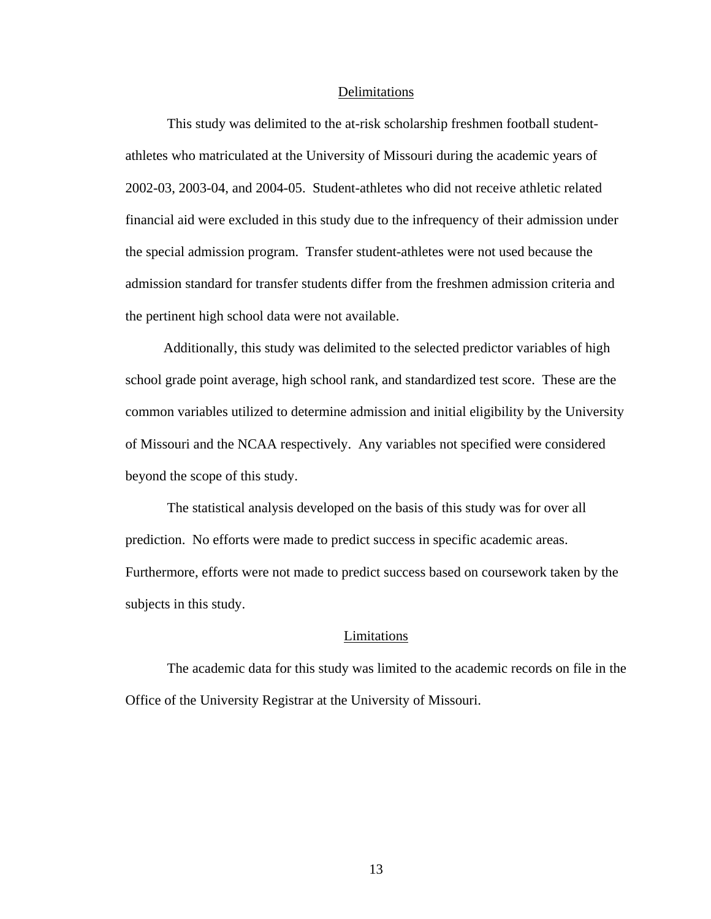## Delimitations

This study was delimited to the at-risk scholarship freshmen football student-athletes who matriculated at the University of Missouri during the academic years of 2002-03, 2003-04, and 2004-05. Student-athletes who did not receive athletic related financial aid were excluded in this study due to the infrequency of their admission under the special admission program. Transfer student-athletes were not used because the admission standard for transfer students differ from the freshmen admission criteria and the pertinent high school data were not available.

Additionally, this study was delimited to the selected predictor variables of high school grade point average, high school rank, and standardized test score. These are the common variables utilized to determine admission and initial eligibility by the University of Missouri and the NCAA respectively. Any variables not specified were considered beyond the scope of this study.

The statistical analysis developed on the basis of this study was for over all prediction. No efforts were made to predict success in specific academic areas. Furthermore, efforts were not made to predict success based on coursework taken by the subjects in this study.

## Limitations

The academic data for this study was limited to the academic records on file in the Office of the University Registrar at the University of Missouri.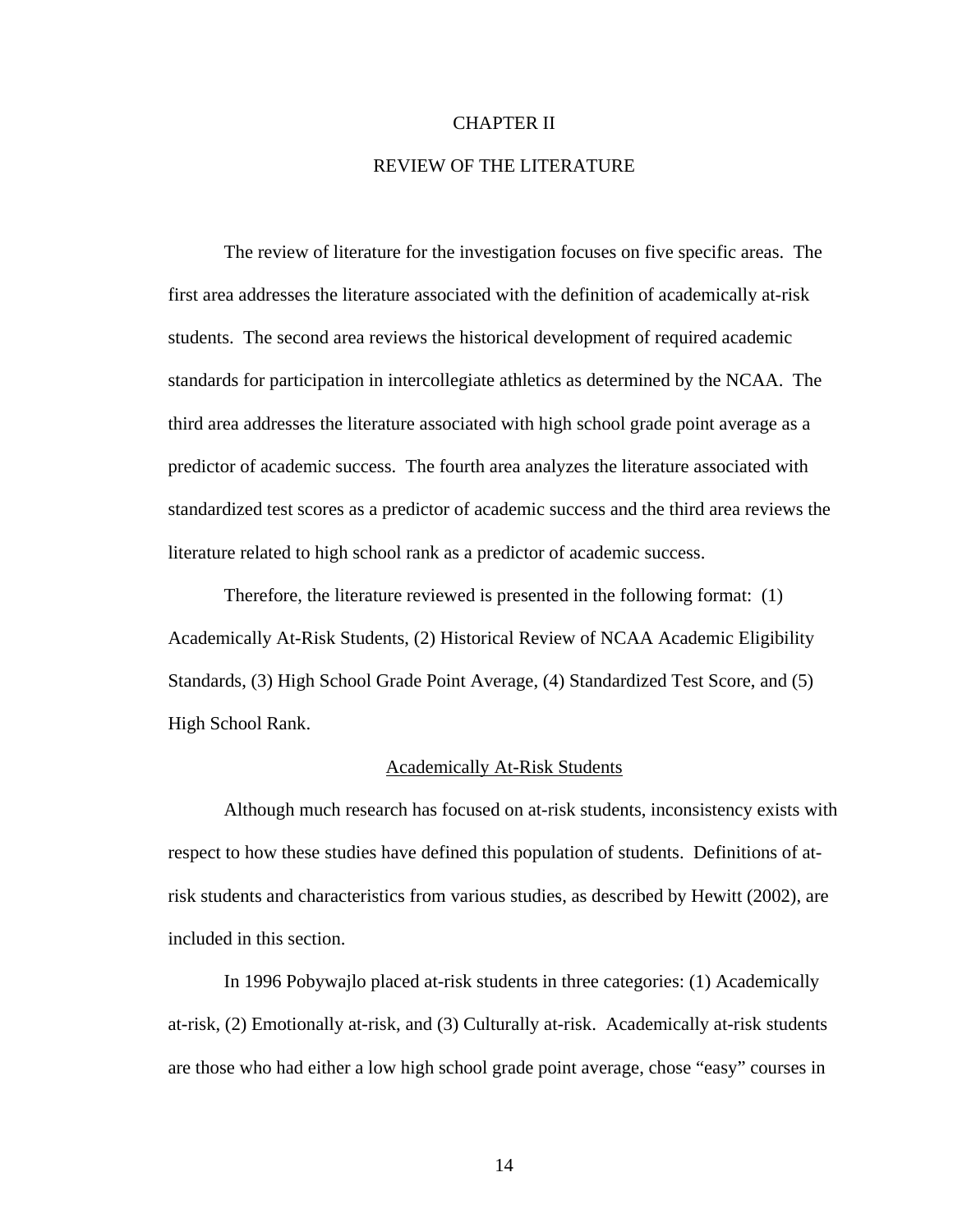# CHAPTER II

# REVIEW OF THE LITERATURE

The review of literature for the investigation focuses on five specific areas. The first area addresses the literature associated with the definition of academically at-risk students. The second area reviews the historical development of required academic standards for participation in intercollegiate athletics as determined by the NCAA. The third area addresses the literature associated with high school grade point average as a predictor of academic success. The fourth area analyzes the literature associated with standardized test scores as a predictor of academic success and the third area reviews the literature related to high school rank as a predictor of academic success.

Therefore, the literature reviewed is presented in the following format: (1) Academically At-Risk Students, (2) Historical Review of NCAA Academic Eligibility Standards, (3) High School Grade Point Average, (4) Standardized Test Score, and (5) High School Rank.

## Academically At-Risk Students

Although much research has focused on at-risk students, inconsistency exists with respect to how these studies have defined this population of students. Definitions of at-risk students and characteristics from various studies, as described by Hewitt (2002), are included in this section.

In 1996 Pobywajlo placed at-risk students in three categories: (1) Academically at-risk, (2) Emotionally at-risk, and (3) Culturally at-risk. Academically at-risk students are those who had either a low high school grade point average, chose "easy" courses in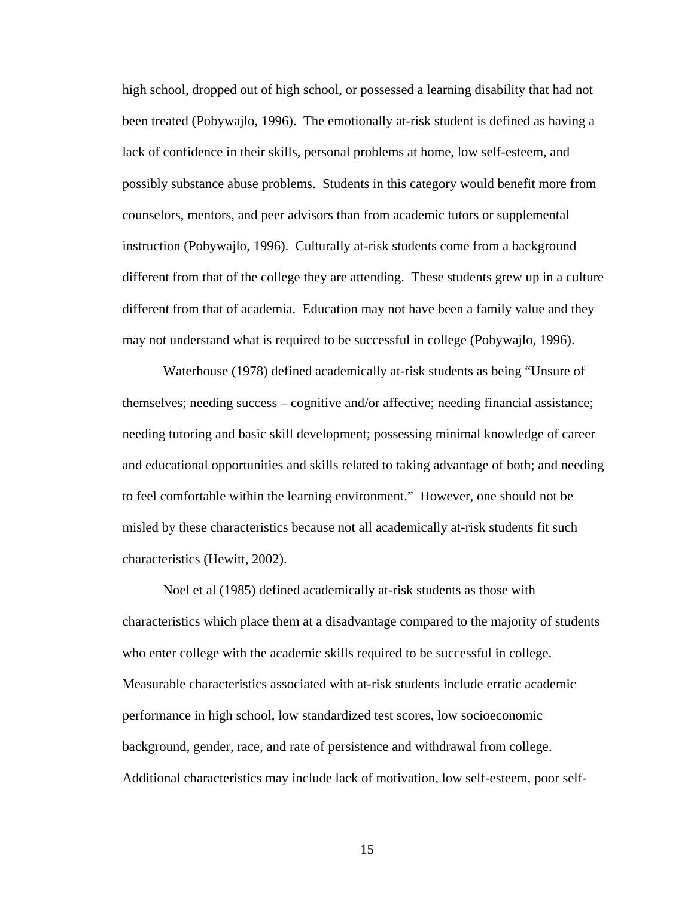high school, dropped out of high school, or possessed a learning disability that had not been treated (Pobywajlo, 1996). The emotionally at-risk student is defined as having a lack of confidence in their skills, personal problems at home, low self-esteem, and possibly substance abuse problems. Students in this category would benefit more from counselors, mentors, and peer advisors than from academic tutors or supplemental instruction (Pobywajlo, 1996). Culturally at-risk students come from a background different from that of the college they are attending. These students grew up in a culture different from that of academia. Education may not have been a family value and they may not understand what is required to be successful in college (Pobywajlo, 1996).

Waterhouse (1978) defined academically at-risk students as being "Unsure of themselves; needing success – cognitive and/or affective; needing financial assistance; needing tutoring and basic skill development; possessing minimal knowledge of career and educational opportunities and skills related to taking advantage of both; and needing to feel comfortable within the learning environment." However, one should not be misled by these characteristics because not all academically at-risk students fit such characteristics (Hewitt, 2002).

Noel et al (1985) defined academically at-risk students as those with characteristics which place them at a disadvantage compared to the majority of students who enter college with the academic skills required to be successful in college. Measurable characteristics associated with at-risk students include erratic academic performance in high school, low standardized test scores, low socioeconomic background, gender, race, and rate of persistence and withdrawal from college. Additional characteristics may include lack of motivation, low self-esteem, poor self-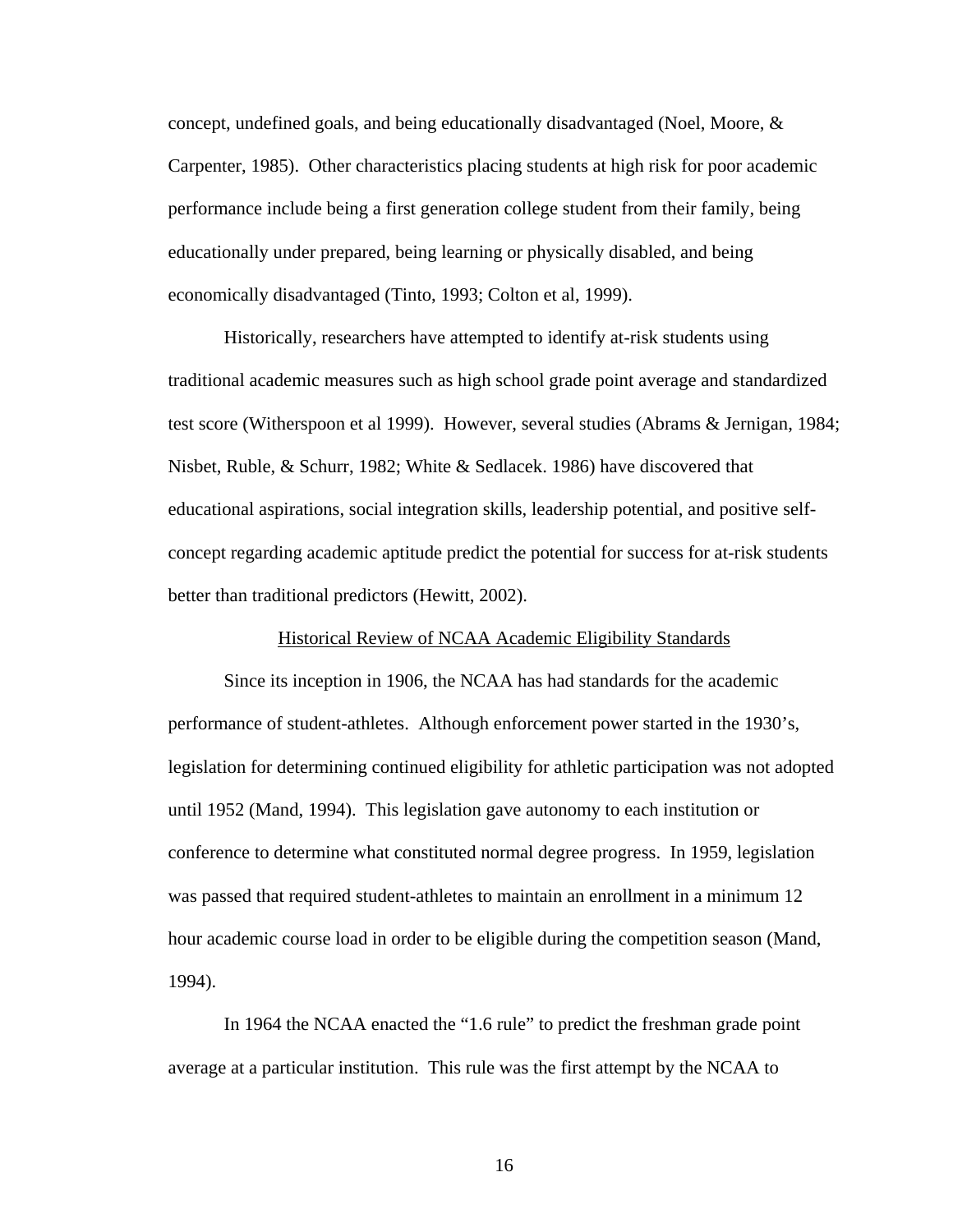concept, undefined goals, and being educationally disadvantaged (Noel, Moore, & Carpenter, 1985). Other characteristics placing students at high risk for poor academic performance include being a first generation college student from their family, being educationally under prepared, being learning or physically disabled, and being economically disadvantaged (Tinto, 1993; Colton et al, 1999).

Historically, researchers have attempted to identify at-risk students using traditional academic measures such as high school grade point average and standardized test score (Witherspoon et al 1999). However, several studies (Abrams & Jernigan, 1984; Nisbet, Ruble, & Schurr, 1982; White & Sedlacek. 1986) have discovered that educational aspirations, social integration skills, leadership potential, and positive self-concept regarding academic aptitude predict the potential for success for at-risk students better than traditional predictors (Hewitt, 2002).

## Historical Review of NCAA Academic Eligibility Standards

Since its inception in 1906, the NCAA has had standards for the academic performance of student-athletes. Although enforcement power started in the 1930's, legislation for determining continued eligibility for athletic participation was not adopted until 1952 (Mand, 1994). This legislation gave autonomy to each institution or conference to determine what constituted normal degree progress. In 1959, legislation was passed that required student-athletes to maintain an enrollment in a minimum 12 hour academic course load in order to be eligible during the competition season (Mand, 1994).

In 1964 the NCAA enacted the "1.6 rule" to predict the freshman grade point average at a particular institution. This rule was the first attempt by the NCAA to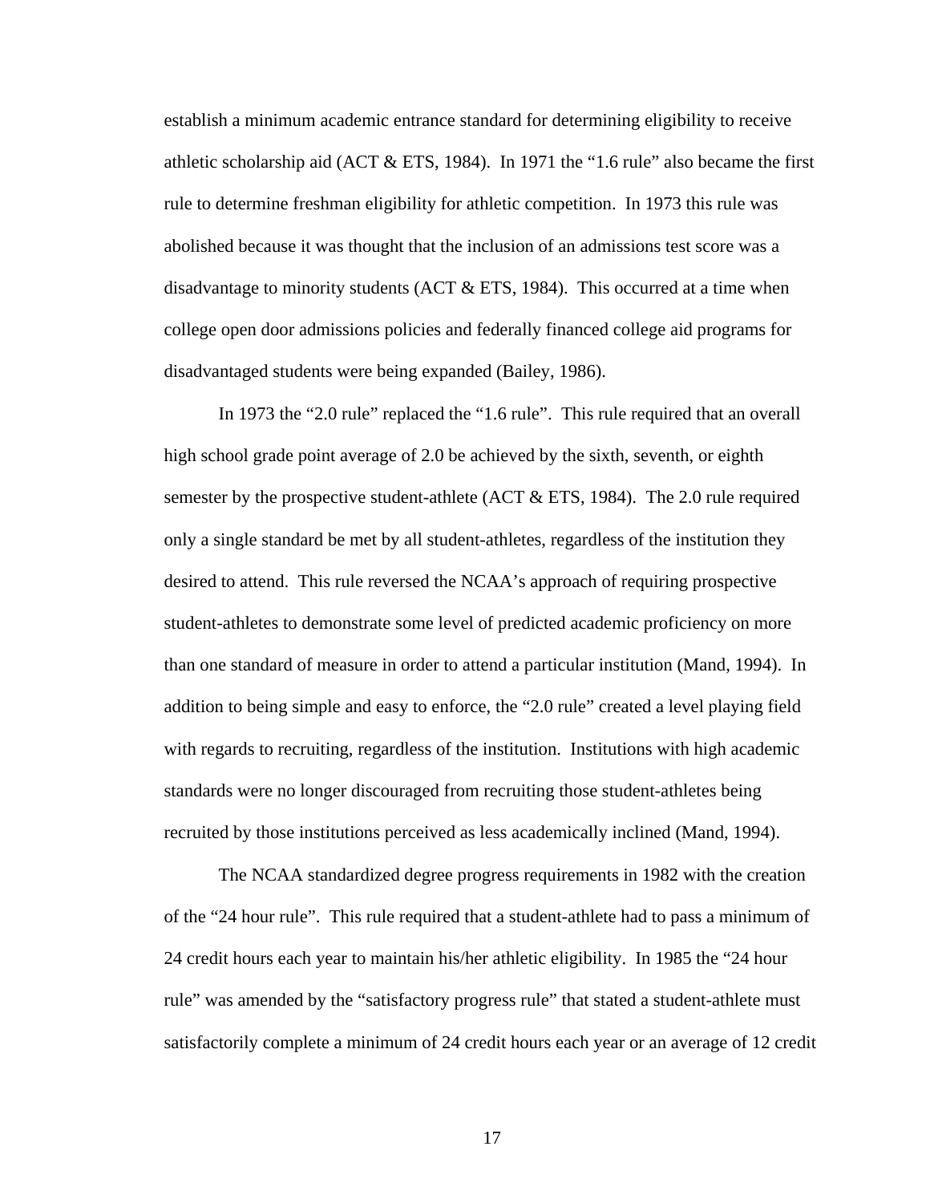establish a minimum academic entrance standard for determining eligibility to receive athletic scholarship aid (ACT & ETS, 1984). In 1971 the "1.6 rule" also became the first rule to determine freshman eligibility for athletic competition. In 1973 this rule was abolished because it was thought that the inclusion of an admissions test score was a disadvantage to minority students (ACT & ETS, 1984). This occurred at a time when college open door admissions policies and federally financed college aid programs for disadvantaged students were being expanded (Bailey, 1986).

In 1973 the "2.0 rule" replaced the "1.6 rule". This rule required that an overall high school grade point average of 2.0 be achieved by the sixth, seventh, or eighth semester by the prospective student-athlete (ACT & ETS, 1984). The 2.0 rule required only a single standard be met by all student-athletes, regardless of the institution they desired to attend. This rule reversed the NCAA's approach of requiring prospective student-athletes to demonstrate some level of predicted academic proficiency on more than one standard of measure in order to attend a particular institution (Mand, 1994). In addition to being simple and easy to enforce, the "2.0 rule" created a level playing field with regards to recruiting, regardless of the institution. Institutions with high academic standards were no longer discouraged from recruiting those student-athletes being recruited by those institutions perceived as less academically inclined (Mand, 1994).

The NCAA standardized degree progress requirements in 1982 with the creation of the "24 hour rule". This rule required that a student-athlete had to pass a minimum of 24 credit hours each year to maintain his/her athletic eligibility. In 1985 the "24 hour rule" was amended by the "satisfactory progress rule" that stated a student-athlete must satisfactorily complete a minimum of 24 credit hours each year or an average of 12 credit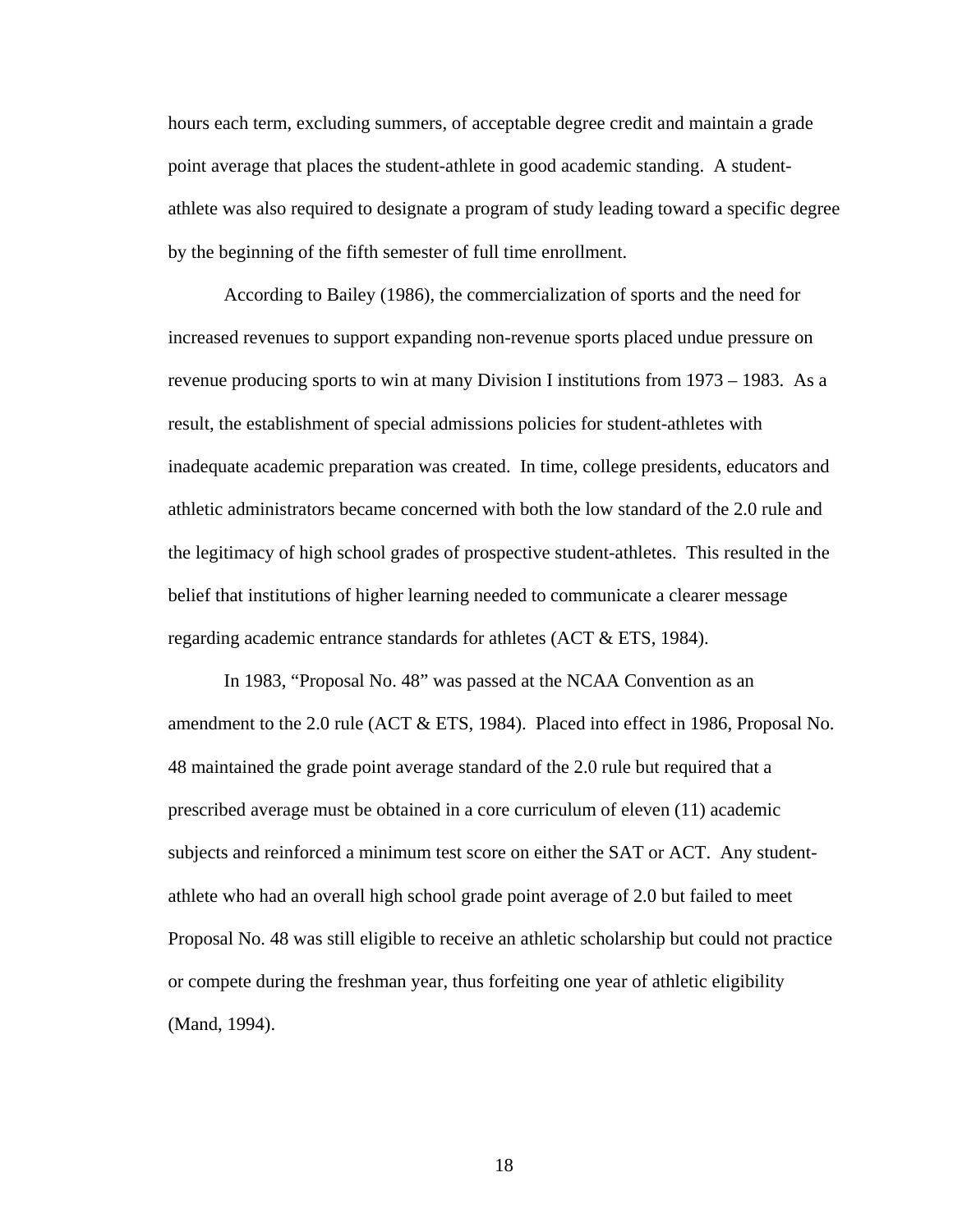hours each term, excluding summers, of acceptable degree credit and maintain a grade point average that places the student-athlete in good academic standing. A student-athlete was also required to designate a program of study leading toward a specific degree by the beginning of the fifth semester of full time enrollment.

According to Bailey (1986), the commercialization of sports and the need for increased revenues to support expanding non-revenue sports placed undue pressure on revenue producing sports to win at many Division I institutions from 1973 – 1983. As a result, the establishment of special admissions policies for student-athletes with inadequate academic preparation was created. In time, college presidents, educators and athletic administrators became concerned with both the low standard of the 2.0 rule and the legitimacy of high school grades of prospective student-athletes. This resulted in the belief that institutions of higher learning needed to communicate a clearer message regarding academic entrance standards for athletes (ACT & ETS, 1984).

In 1983, "Proposal No. 48" was passed at the NCAA Convention as an amendment to the 2.0 rule (ACT & ETS, 1984). Placed into effect in 1986, Proposal No. 48 maintained the grade point average standard of the 2.0 rule but required that a prescribed average must be obtained in a core curriculum of eleven (11) academic subjects and reinforced a minimum test score on either the SAT or ACT. Any student-athlete who had an overall high school grade point average of 2.0 but failed to meet Proposal No. 48 was still eligible to receive an athletic scholarship but could not practice or compete during the freshman year, thus forfeiting one year of athletic eligibility (Mand, 1994).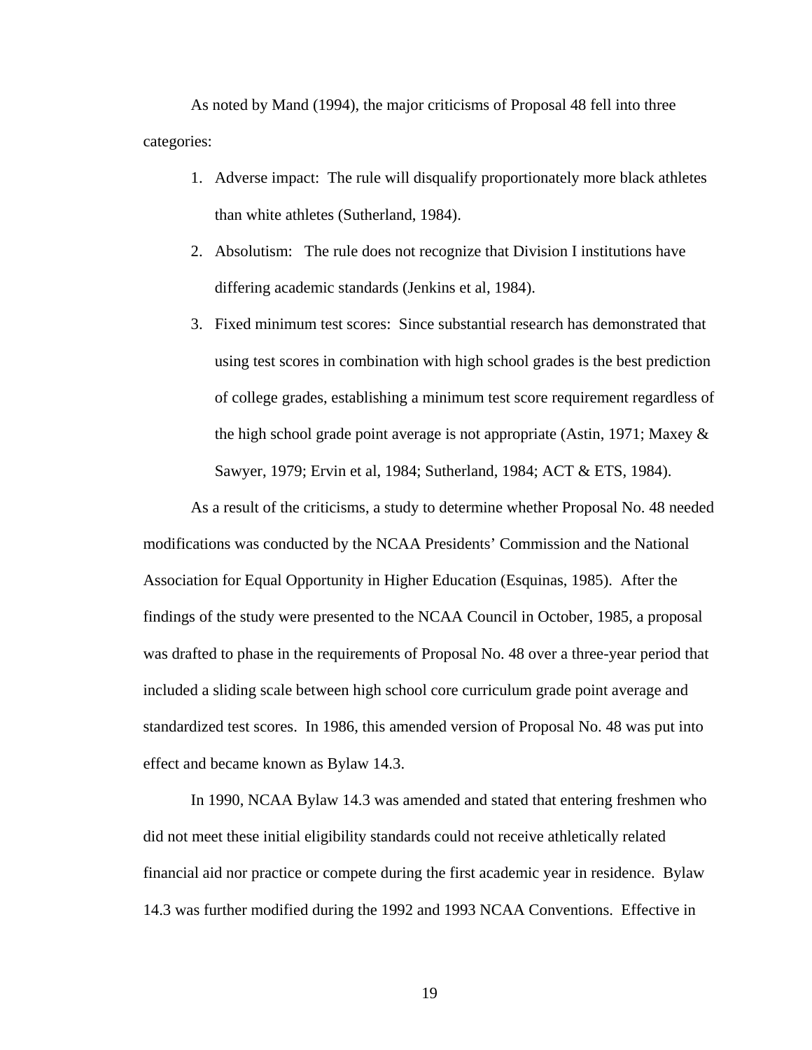As noted by Mand (1994), the major criticisms of Proposal 48 fell into three categories:

1. Adverse impact: The rule will disqualify proportionately more black athletes than white athletes (Sutherland, 1984).
2. Absolutism: The rule does not recognize that Division I institutions have differing academic standards (Jenkins et al, 1984).
3. Fixed minimum test scores: Since substantial research has demonstrated that using test scores in combination with high school grades is the best prediction of college grades, establishing a minimum test score requirement regardless of the high school grade point average is not appropriate (Astin, 1971; Maxey & Sawyer, 1979; Ervin et al, 1984; Sutherland, 1984; ACT & ETS, 1984).

As a result of the criticisms, a study to determine whether Proposal No. 48 needed modifications was conducted by the NCAA Presidents' Commission and the National Association for Equal Opportunity in Higher Education (Esquinas, 1985). After the findings of the study were presented to the NCAA Council in October, 1985, a proposal was drafted to phase in the requirements of Proposal No. 48 over a three-year period that included a sliding scale between high school core curriculum grade point average and standardized test scores. In 1986, this amended version of Proposal No. 48 was put into effect and became known as Bylaw 14.3.

In 1990, NCAA Bylaw 14.3 was amended and stated that entering freshmen who did not meet these initial eligibility standards could not receive athletically related financial aid nor practice or compete during the first academic year in residence. Bylaw 14.3 was further modified during the 1992 and 1993 NCAA Conventions. Effective in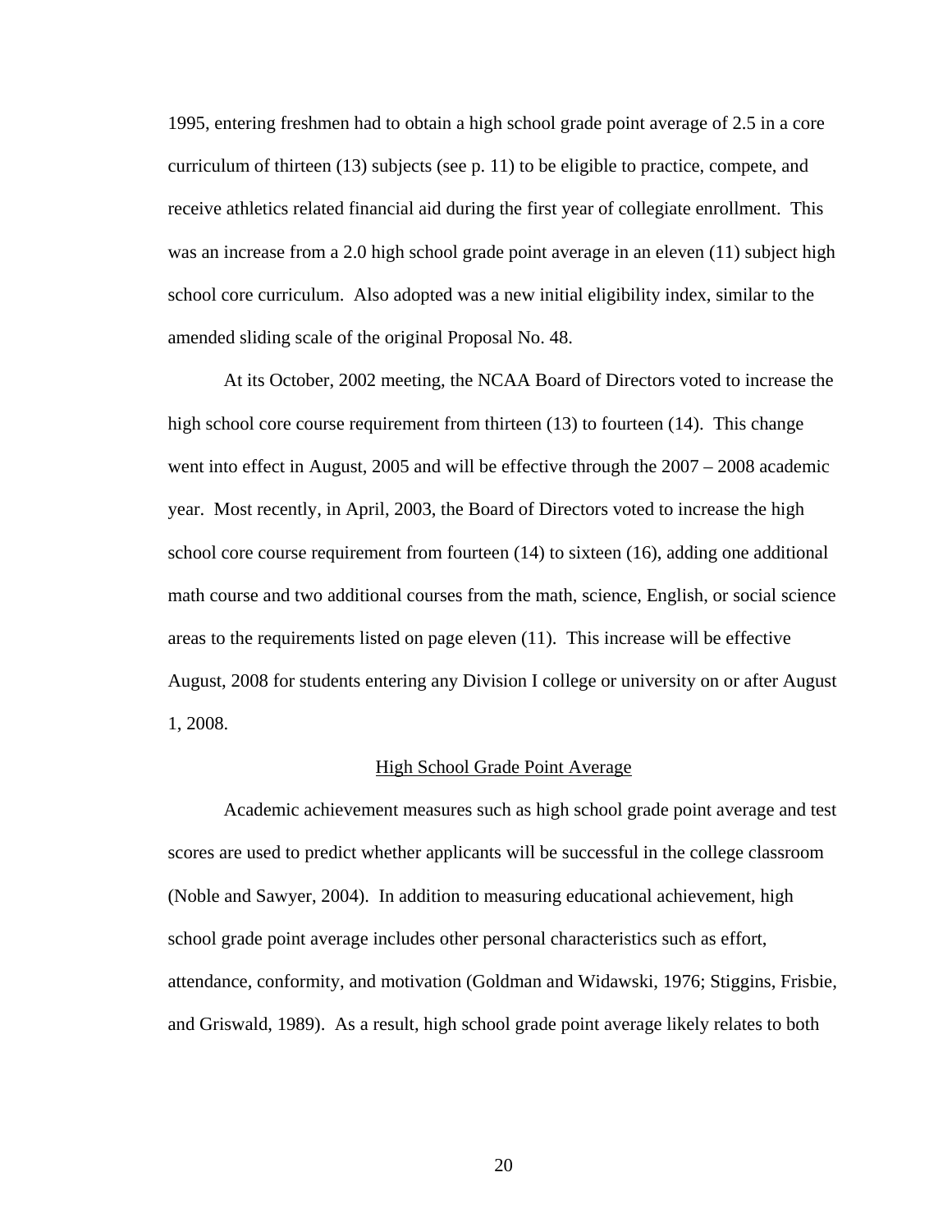1995, entering freshmen had to obtain a high school grade point average of 2.5 in a core curriculum of thirteen (13) subjects (see p. 11) to be eligible to practice, compete, and receive athletics related financial aid during the first year of collegiate enrollment. This was an increase from a 2.0 high school grade point average in an eleven (11) subject high school core curriculum. Also adopted was a new initial eligibility index, similar to the amended sliding scale of the original Proposal No. 48.

At its October, 2002 meeting, the NCAA Board of Directors voted to increase the high school core course requirement from thirteen (13) to fourteen (14). This change went into effect in August, 2005 and will be effective through the 2007 – 2008 academic year. Most recently, in April, 2003, the Board of Directors voted to increase the high school core course requirement from fourteen (14) to sixteen (16), adding one additional math course and two additional courses from the math, science, English, or social science areas to the requirements listed on page eleven (11). This increase will be effective August, 2008 for students entering any Division I college or university on or after August 1, 2008.

## High School Grade Point Average

Academic achievement measures such as high school grade point average and test scores are used to predict whether applicants will be successful in the college classroom (Noble and Sawyer, 2004). In addition to measuring educational achievement, high school grade point average includes other personal characteristics such as effort, attendance, conformity, and motivation (Goldman and Widawski, 1976; Stiggins, Frisbie, and Griswald, 1989). As a result, high school grade point average likely relates to both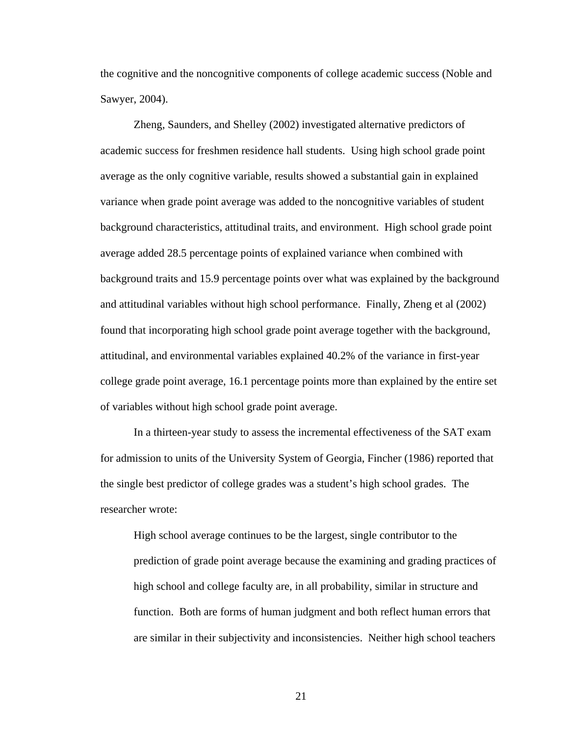the cognitive and the noncognitive components of college academic success (Noble and Sawyer, 2004).

Zheng, Saunders, and Shelley (2002) investigated alternative predictors of academic success for freshmen residence hall students. Using high school grade point average as the only cognitive variable, results showed a substantial gain in explained variance when grade point average was added to the noncognitive variables of student background characteristics, attitudinal traits, and environment. High school grade point average added 28.5 percentage points of explained variance when combined with background traits and 15.9 percentage points over what was explained by the background and attitudinal variables without high school performance. Finally, Zheng et al (2002) found that incorporating high school grade point average together with the background, attitudinal, and environmental variables explained 40.2% of the variance in first-year college grade point average, 16.1 percentage points more than explained by the entire set of variables without high school grade point average.

In a thirteen-year study to assess the incremental effectiveness of the SAT exam for admission to units of the University System of Georgia, Fincher (1986) reported that the single best predictor of college grades was a student's high school grades. The researcher wrote:

> High school average continues to be the largest, single contributor to the prediction of grade point average because the examining and grading practices of high school and college faculty are, in all probability, similar in structure and function. Both are forms of human judgment and both reflect human errors that are similar in their subjectivity and inconsistencies. Neither high school teachers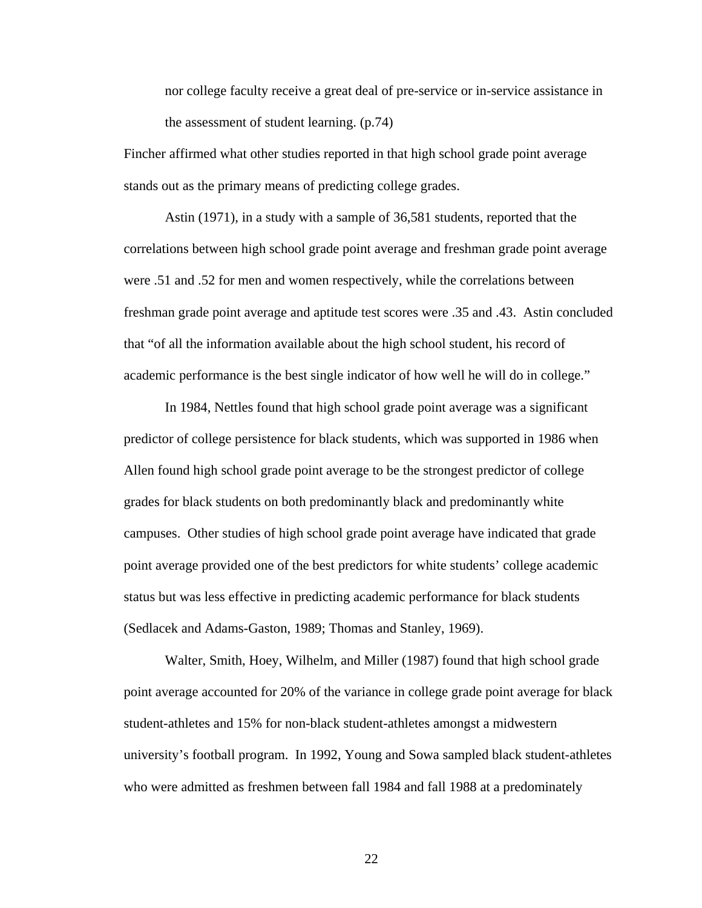> nor college faculty receive a great deal of pre-service or in-service assistance in the assessment of student learning. (p.74)

Fincher affirmed what other studies reported in that high school grade point average stands out as the primary means of predicting college grades.

Astin (1971), in a study with a sample of 36,581 students, reported that the correlations between high school grade point average and freshman grade point average were .51 and .52 for men and women respectively, while the correlations between freshman grade point average and aptitude test scores were .35 and .43. Astin concluded that "of all the information available about the high school student, his record of academic performance is the best single indicator of how well he will do in college."

In 1984, Nettles found that high school grade point average was a significant predictor of college persistence for black students, which was supported in 1986 when Allen found high school grade point average to be the strongest predictor of college grades for black students on both predominantly black and predominantly white campuses. Other studies of high school grade point average have indicated that grade point average provided one of the best predictors for white students' college academic status but was less effective in predicting academic performance for black students (Sedlacek and Adams-Gaston, 1989; Thomas and Stanley, 1969).

Walter, Smith, Hoey, Wilhelm, and Miller (1987) found that high school grade point average accounted for 20% of the variance in college grade point average for black student-athletes and 15% for non-black student-athletes amongst a midwestern university's football program. In 1992, Young and Sowa sampled black student-athletes who were admitted as freshmen between fall 1984 and fall 1988 at a predominately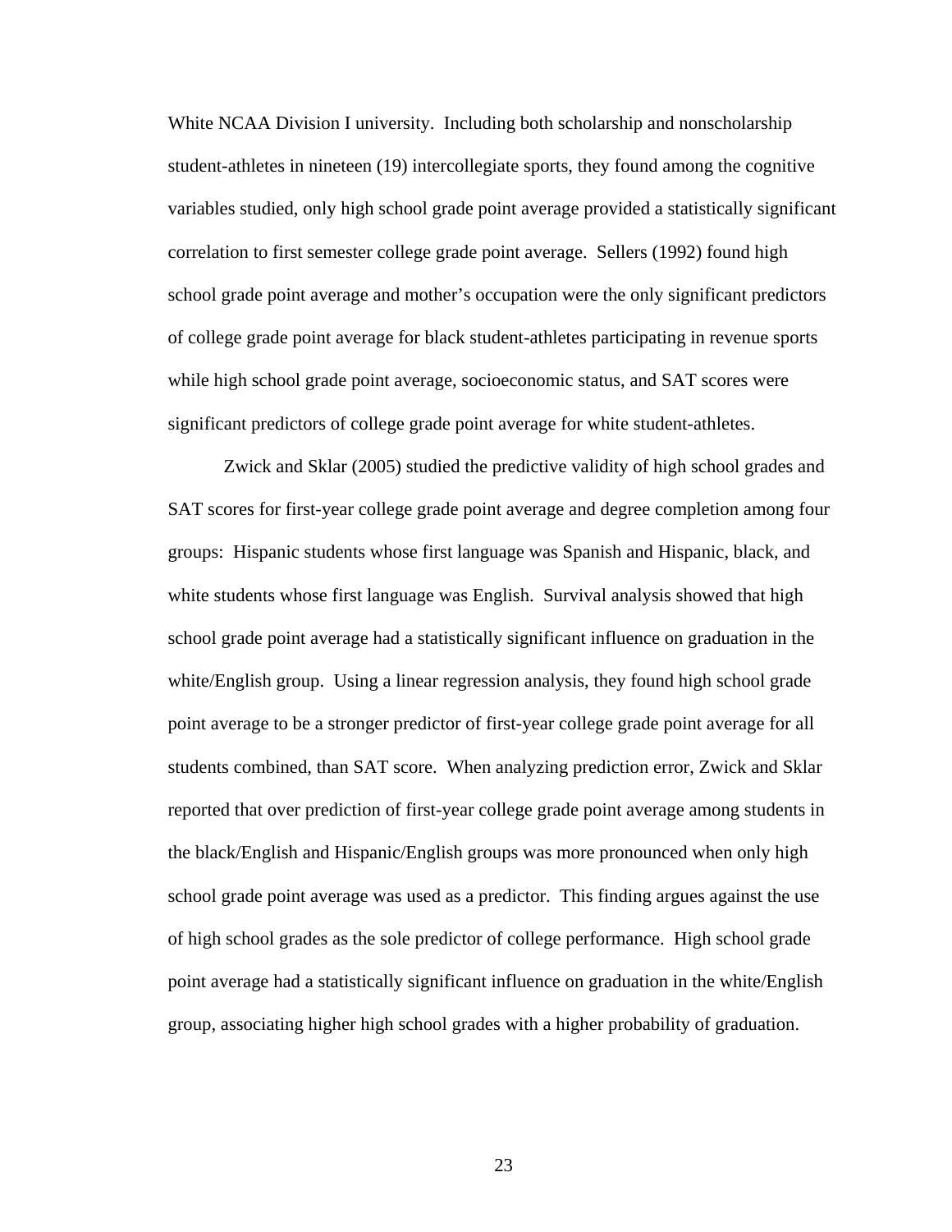White NCAA Division I university. Including both scholarship and nonscholarship student-athletes in nineteen (19) intercollegiate sports, they found among the cognitive variables studied, only high school grade point average provided a statistically significant correlation to first semester college grade point average. Sellers (1992) found high school grade point average and mother's occupation were the only significant predictors of college grade point average for black student-athletes participating in revenue sports while high school grade point average, socioeconomic status, and SAT scores were significant predictors of college grade point average for white student-athletes.

Zwick and Sklar (2005) studied the predictive validity of high school grades and SAT scores for first-year college grade point average and degree completion among four groups: Hispanic students whose first language was Spanish and Hispanic, black, and white students whose first language was English. Survival analysis showed that high school grade point average had a statistically significant influence on graduation in the white/English group. Using a linear regression analysis, they found high school grade point average to be a stronger predictor of first-year college grade point average for all students combined, than SAT score. When analyzing prediction error, Zwick and Sklar reported that over prediction of first-year college grade point average among students in the black/English and Hispanic/English groups was more pronounced when only high school grade point average was used as a predictor. This finding argues against the use of high school grades as the sole predictor of college performance. High school grade point average had a statistically significant influence on graduation in the white/English group, associating higher high school grades with a higher probability of graduation.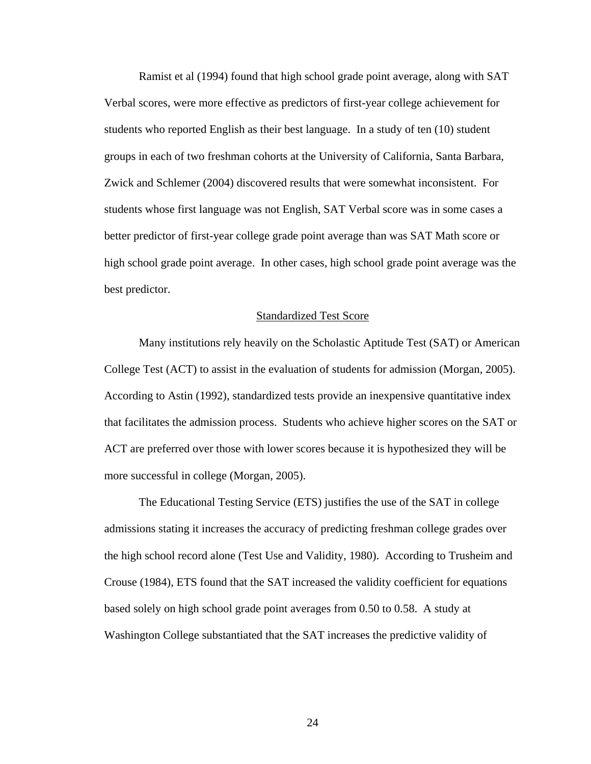Ramist et al (1994) found that high school grade point average, along with SAT Verbal scores, were more effective as predictors of first-year college achievement for students who reported English as their best language. In a study of ten (10) student groups in each of two freshman cohorts at the University of California, Santa Barbara, Zwick and Schlemer (2004) discovered results that were somewhat inconsistent. For students whose first language was not English, SAT Verbal score was in some cases a better predictor of first-year college grade point average than was SAT Math score or high school grade point average. In other cases, high school grade point average was the best predictor.

## Standardized Test Score

Many institutions rely heavily on the Scholastic Aptitude Test (SAT) or American College Test (ACT) to assist in the evaluation of students for admission (Morgan, 2005). According to Astin (1992), standardized tests provide an inexpensive quantitative index that facilitates the admission process. Students who achieve higher scores on the SAT or ACT are preferred over those with lower scores because it is hypothesized they will be more successful in college (Morgan, 2005).

The Educational Testing Service (ETS) justifies the use of the SAT in college admissions stating it increases the accuracy of predicting freshman college grades over the high school record alone (Test Use and Validity, 1980). According to Trusheim and Crouse (1984), ETS found that the SAT increased the validity coefficient for equations based solely on high school grade point averages from 0.50 to 0.58. A study at Washington College substantiated that the SAT increases the predictive validity of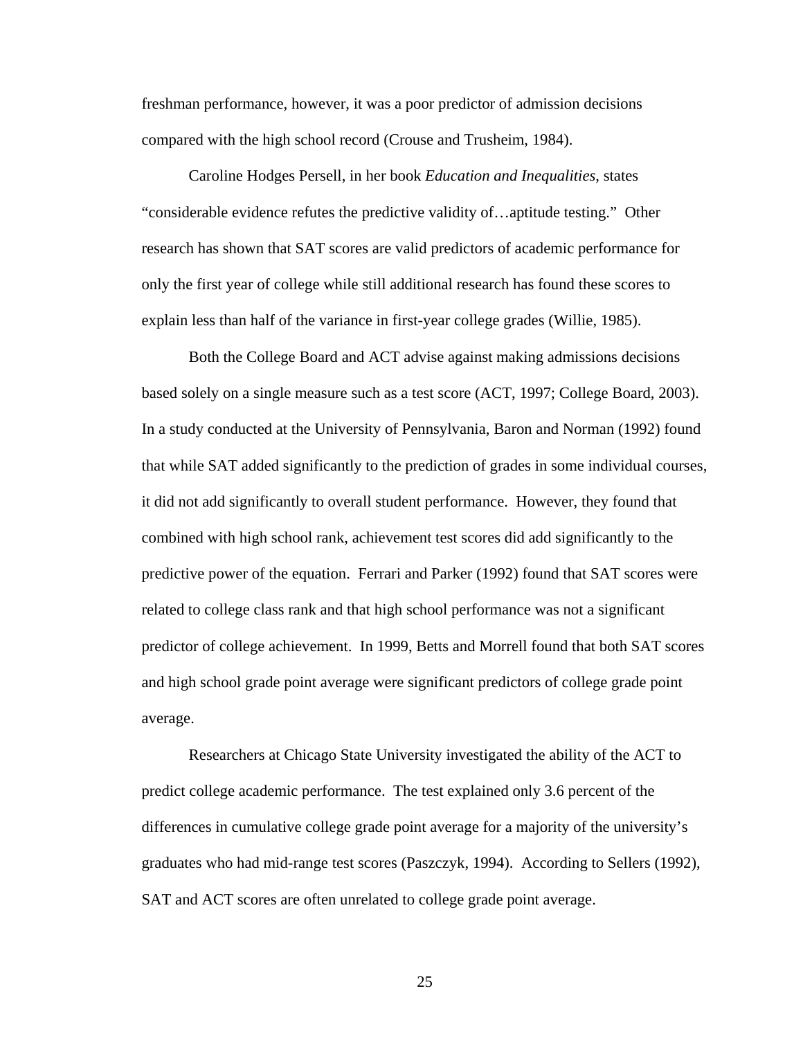freshman performance, however, it was a poor predictor of admission decisions compared with the high school record (Crouse and Trusheim, 1984).

Caroline Hodges Persell, in her book *Education and Inequalities*, states "considerable evidence refutes the predictive validity of…aptitude testing." Other research has shown that SAT scores are valid predictors of academic performance for only the first year of college while still additional research has found these scores to explain less than half of the variance in first-year college grades (Willie, 1985).

Both the College Board and ACT advise against making admissions decisions based solely on a single measure such as a test score (ACT, 1997; College Board, 2003). In a study conducted at the University of Pennsylvania, Baron and Norman (1992) found that while SAT added significantly to the prediction of grades in some individual courses, it did not add significantly to overall student performance. However, they found that combined with high school rank, achievement test scores did add significantly to the predictive power of the equation. Ferrari and Parker (1992) found that SAT scores were related to college class rank and that high school performance was not a significant predictor of college achievement. In 1999, Betts and Morrell found that both SAT scores and high school grade point average were significant predictors of college grade point average.

Researchers at Chicago State University investigated the ability of the ACT to predict college academic performance. The test explained only 3.6 percent of the differences in cumulative college grade point average for a majority of the university's graduates who had mid-range test scores (Paszczyk, 1994). According to Sellers (1992), SAT and ACT scores are often unrelated to college grade point average.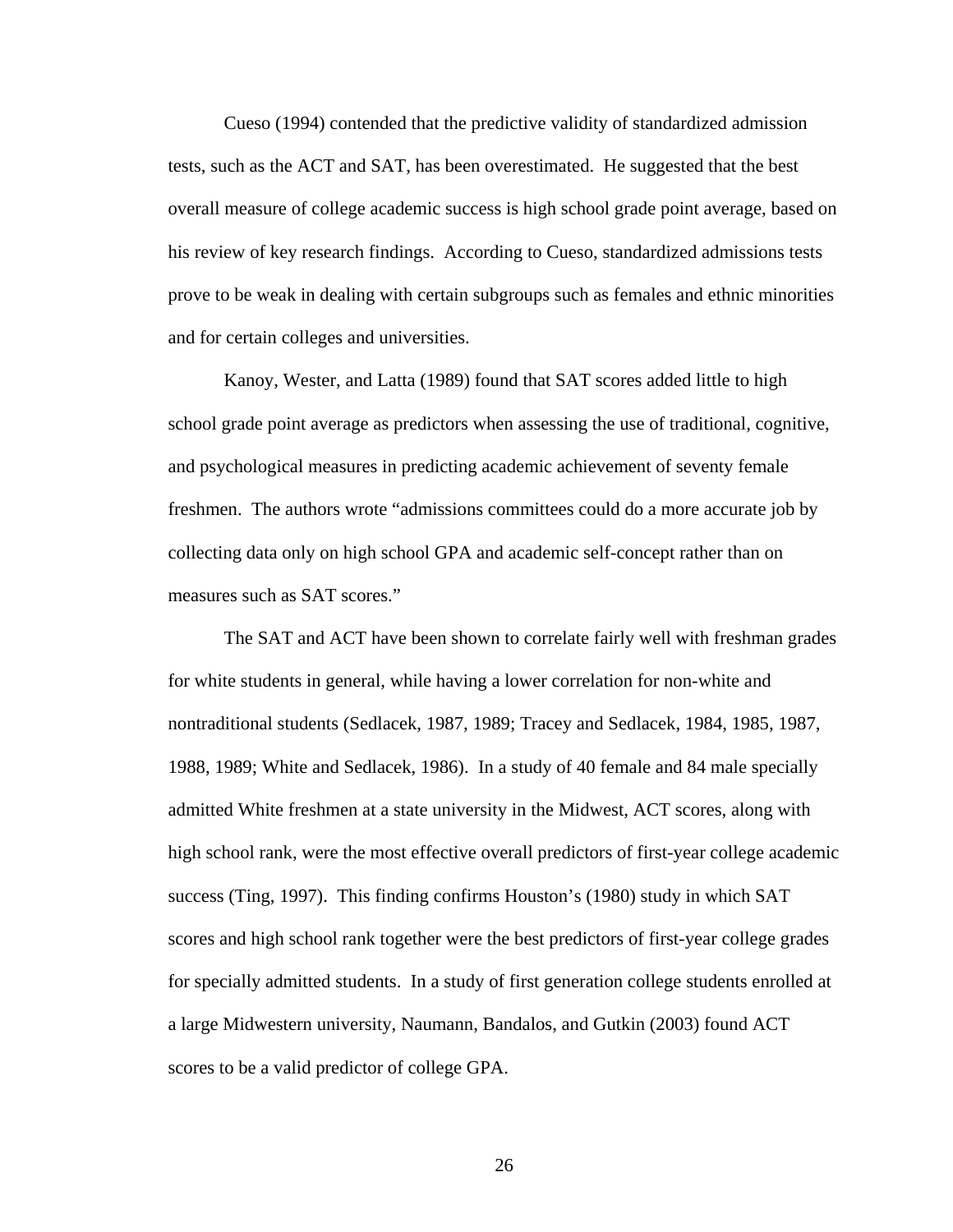Cueso (1994) contended that the predictive validity of standardized admission tests, such as the ACT and SAT, has been overestimated. He suggested that the best overall measure of college academic success is high school grade point average, based on his review of key research findings. According to Cueso, standardized admissions tests prove to be weak in dealing with certain subgroups such as females and ethnic minorities and for certain colleges and universities.

Kanoy, Wester, and Latta (1989) found that SAT scores added little to high school grade point average as predictors when assessing the use of traditional, cognitive, and psychological measures in predicting academic achievement of seventy female freshmen. The authors wrote "admissions committees could do a more accurate job by collecting data only on high school GPA and academic self-concept rather than on measures such as SAT scores."

The SAT and ACT have been shown to correlate fairly well with freshman grades for white students in general, while having a lower correlation for non-white and nontraditional students (Sedlacek, 1987, 1989; Tracey and Sedlacek, 1984, 1985, 1987, 1988, 1989; White and Sedlacek, 1986). In a study of 40 female and 84 male specially admitted White freshmen at a state university in the Midwest, ACT scores, along with high school rank, were the most effective overall predictors of first-year college academic success (Ting, 1997). This finding confirms Houston's (1980) study in which SAT scores and high school rank together were the best predictors of first-year college grades for specially admitted students. In a study of first generation college students enrolled at a large Midwestern university, Naumann, Bandalos, and Gutkin (2003) found ACT scores to be a valid predictor of college GPA.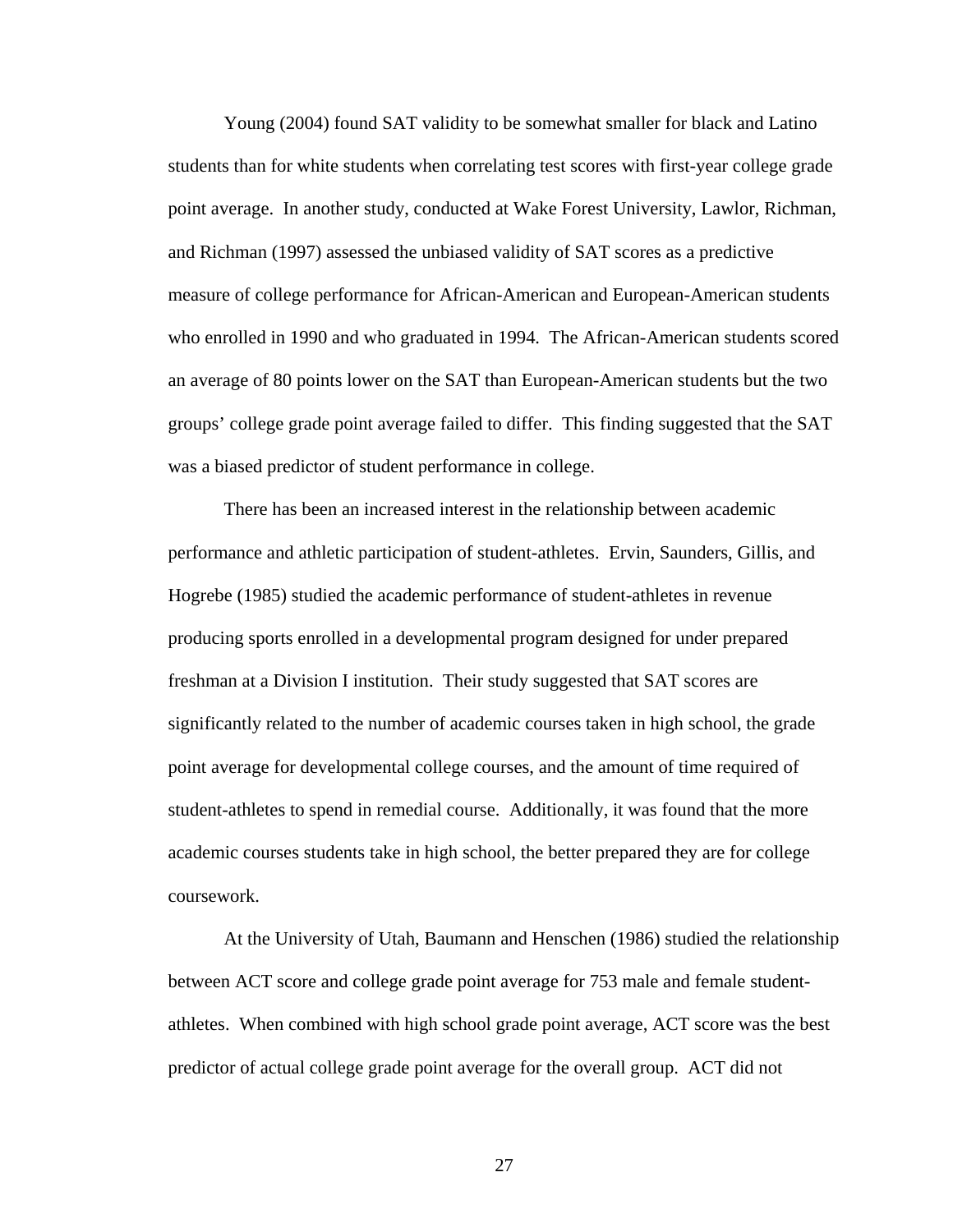Young (2004) found SAT validity to be somewhat smaller for black and Latino students than for white students when correlating test scores with first-year college grade point average. In another study, conducted at Wake Forest University, Lawlor, Richman, and Richman (1997) assessed the unbiased validity of SAT scores as a predictive measure of college performance for African-American and European-American students who enrolled in 1990 and who graduated in 1994. The African-American students scored an average of 80 points lower on the SAT than European-American students but the two groups' college grade point average failed to differ. This finding suggested that the SAT was a biased predictor of student performance in college.

There has been an increased interest in the relationship between academic performance and athletic participation of student-athletes. Ervin, Saunders, Gillis, and Hogrebe (1985) studied the academic performance of student-athletes in revenue producing sports enrolled in a developmental program designed for under prepared freshman at a Division I institution. Their study suggested that SAT scores are significantly related to the number of academic courses taken in high school, the grade point average for developmental college courses, and the amount of time required of student-athletes to spend in remedial course. Additionally, it was found that the more academic courses students take in high school, the better prepared they are for college coursework.

At the University of Utah, Baumann and Henschen (1986) studied the relationship between ACT score and college grade point average for 753 male and female student-athletes. When combined with high school grade point average, ACT score was the best predictor of actual college grade point average for the overall group. ACT did not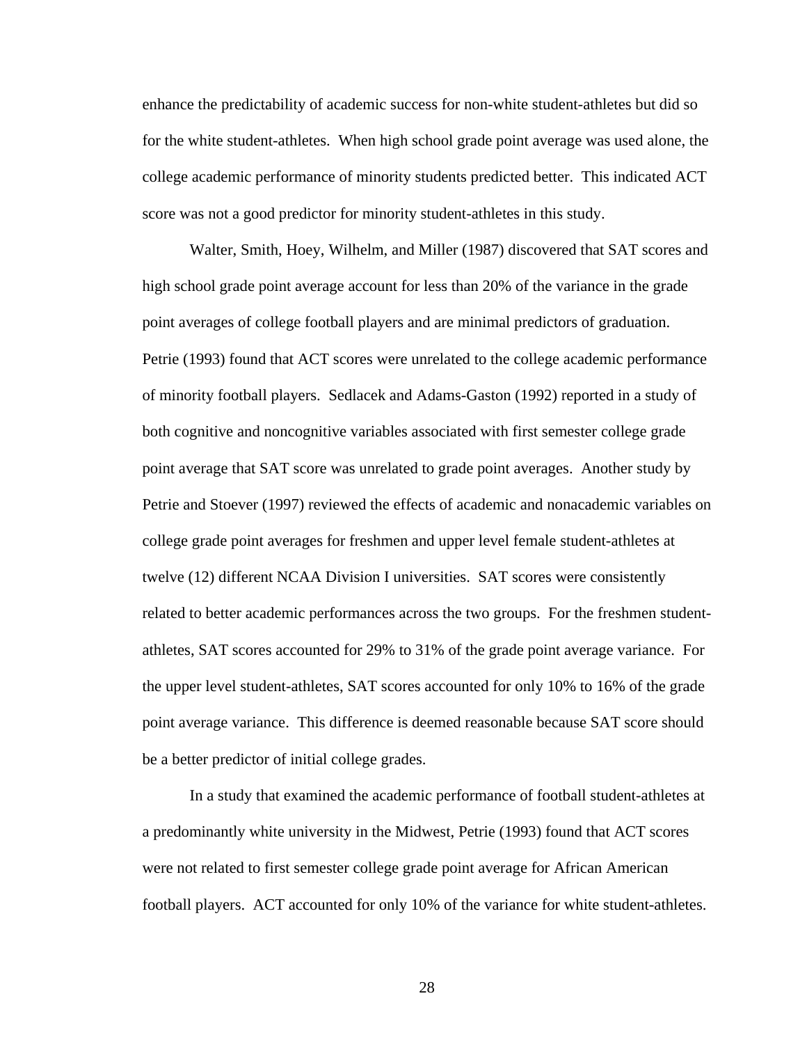enhance the predictability of academic success for non-white student-athletes but did so for the white student-athletes. When high school grade point average was used alone, the college academic performance of minority students predicted better. This indicated ACT score was not a good predictor for minority student-athletes in this study.

Walter, Smith, Hoey, Wilhelm, and Miller (1987) discovered that SAT scores and high school grade point average account for less than 20% of the variance in the grade point averages of college football players and are minimal predictors of graduation. Petrie (1993) found that ACT scores were unrelated to the college academic performance of minority football players. Sedlacek and Adams-Gaston (1992) reported in a study of both cognitive and noncognitive variables associated with first semester college grade point average that SAT score was unrelated to grade point averages. Another study by Petrie and Stoever (1997) reviewed the effects of academic and nonacademic variables on college grade point averages for freshmen and upper level female student-athletes at twelve (12) different NCAA Division I universities. SAT scores were consistently related to better academic performances across the two groups. For the freshmen student-athletes, SAT scores accounted for 29% to 31% of the grade point average variance. For the upper level student-athletes, SAT scores accounted for only 10% to 16% of the grade point average variance. This difference is deemed reasonable because SAT score should be a better predictor of initial college grades.

In a study that examined the academic performance of football student-athletes at a predominantly white university in the Midwest, Petrie (1993) found that ACT scores were not related to first semester college grade point average for African American football players. ACT accounted for only 10% of the variance for white student-athletes.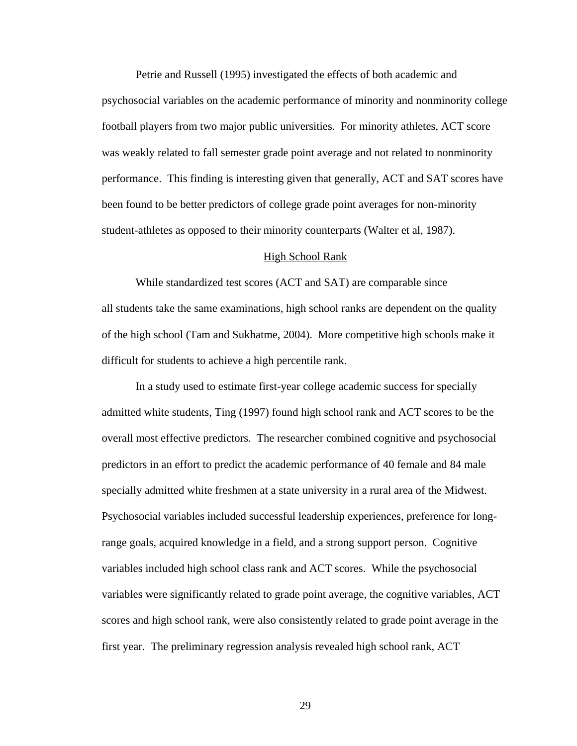Petrie and Russell (1995) investigated the effects of both academic and psychosocial variables on the academic performance of minority and nonminority college football players from two major public universities. For minority athletes, ACT score was weakly related to fall semester grade point average and not related to nonminority performance. This finding is interesting given that generally, ACT and SAT scores have been found to be better predictors of college grade point averages for non-minority student-athletes as opposed to their minority counterparts (Walter et al, 1987).

<u>High School Rank</u>

While standardized test scores (ACT and SAT) are comparable since all students take the same examinations, high school ranks are dependent on the quality of the high school (Tam and Sukhatme, 2004). More competitive high schools make it difficult for students to achieve a high percentile rank.

In a study used to estimate first-year college academic success for specially admitted white students, Ting (1997) found high school rank and ACT scores to be the overall most effective predictors. The researcher combined cognitive and psychosocial predictors in an effort to predict the academic performance of 40 female and 84 male specially admitted white freshmen at a state university in a rural area of the Midwest. Psychosocial variables included successful leadership experiences, preference for long-range goals, acquired knowledge in a field, and a strong support person. Cognitive variables included high school class rank and ACT scores. While the psychosocial variables were significantly related to grade point average, the cognitive variables, ACT scores and high school rank, were also consistently related to grade point average in the first year. The preliminary regression analysis revealed high school rank, ACT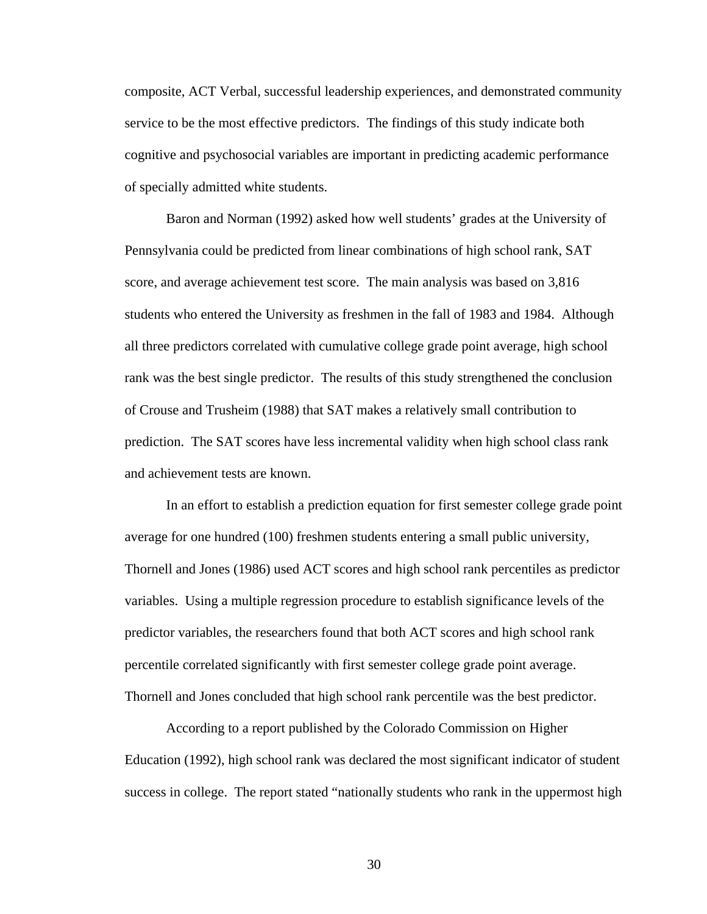composite, ACT Verbal, successful leadership experiences, and demonstrated community service to be the most effective predictors. The findings of this study indicate both cognitive and psychosocial variables are important in predicting academic performance of specially admitted white students.

Baron and Norman (1992) asked how well students' grades at the University of Pennsylvania could be predicted from linear combinations of high school rank, SAT score, and average achievement test score. The main analysis was based on 3,816 students who entered the University as freshmen in the fall of 1983 and 1984. Although all three predictors correlated with cumulative college grade point average, high school rank was the best single predictor. The results of this study strengthened the conclusion of Crouse and Trusheim (1988) that SAT makes a relatively small contribution to prediction. The SAT scores have less incremental validity when high school class rank and achievement tests are known.

In an effort to establish a prediction equation for first semester college grade point average for one hundred (100) freshmen students entering a small public university, Thornell and Jones (1986) used ACT scores and high school rank percentiles as predictor variables. Using a multiple regression procedure to establish significance levels of the predictor variables, the researchers found that both ACT scores and high school rank percentile correlated significantly with first semester college grade point average. Thornell and Jones concluded that high school rank percentile was the best predictor.

According to a report published by the Colorado Commission on Higher Education (1992), high school rank was declared the most significant indicator of student success in college. The report stated "nationally students who rank in the uppermost high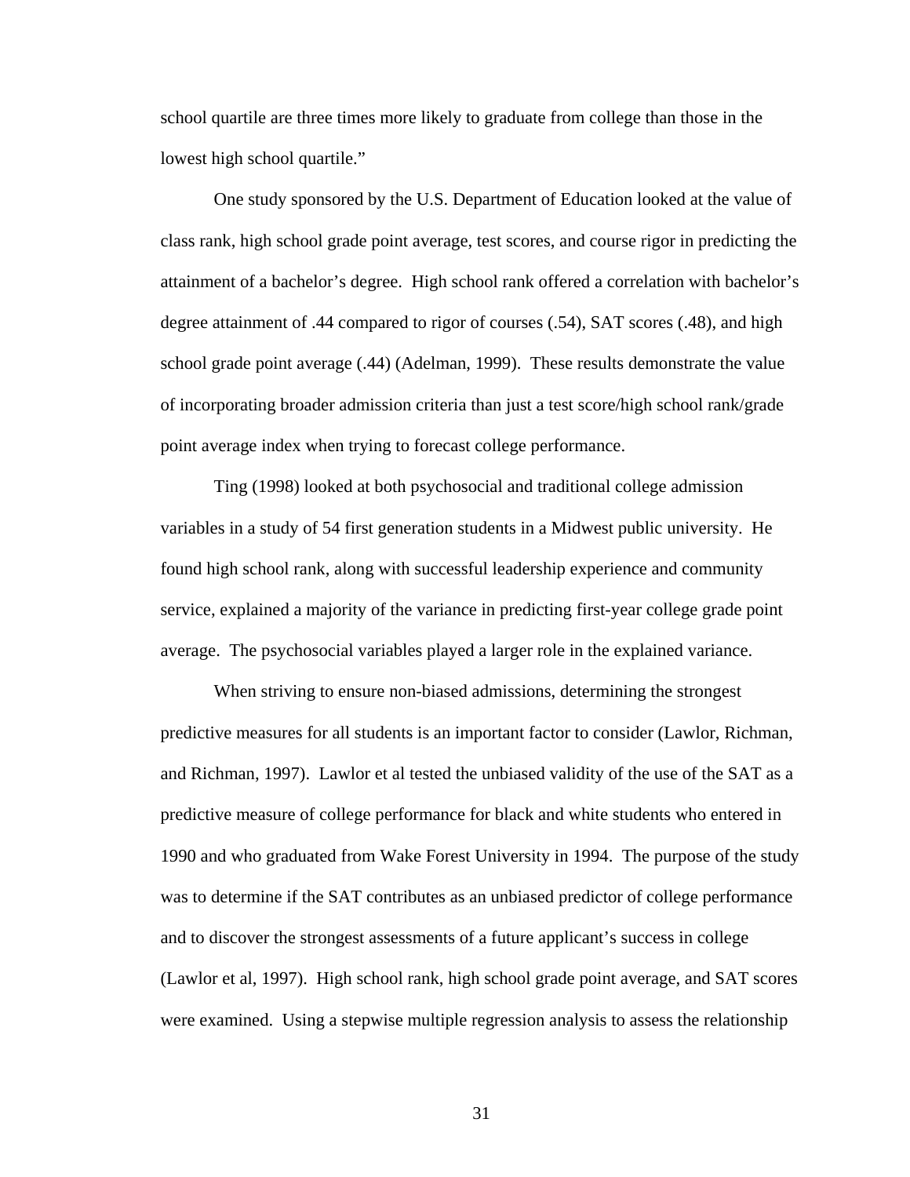school quartile are three times more likely to graduate from college than those in the lowest high school quartile."

One study sponsored by the U.S. Department of Education looked at the value of class rank, high school grade point average, test scores, and course rigor in predicting the attainment of a bachelor's degree. High school rank offered a correlation with bachelor's degree attainment of .44 compared to rigor of courses (.54), SAT scores (.48), and high school grade point average (.44) (Adelman, 1999). These results demonstrate the value of incorporating broader admission criteria than just a test score/high school rank/grade point average index when trying to forecast college performance.

Ting (1998) looked at both psychosocial and traditional college admission variables in a study of 54 first generation students in a Midwest public university. He found high school rank, along with successful leadership experience and community service, explained a majority of the variance in predicting first-year college grade point average. The psychosocial variables played a larger role in the explained variance.

When striving to ensure non-biased admissions, determining the strongest predictive measures for all students is an important factor to consider (Lawlor, Richman, and Richman, 1997). Lawlor et al tested the unbiased validity of the use of the SAT as a predictive measure of college performance for black and white students who entered in 1990 and who graduated from Wake Forest University in 1994. The purpose of the study was to determine if the SAT contributes as an unbiased predictor of college performance and to discover the strongest assessments of a future applicant's success in college (Lawlor et al, 1997). High school rank, high school grade point average, and SAT scores were examined. Using a stepwise multiple regression analysis to assess the relationship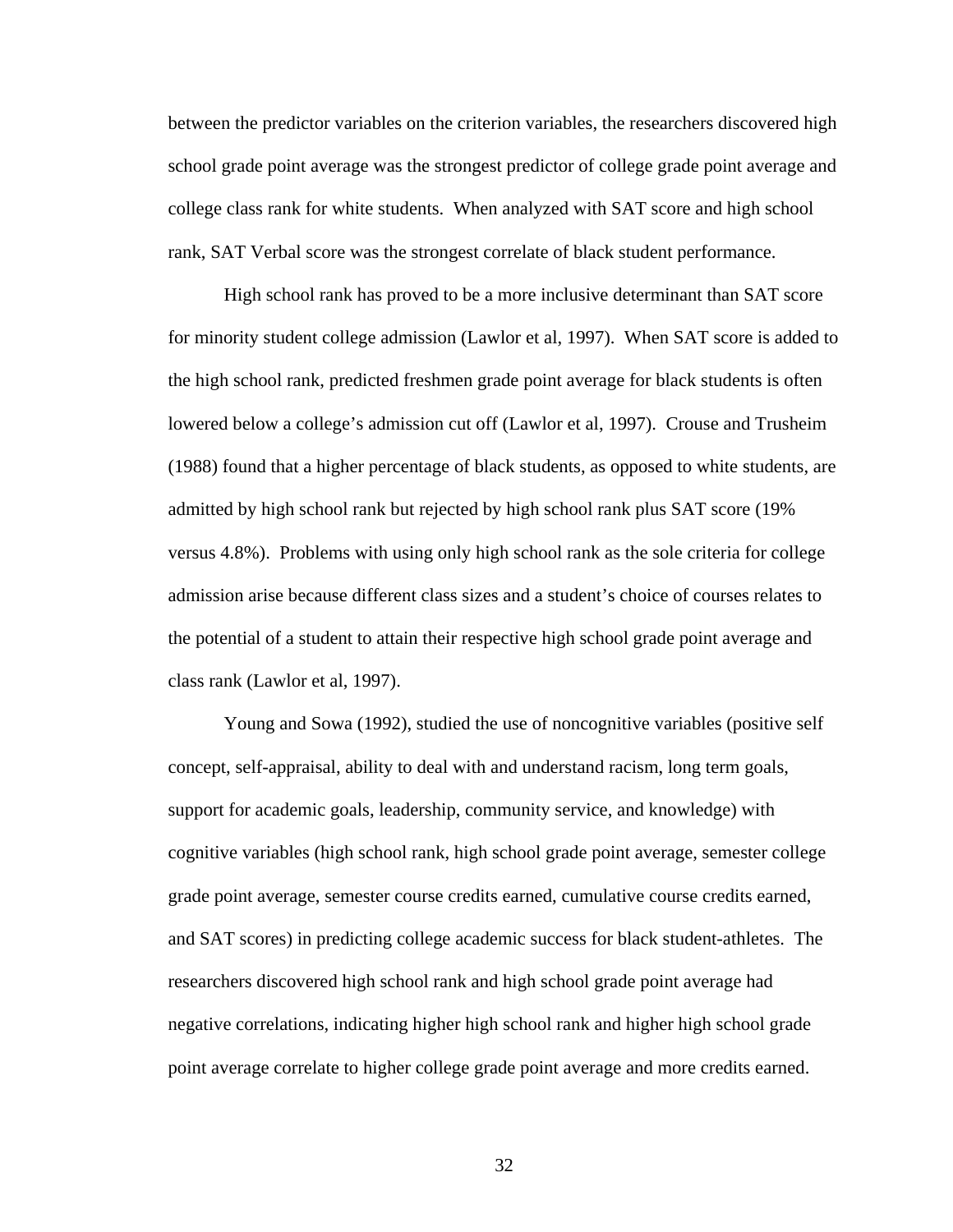between the predictor variables on the criterion variables, the researchers discovered high school grade point average was the strongest predictor of college grade point average and college class rank for white students. When analyzed with SAT score and high school rank, SAT Verbal score was the strongest correlate of black student performance.

High school rank has proved to be a more inclusive determinant than SAT score for minority student college admission (Lawlor et al, 1997). When SAT score is added to the high school rank, predicted freshmen grade point average for black students is often lowered below a college's admission cut off (Lawlor et al, 1997). Crouse and Trusheim (1988) found that a higher percentage of black students, as opposed to white students, are admitted by high school rank but rejected by high school rank plus SAT score (19% versus 4.8%). Problems with using only high school rank as the sole criteria for college admission arise because different class sizes and a student's choice of courses relates to the potential of a student to attain their respective high school grade point average and class rank (Lawlor et al, 1997).

Young and Sowa (1992), studied the use of noncognitive variables (positive self concept, self-appraisal, ability to deal with and understand racism, long term goals, support for academic goals, leadership, community service, and knowledge) with cognitive variables (high school rank, high school grade point average, semester college grade point average, semester course credits earned, cumulative course credits earned, and SAT scores) in predicting college academic success for black student-athletes. The researchers discovered high school rank and high school grade point average had negative correlations, indicating higher high school rank and higher high school grade point average correlate to higher college grade point average and more credits earned.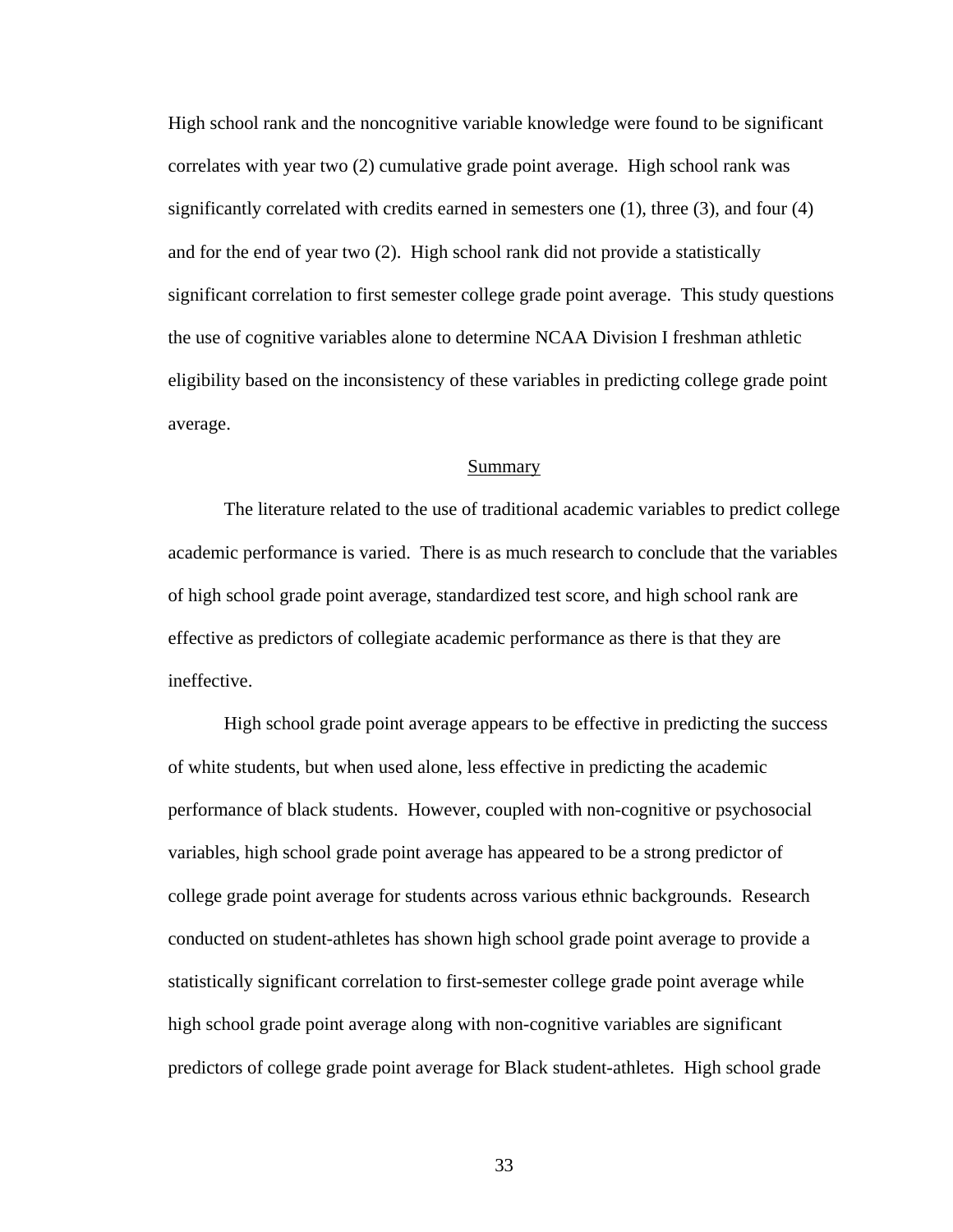High school rank and the noncognitive variable knowledge were found to be significant correlates with year two (2) cumulative grade point average. High school rank was significantly correlated with credits earned in semesters one (1), three (3), and four (4) and for the end of year two (2). High school rank did not provide a statistically significant correlation to first semester college grade point average. This study questions the use of cognitive variables alone to determine NCAA Division I freshman athletic eligibility based on the inconsistency of these variables in predicting college grade point average.

## Summary

The literature related to the use of traditional academic variables to predict college academic performance is varied. There is as much research to conclude that the variables of high school grade point average, standardized test score, and high school rank are effective as predictors of collegiate academic performance as there is that they are ineffective.

High school grade point average appears to be effective in predicting the success of white students, but when used alone, less effective in predicting the academic performance of black students. However, coupled with non-cognitive or psychosocial variables, high school grade point average has appeared to be a strong predictor of college grade point average for students across various ethnic backgrounds. Research conducted on student-athletes has shown high school grade point average to provide a statistically significant correlation to first-semester college grade point average while high school grade point average along with non-cognitive variables are significant predictors of college grade point average for Black student-athletes. High school grade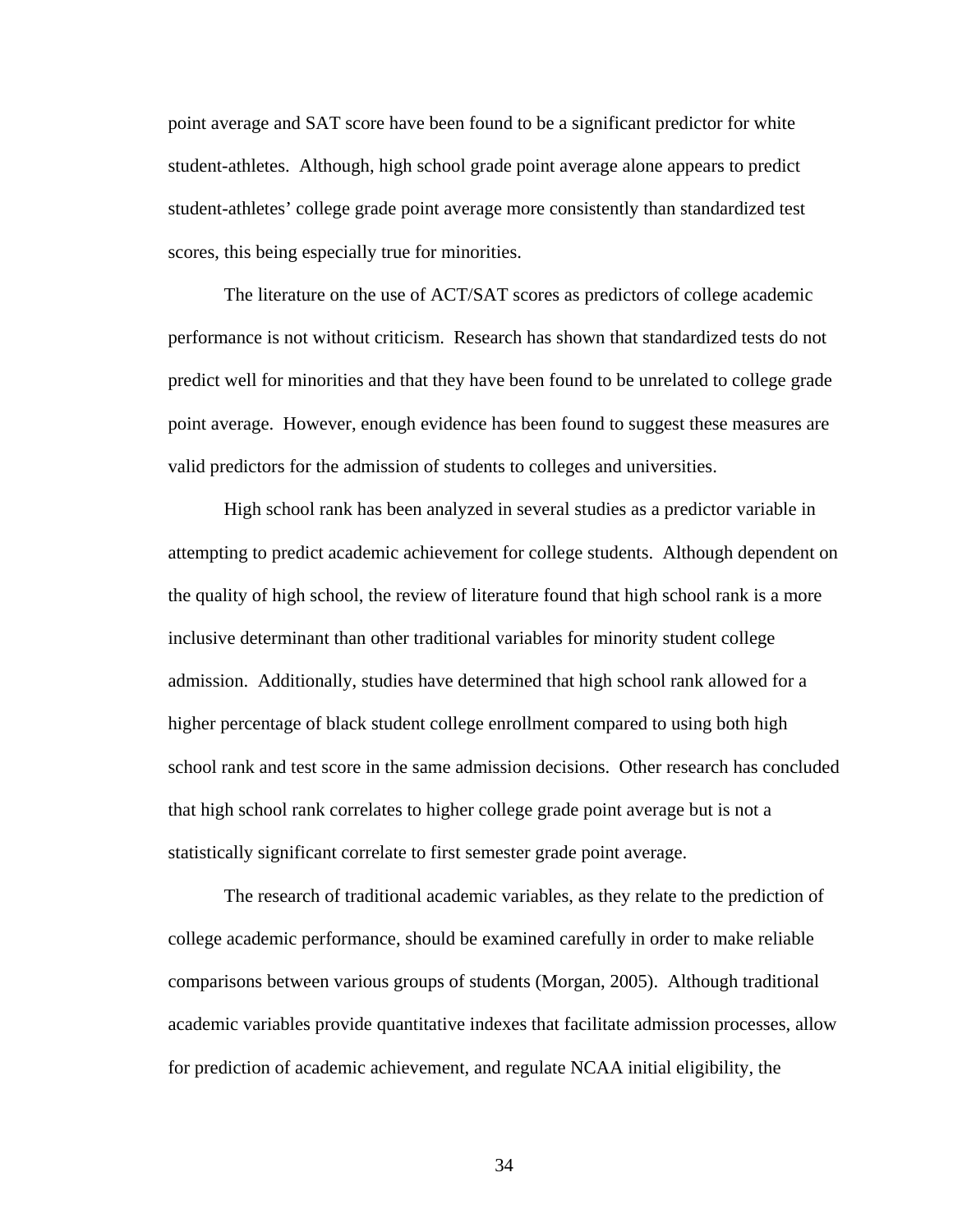point average and SAT score have been found to be a significant predictor for white student-athletes. Although, high school grade point average alone appears to predict student-athletes' college grade point average more consistently than standardized test scores, this being especially true for minorities.

The literature on the use of ACT/SAT scores as predictors of college academic performance is not without criticism. Research has shown that standardized tests do not predict well for minorities and that they have been found to be unrelated to college grade point average. However, enough evidence has been found to suggest these measures are valid predictors for the admission of students to colleges and universities.

High school rank has been analyzed in several studies as a predictor variable in attempting to predict academic achievement for college students. Although dependent on the quality of high school, the review of literature found that high school rank is a more inclusive determinant than other traditional variables for minority student college admission. Additionally, studies have determined that high school rank allowed for a higher percentage of black student college enrollment compared to using both high school rank and test score in the same admission decisions. Other research has concluded that high school rank correlates to higher college grade point average but is not a statistically significant correlate to first semester grade point average.

The research of traditional academic variables, as they relate to the prediction of college academic performance, should be examined carefully in order to make reliable comparisons between various groups of students (Morgan, 2005). Although traditional academic variables provide quantitative indexes that facilitate admission processes, allow for prediction of academic achievement, and regulate NCAA initial eligibility, the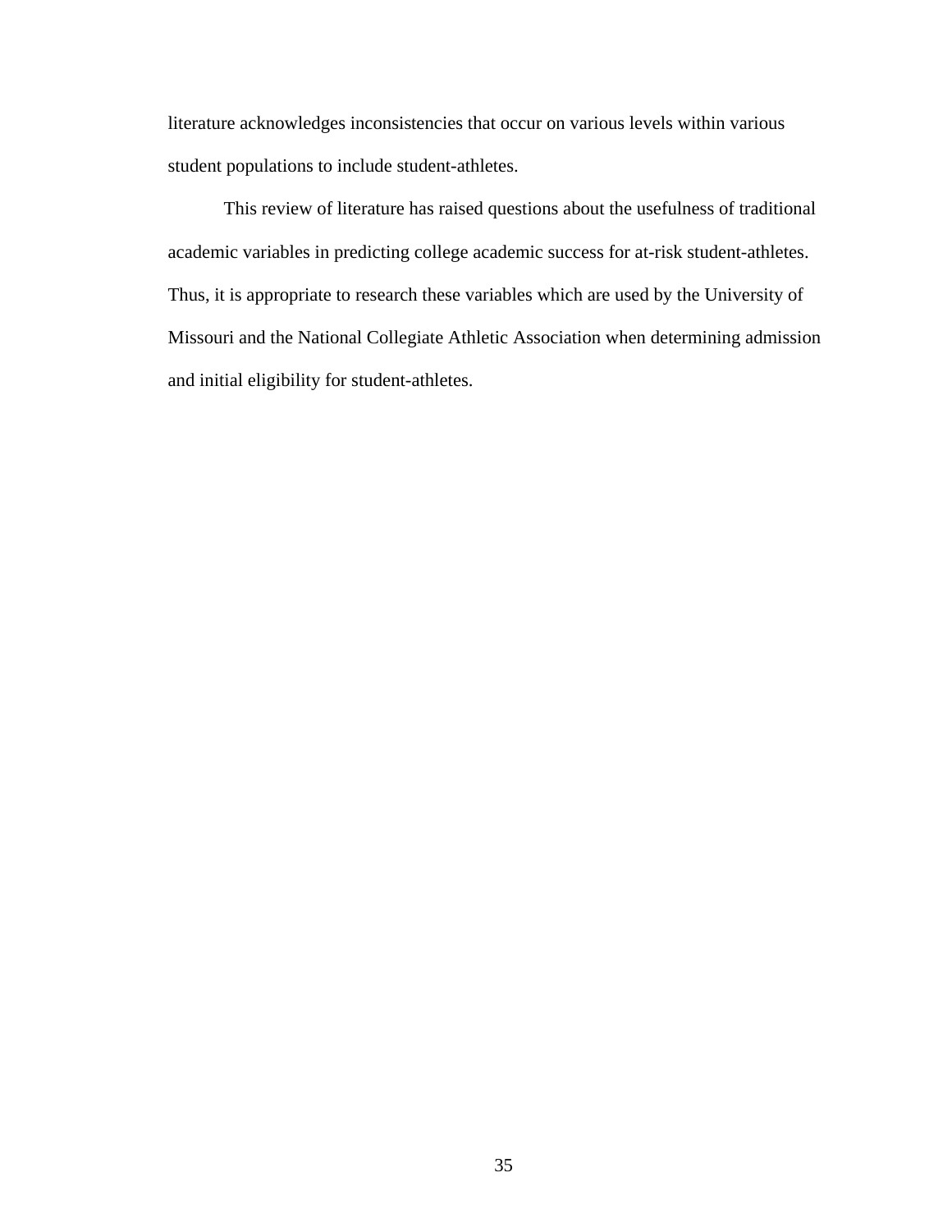literature acknowledges inconsistencies that occur on various levels within various student populations to include student-athletes.

This review of literature has raised questions about the usefulness of traditional academic variables in predicting college academic success for at-risk student-athletes. Thus, it is appropriate to research these variables which are used by the University of Missouri and the National Collegiate Athletic Association when determining admission and initial eligibility for student-athletes.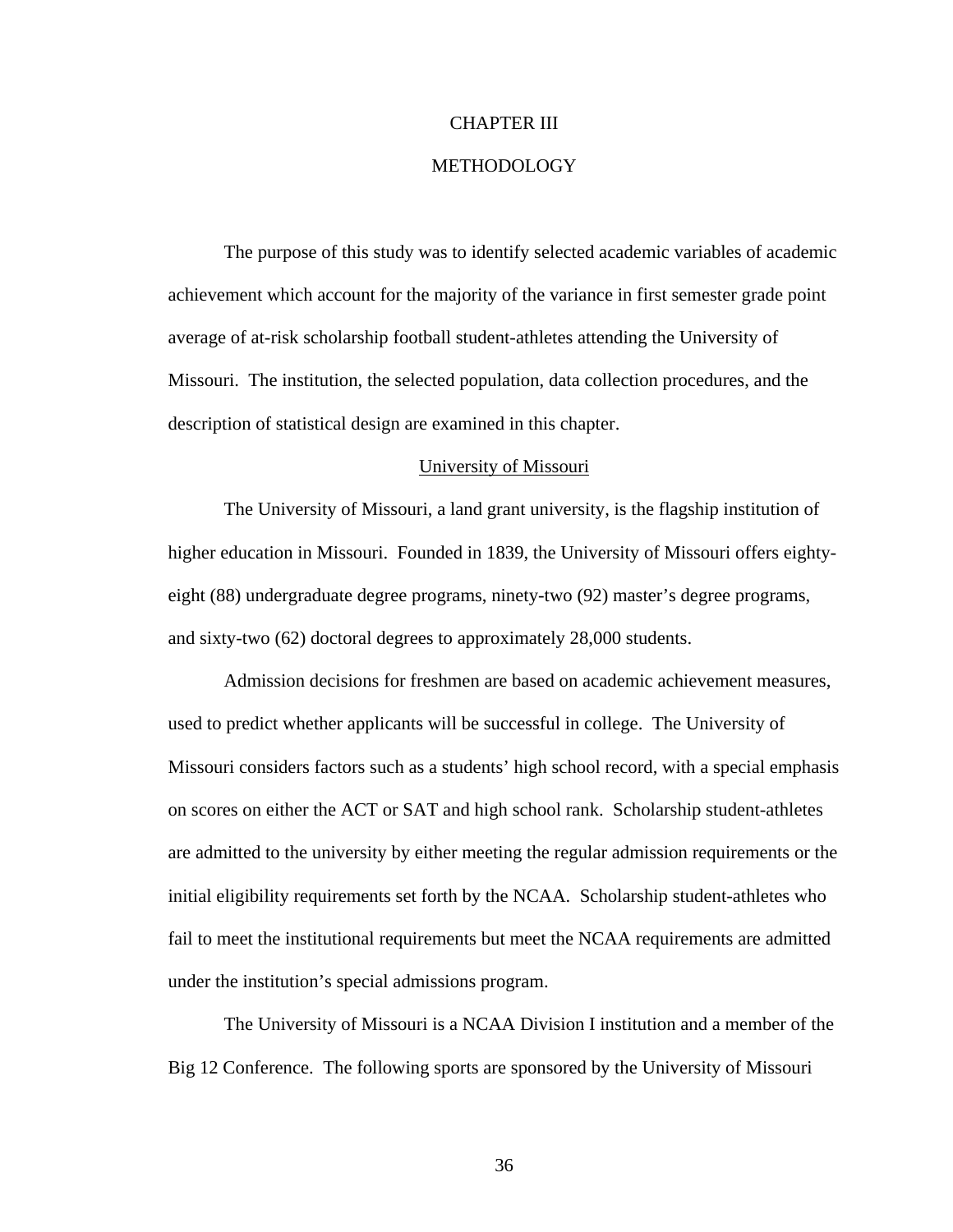# CHAPTER III

# METHODOLOGY

The purpose of this study was to identify selected academic variables of academic achievement which account for the majority of the variance in first semester grade point average of at-risk scholarship football student-athletes attending the University of Missouri. The institution, the selected population, data collection procedures, and the description of statistical design are examined in this chapter.

## University of Missouri

The University of Missouri, a land grant university, is the flagship institution of higher education in Missouri. Founded in 1839, the University of Missouri offers eighty-eight (88) undergraduate degree programs, ninety-two (92) master's degree programs, and sixty-two (62) doctoral degrees to approximately 28,000 students.

Admission decisions for freshmen are based on academic achievement measures, used to predict whether applicants will be successful in college. The University of Missouri considers factors such as a students' high school record, with a special emphasis on scores on either the ACT or SAT and high school rank. Scholarship student-athletes are admitted to the university by either meeting the regular admission requirements or the initial eligibility requirements set forth by the NCAA. Scholarship student-athletes who fail to meet the institutional requirements but meet the NCAA requirements are admitted under the institution's special admissions program.

The University of Missouri is a NCAA Division I institution and a member of the Big 12 Conference. The following sports are sponsored by the University of Missouri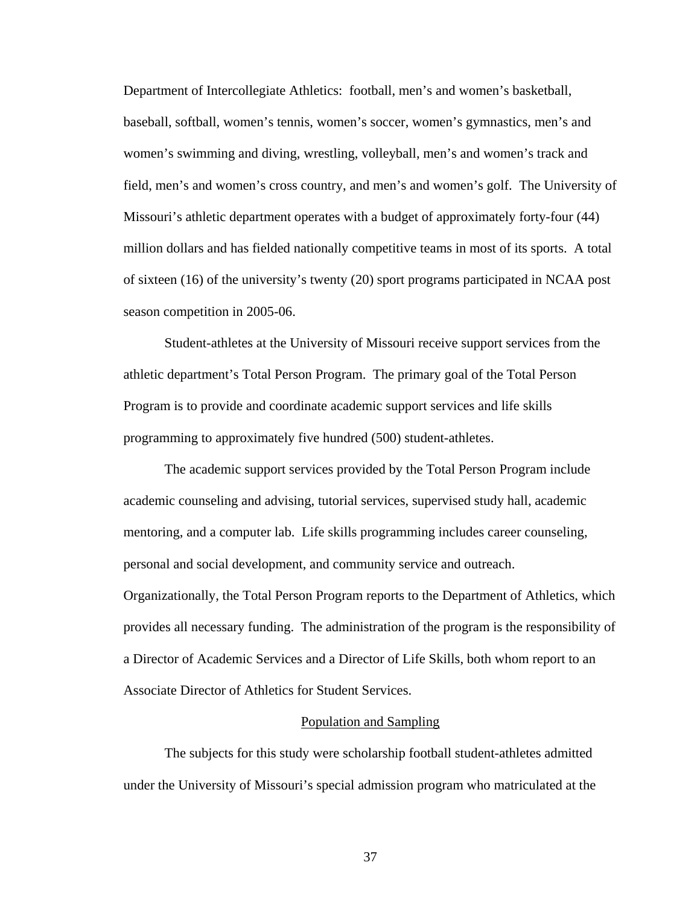Department of Intercollegiate Athletics: football, men's and women's basketball, baseball, softball, women's tennis, women's soccer, women's gymnastics, men's and women's swimming and diving, wrestling, volleyball, men's and women's track and field, men's and women's cross country, and men's and women's golf. The University of Missouri's athletic department operates with a budget of approximately forty-four (44) million dollars and has fielded nationally competitive teams in most of its sports. A total of sixteen (16) of the university's twenty (20) sport programs participated in NCAA post season competition in 2005-06.

Student-athletes at the University of Missouri receive support services from the athletic department's Total Person Program. The primary goal of the Total Person Program is to provide and coordinate academic support services and life skills programming to approximately five hundred (500) student-athletes.

The academic support services provided by the Total Person Program include academic counseling and advising, tutorial services, supervised study hall, academic mentoring, and a computer lab. Life skills programming includes career counseling, personal and social development, and community service and outreach. Organizationally, the Total Person Program reports to the Department of Athletics, which provides all necessary funding. The administration of the program is the responsibility of a Director of Academic Services and a Director of Life Skills, both whom report to an Associate Director of Athletics for Student Services.

## Population and Sampling

The subjects for this study were scholarship football student-athletes admitted under the University of Missouri's special admission program who matriculated at the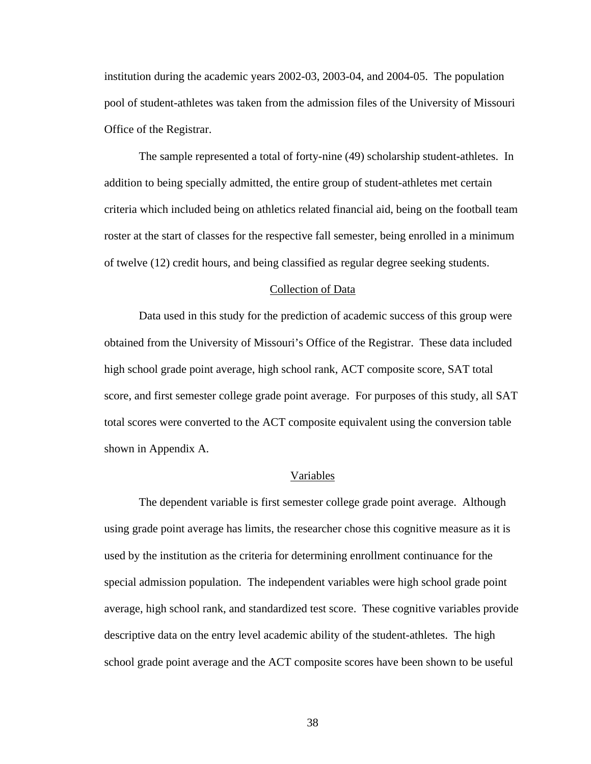institution during the academic years 2002-03, 2003-04, and 2004-05. The population pool of student-athletes was taken from the admission files of the University of Missouri Office of the Registrar.

The sample represented a total of forty-nine (49) scholarship student-athletes. In addition to being specially admitted, the entire group of student-athletes met certain criteria which included being on athletics related financial aid, being on the football team roster at the start of classes for the respective fall semester, being enrolled in a minimum of twelve (12) credit hours, and being classified as regular degree seeking students.

## Collection of Data

Data used in this study for the prediction of academic success of this group were obtained from the University of Missouri's Office of the Registrar. These data included high school grade point average, high school rank, ACT composite score, SAT total score, and first semester college grade point average. For purposes of this study, all SAT total scores were converted to the ACT composite equivalent using the conversion table shown in Appendix A.

## Variables

The dependent variable is first semester college grade point average. Although using grade point average has limits, the researcher chose this cognitive measure as it is used by the institution as the criteria for determining enrollment continuance for the special admission population. The independent variables were high school grade point average, high school rank, and standardized test score. These cognitive variables provide descriptive data on the entry level academic ability of the student-athletes. The high school grade point average and the ACT composite scores have been shown to be useful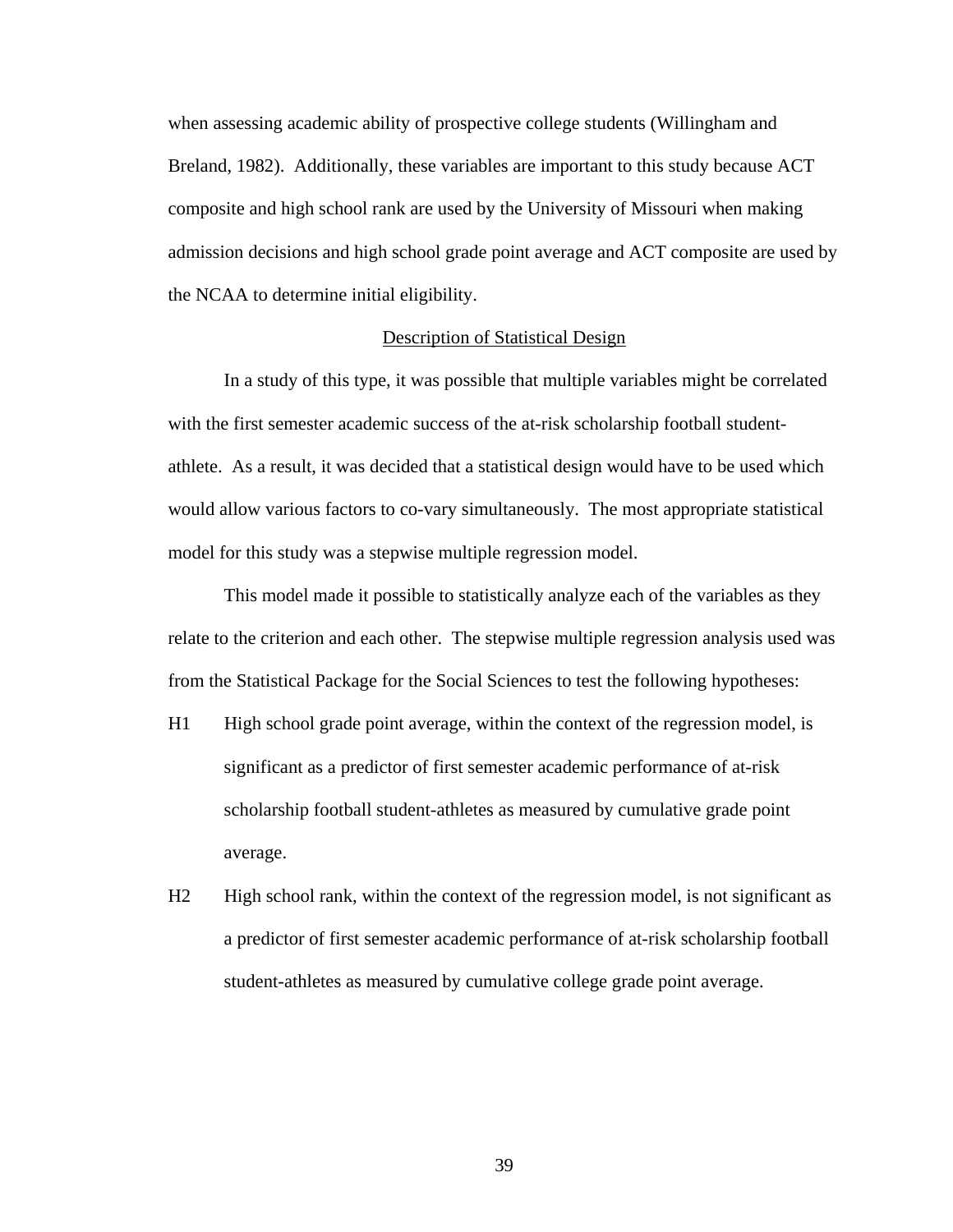when assessing academic ability of prospective college students (Willingham and Breland, 1982). Additionally, these variables are important to this study because ACT composite and high school rank are used by the University of Missouri when making admission decisions and high school grade point average and ACT composite are used by the NCAA to determine initial eligibility.

## Description of Statistical Design

In a study of this type, it was possible that multiple variables might be correlated with the first semester academic success of the at-risk scholarship football student-athlete. As a result, it was decided that a statistical design would have to be used which would allow various factors to co-vary simultaneously. The most appropriate statistical model for this study was a stepwise multiple regression model.

This model made it possible to statistically analyze each of the variables as they relate to the criterion and each other. The stepwise multiple regression analysis used was from the Statistical Package for the Social Sciences to test the following hypotheses:

H1 High school grade point average, within the context of the regression model, is significant as a predictor of first semester academic performance of at-risk scholarship football student-athletes as measured by cumulative grade point average.

H2 High school rank, within the context of the regression model, is not significant as a predictor of first semester academic performance of at-risk scholarship football student-athletes as measured by cumulative college grade point average.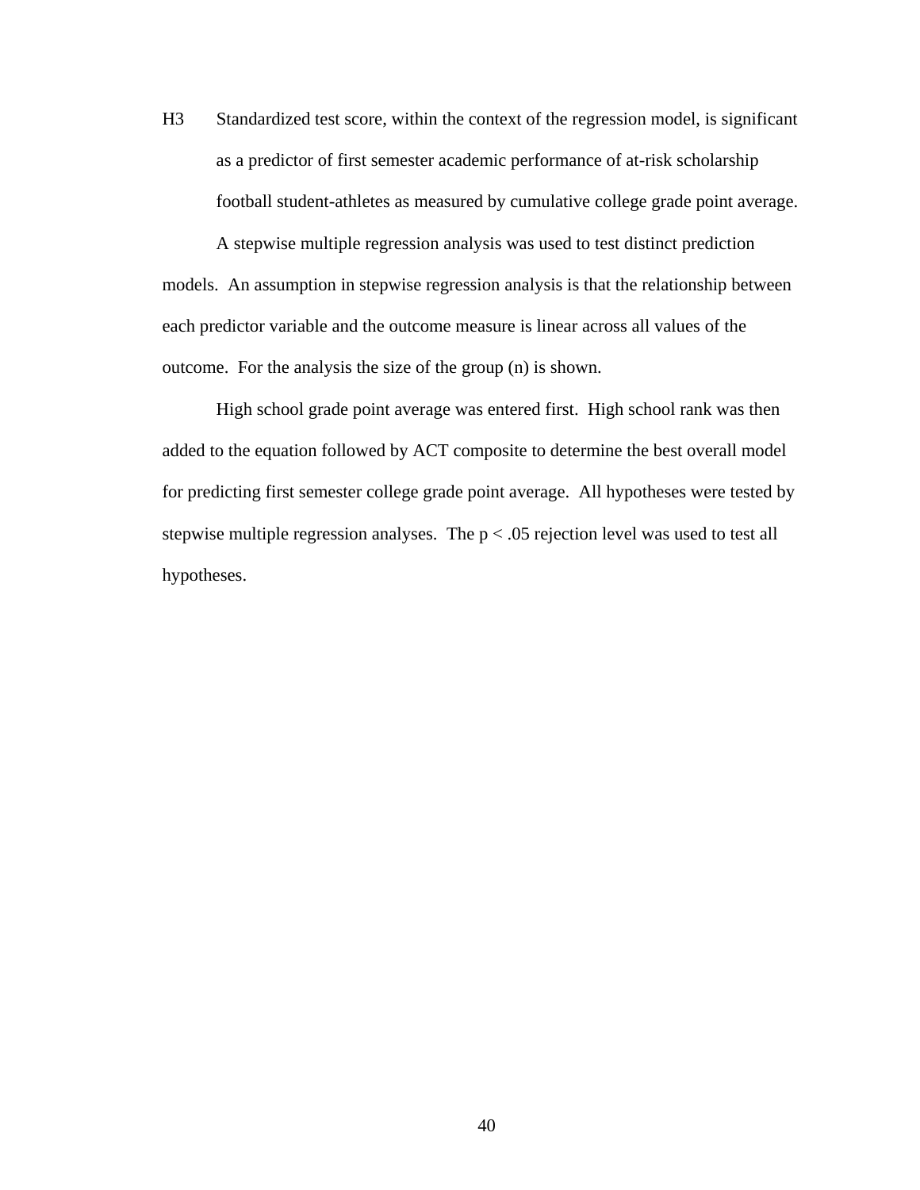H3 Standardized test score, within the context of the regression model, is significant as a predictor of first semester academic performance of at-risk scholarship football student-athletes as measured by cumulative college grade point average.

A stepwise multiple regression analysis was used to test distinct prediction models. An assumption in stepwise regression analysis is that the relationship between each predictor variable and the outcome measure is linear across all values of the outcome. For the analysis the size of the group (n) is shown.

High school grade point average was entered first. High school rank was then added to the equation followed by ACT composite to determine the best overall model for predicting first semester college grade point average. All hypotheses were tested by stepwise multiple regression analyses. The $p < .05$ rejection level was used to test all hypotheses.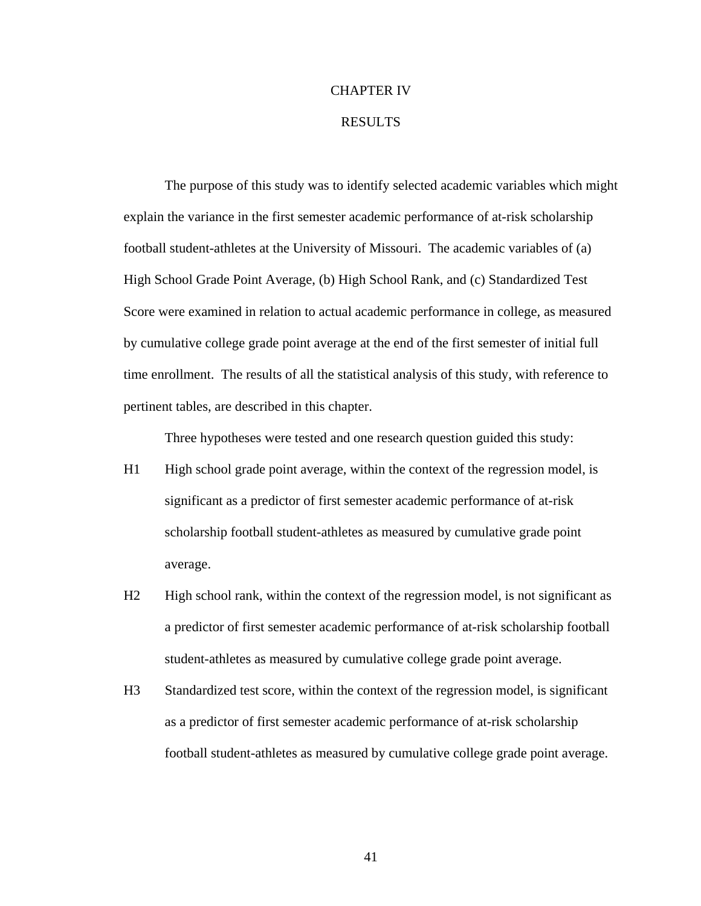# CHAPTER IV

# RESULTS

The purpose of this study was to identify selected academic variables which might explain the variance in the first semester academic performance of at-risk scholarship football student-athletes at the University of Missouri. The academic variables of (a) High School Grade Point Average, (b) High School Rank, and (c) Standardized Test Score were examined in relation to actual academic performance in college, as measured by cumulative college grade point average at the end of the first semester of initial full time enrollment. The results of all the statistical analysis of this study, with reference to pertinent tables, are described in this chapter.

Three hypotheses were tested and one research question guided this study:

H1 High school grade point average, within the context of the regression model, is significant as a predictor of first semester academic performance of at-risk scholarship football student-athletes as measured by cumulative grade point average.

H2 High school rank, within the context of the regression model, is not significant as a predictor of first semester academic performance of at-risk scholarship football student-athletes as measured by cumulative college grade point average.

H3 Standardized test score, within the context of the regression model, is significant as a predictor of first semester academic performance of at-risk scholarship football student-athletes as measured by cumulative college grade point average.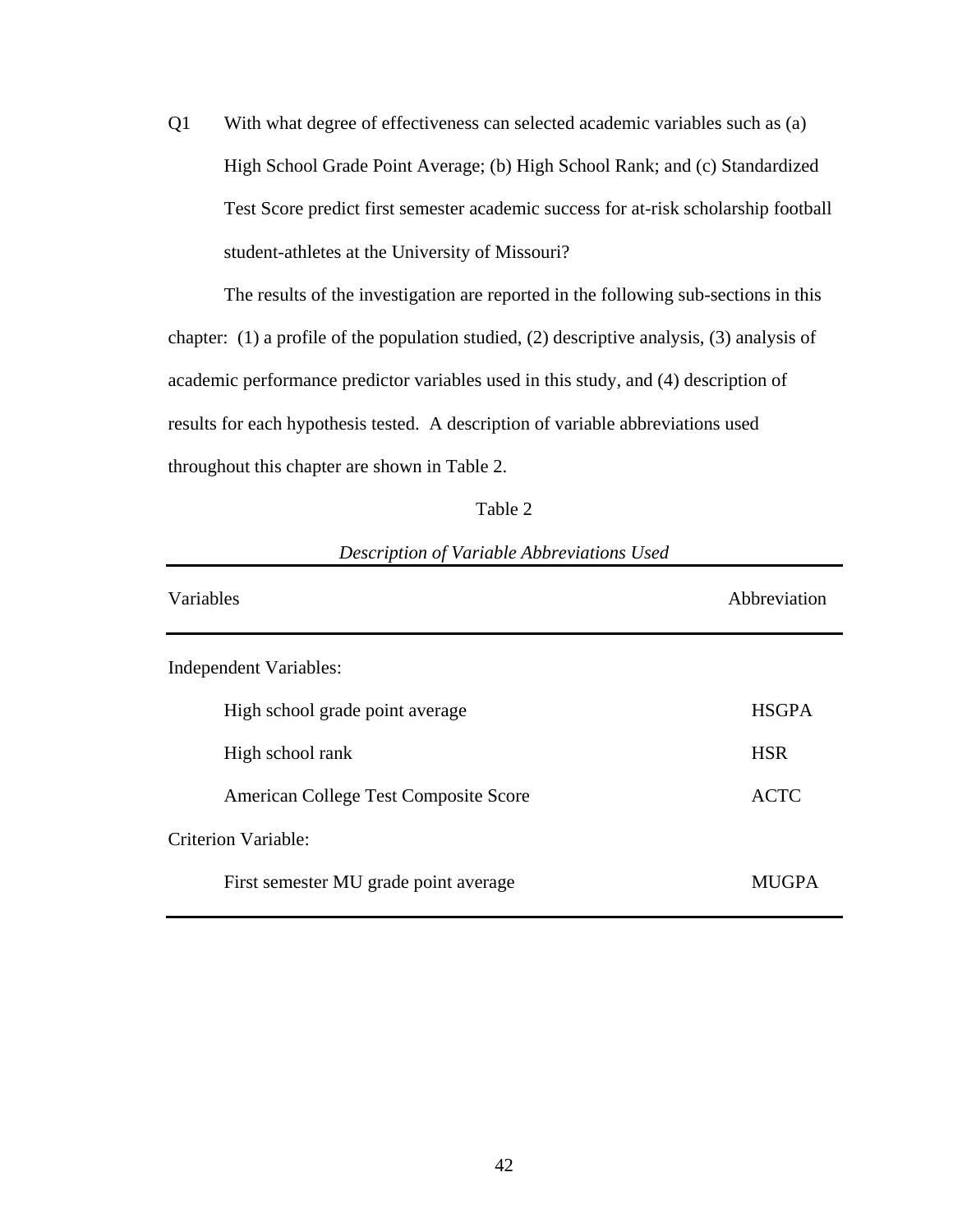Q1 With what degree of effectiveness can selected academic variables such as (a) High School Grade Point Average; (b) High School Rank; and (c) Standardized Test Score predict first semester academic success for at-risk scholarship football student-athletes at the University of Missouri?

The results of the investigation are reported in the following sub-sections in this chapter: (1) a profile of the population studied, (2) descriptive analysis, (3) analysis of academic performance predictor variables used in this study, and (4) description of results for each hypothesis tested. A description of variable abbreviations used throughout this chapter are shown in Table 2.

Table 2

*Description of Variable Abbreviations Used*

| Variables | Abbreviation |
|---|---|
| Independent Variables: | |
| High school grade point average | HSGPA |
| High school rank | HSR |
| American College Test Composite Score | ACTC |
| Criterion Variable: | |
| First semester MU grade point average | MUGPA |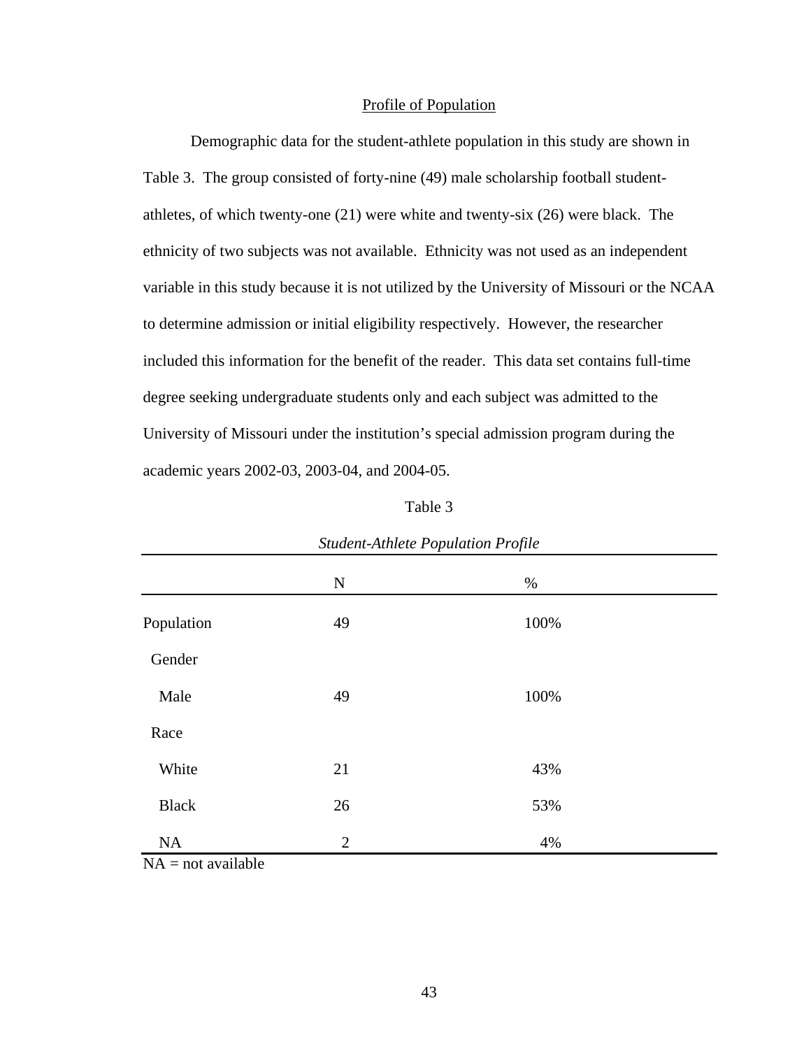## Profile of Population

Demographic data for the student-athlete population in this study are shown in Table 3. The group consisted of forty-nine (49) male scholarship football student-athletes, of which twenty-one (21) were white and twenty-six (26) were black. The ethnicity of two subjects was not available. Ethnicity was not used as an independent variable in this study because it is not utilized by the University of Missouri or the NCAA to determine admission or initial eligibility respectively. However, the researcher included this information for the benefit of the reader. This data set contains full-time degree seeking undergraduate students only and each subject was admitted to the University of Missouri under the institution's special admission program during the academic years 2002-03, 2003-04, and 2004-05.

Table 3

*Student-Athlete Population Profile*

| | N | % |
|---|---|---|
| Population | 49 | 100% |
| Gender | | |
| Male | 49 | 100% |
| Race | | |
| White | 21 | 43% |
| Black | 26 | 53% |
| NA | 2 | 4% |

NA = not available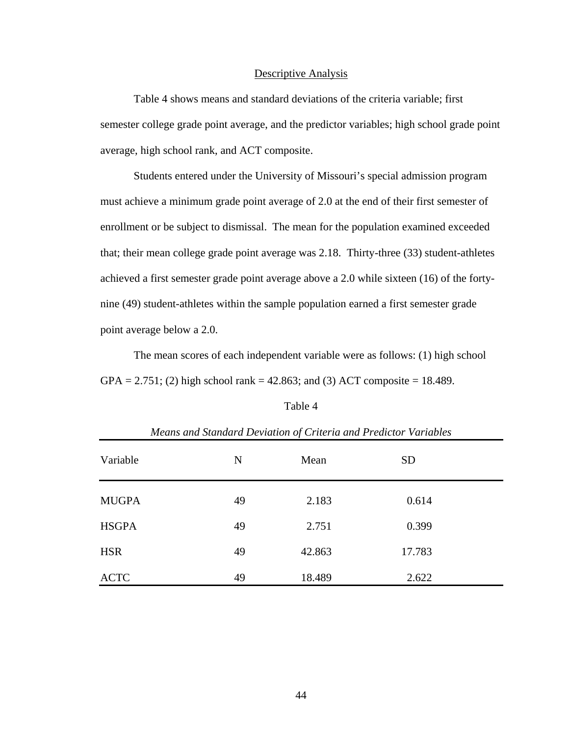## Descriptive Analysis

Table 4 shows means and standard deviations of the criteria variable; first semester college grade point average, and the predictor variables; high school grade point average, high school rank, and ACT composite.

Students entered under the University of Missouri's special admission program must achieve a minimum grade point average of 2.0 at the end of their first semester of enrollment or be subject to dismissal. The mean for the population examined exceeded that; their mean college grade point average was 2.18. Thirty-three (33) student-athletes achieved a first semester grade point average above a 2.0 while sixteen (16) of the forty-nine (49) student-athletes within the sample population earned a first semester grade point average below a 2.0.

The mean scores of each independent variable were as follows: (1) high school GPA = 2.751; (2) high school rank = 42.863; and (3) ACT composite = 18.489.

Table 4

*Means and Standard Deviation of Criteria and Predictor Variables*

| Variable | N | Mean | SD |
|---|---|---|---|
| MUGPA | 49 | 2.183 | 0.614 |
| HSGPA | 49 | 2.751 | 0.399 |
| HSR | 49 | 42.863 | 17.783 |
| ACTC | 49 | 18.489 | 2.622 |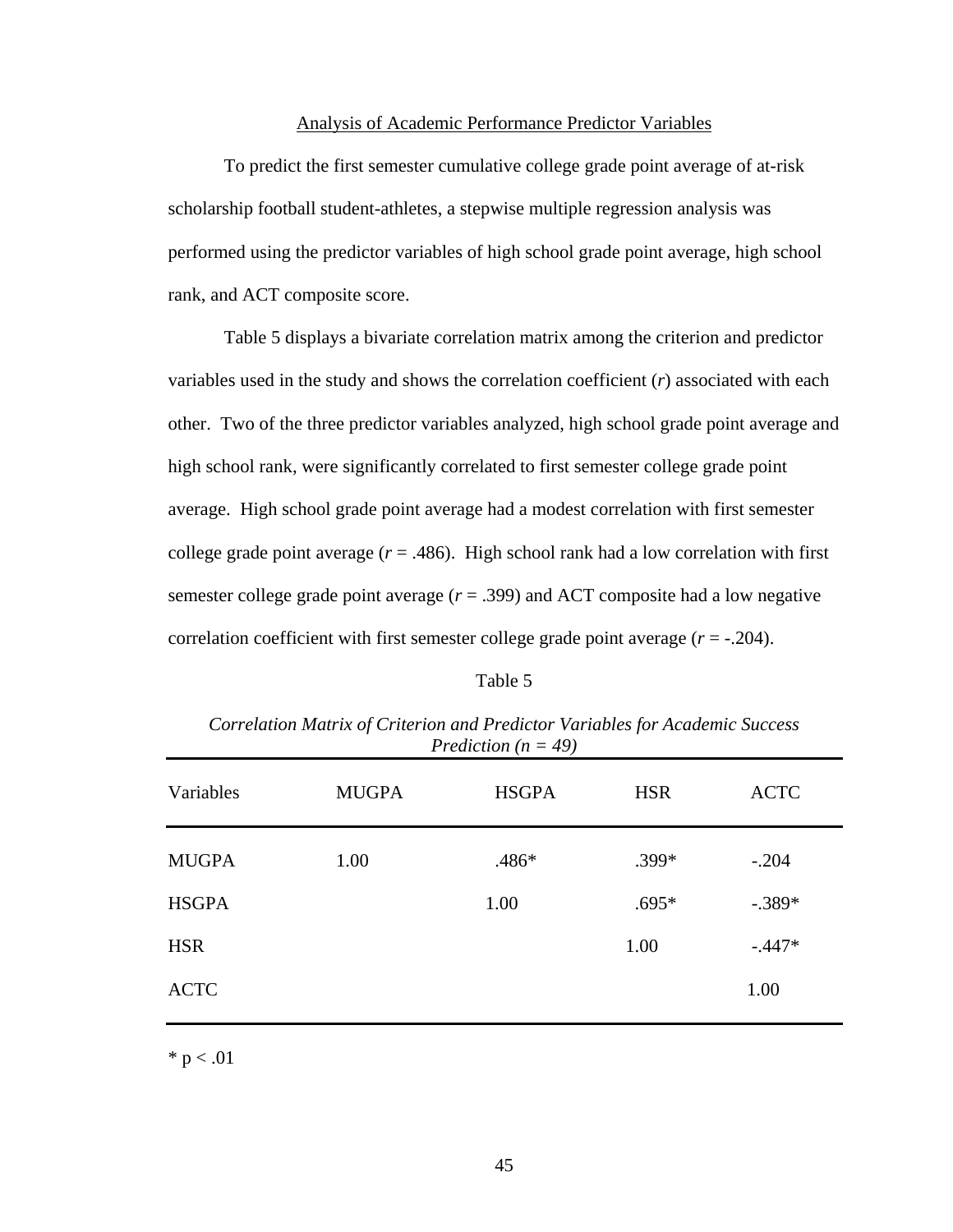## Analysis of Academic Performance Predictor Variables

To predict the first semester cumulative college grade point average of at-risk scholarship football student-athletes, a stepwise multiple regression analysis was performed using the predictor variables of high school grade point average, high school rank, and ACT composite score.

Table 5 displays a bivariate correlation matrix among the criterion and predictor variables used in the study and shows the correlation coefficient ($r$) associated with each other. Two of the three predictor variables analyzed, high school grade point average and high school rank, were significantly correlated to first semester college grade point average. High school grade point average had a modest correlation with first semester college grade point average ($r$ = .486). High school rank had a low correlation with first semester college grade point average ($r$ = .399) and ACT composite had a low negative correlation coefficient with first semester college grade point average ($r$ = -.204).

Table 5

*Correlation Matrix of Criterion and Predictor Variables for Academic Success Prediction (n = 49)*

| Variables | MUGPA | HSGPA | HSR | ACTC |
|---|---|---|---|---|
| MUGPA | 1.00 | .486* | .399* | -.204 |
| HSGPA | | 1.00 | .695* | -.389* |
| HSR | | | 1.00 | -.447* |
| ACTC | | | | 1.00 |

* $p < .01$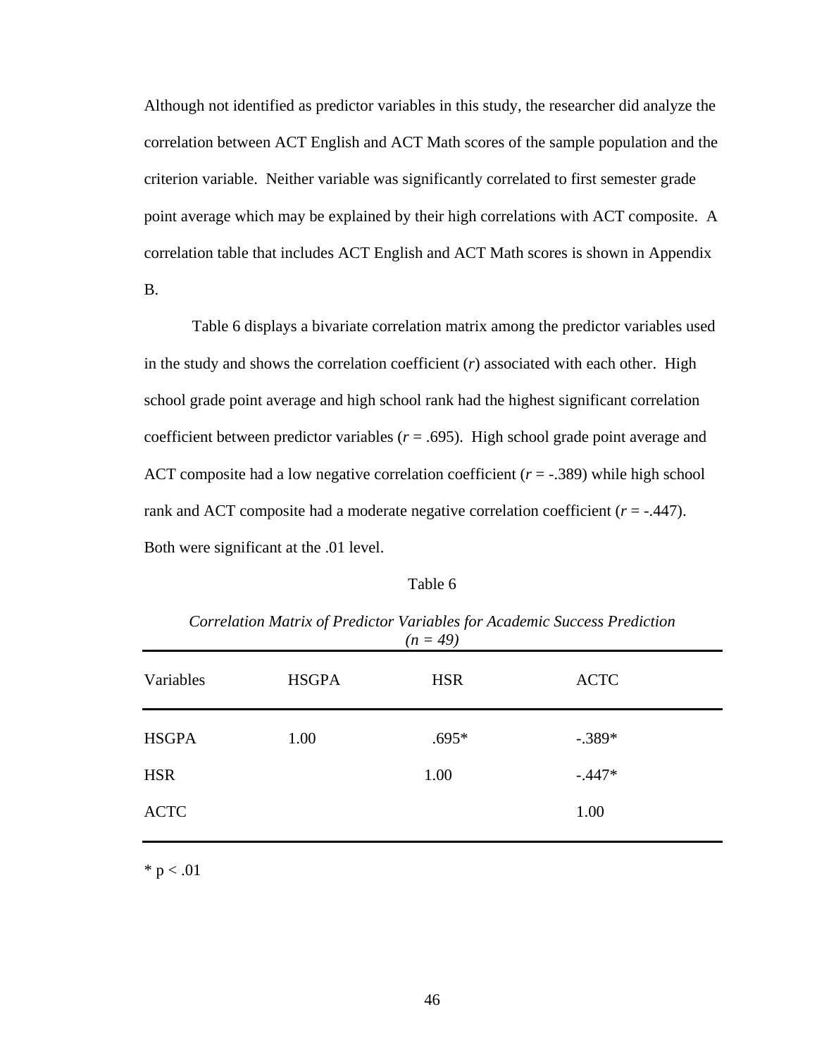Although not identified as predictor variables in this study, the researcher did analyze the correlation between ACT English and ACT Math scores of the sample population and the criterion variable. Neither variable was significantly correlated to first semester grade point average which may be explained by their high correlations with ACT composite. A correlation table that includes ACT English and ACT Math scores is shown in Appendix B.

Table 6 displays a bivariate correlation matrix among the predictor variables used in the study and shows the correlation coefficient ($r$) associated with each other. High school grade point average and high school rank had the highest significant correlation coefficient between predictor variables ($r$ = .695). High school grade point average and ACT composite had a low negative correlation coefficient ($r$ = -.389) while high school rank and ACT composite had a moderate negative correlation coefficient ($r$ = -.447). Both were significant at the .01 level.

Table 6

*Correlation Matrix of Predictor Variables for Academic Success Prediction (n = 49)*

| Variables | HSGPA | HSR | ACTC |
|---|---|---|---|
| HSGPA | 1.00 | .695* | -.389* |
| HSR | | 1.00 | -.447* |
| ACTC | | | 1.00 |

* $p < .01$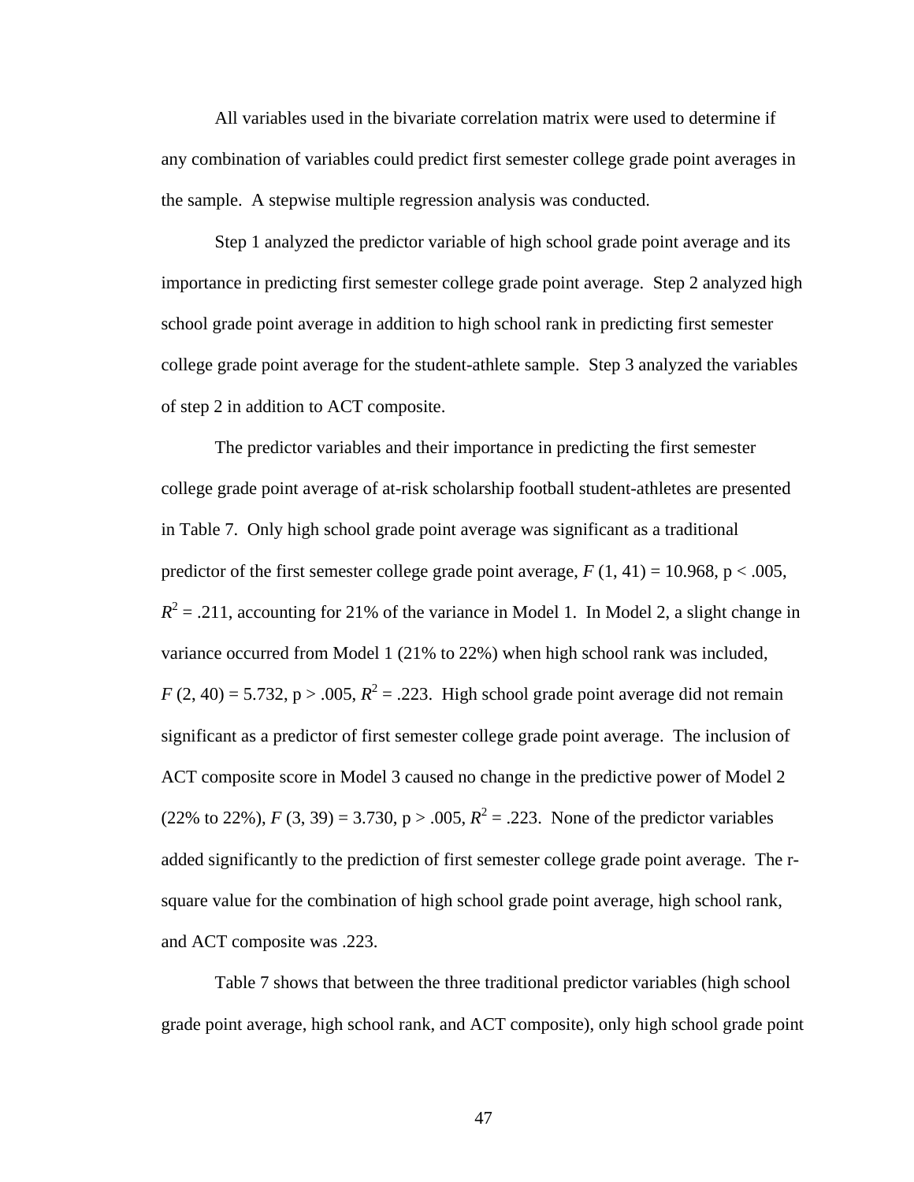All variables used in the bivariate correlation matrix were used to determine if any combination of variables could predict first semester college grade point averages in the sample. A stepwise multiple regression analysis was conducted.

Step 1 analyzed the predictor variable of high school grade point average and its importance in predicting first semester college grade point average. Step 2 analyzed high school grade point average in addition to high school rank in predicting first semester college grade point average for the student-athlete sample. Step 3 analyzed the variables of step 2 in addition to ACT composite.

The predictor variables and their importance in predicting the first semester college grade point average of at-risk scholarship football student-athletes are presented in Table 7. Only high school grade point average was significant as a traditional predictor of the first semester college grade point average, $F$ (1, 41) = 10.968, $p < .005$, $R^2 = .211$, accounting for 21% of the variance in Model 1. In Model 2, a slight change in variance occurred from Model 1 (21% to 22%) when high school rank was included, $F$ (2, 40) = 5.732, $p > .005$, $R^2 = .223$. High school grade point average did not remain significant as a predictor of first semester college grade point average. The inclusion of ACT composite score in Model 3 caused no change in the predictive power of Model 2 (22% to 22%), $F$ (3, 39) = 3.730, $p > .005$, $R^2 = .223$. None of the predictor variables added significantly to the prediction of first semester college grade point average. The r-square value for the combination of high school grade point average, high school rank, and ACT composite was .223.

Table 7 shows that between the three traditional predictor variables (high school grade point average, high school rank, and ACT composite), only high school grade point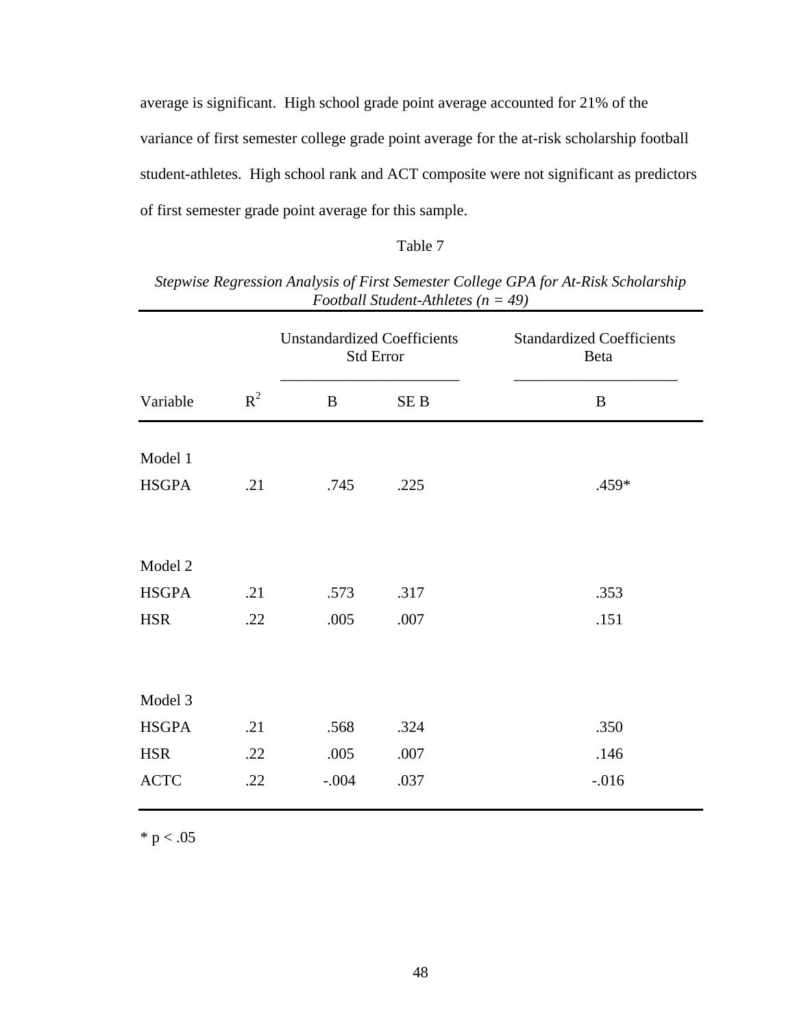average is significant. High school grade point average accounted for 21% of the variance of first semester college grade point average for the at-risk scholarship football student-athletes. High school rank and ACT composite were not significant as predictors of first semester grade point average for this sample.

Table 7

*Stepwise Regression Analysis of First Semester College GPA for At-Risk Scholarship Football Student-Athletes (n = 49)*

| | | Unstandardized Coefficients Std Error | | Standardized Coefficients Beta |
|---|---|---|---|---|
| Variable | $R^2$ | B | SE B | B |
| Model 1 | | | | |
| HSGPA | .21 | .745 | .225 | .459* |
| Model 2 | | | | |
| HSGPA | .21 | .573 | .317 | .353 |
| HSR | .22 | .005 | .007 | .151 |
| Model 3 | | | | |
| HSGPA | .21 | .568 | .324 | .350 |
| HSR | .22 | .005 | .007 | .146 |
| ACTC | .22 | -.004 | .037 | -.016 |

* $p < .05$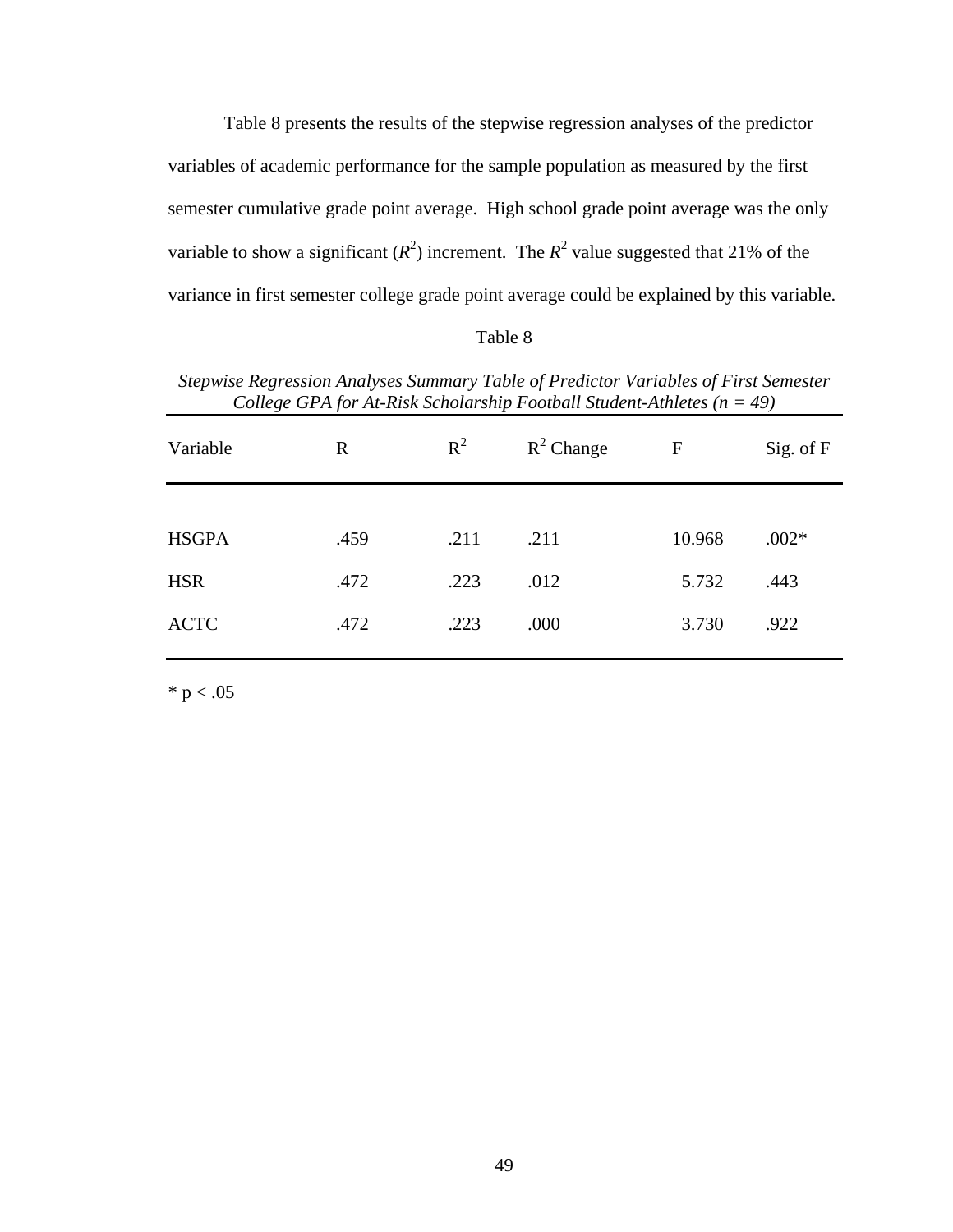Table 8 presents the results of the stepwise regression analyses of the predictor variables of academic performance for the sample population as measured by the first semester cumulative grade point average. High school grade point average was the only variable to show a significant ($R^2$) increment. The $R^2$ value suggested that 21% of the variance in first semester college grade point average could be explained by this variable.

Table 8

*Stepwise Regression Analyses Summary Table of Predictor Variables of First Semester College GPA for At-Risk Scholarship Football Student-Athletes (n = 49)*

| Variable | R | $R^2$ | $R^2$ Change | F | Sig. of F |
|---|---|---|---|---|---|
| HSGPA | .459 | .211 | .211 | 10.968 | .002* |
| HSR | .472 | .223 | .012 | 5.732 | .443 |
| ACTC | .472 | .223 | .000 | 3.730 | .922 |

* $p < .05$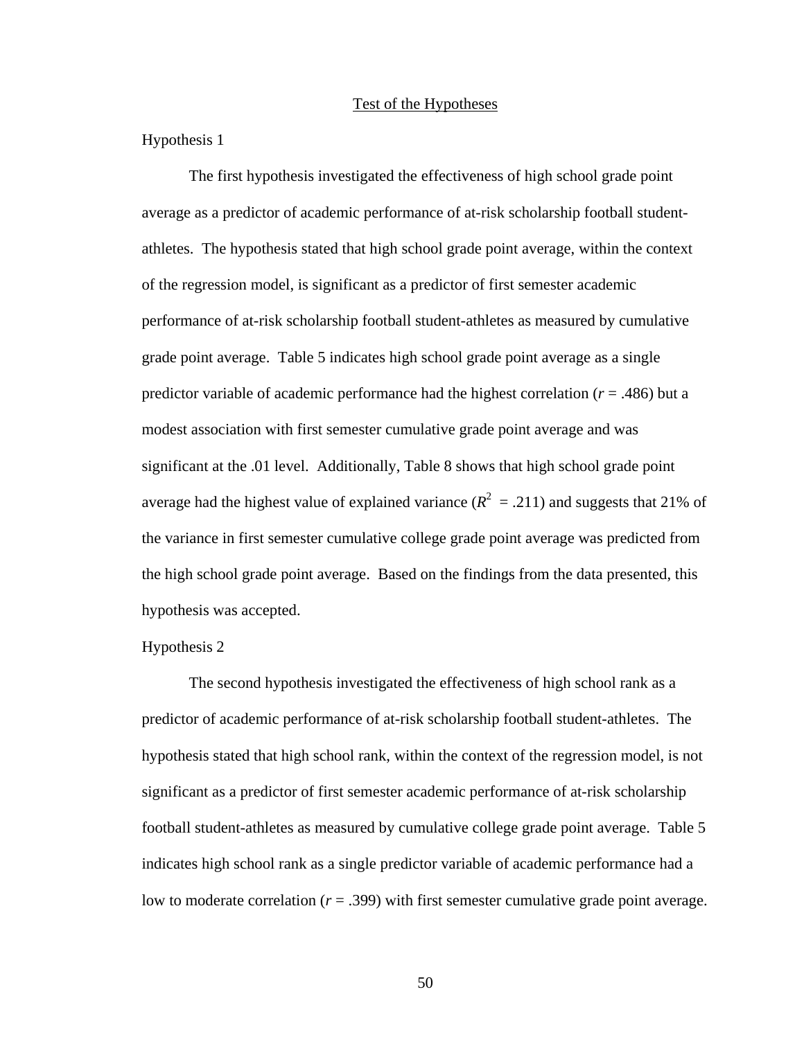## Test of the Hypotheses

### Hypothesis 1

The first hypothesis investigated the effectiveness of high school grade point average as a predictor of academic performance of at-risk scholarship football student-athletes. The hypothesis stated that high school grade point average, within the context of the regression model, is significant as a predictor of first semester academic performance of at-risk scholarship football student-athletes as measured by cumulative grade point average. Table 5 indicates high school grade point average as a single predictor variable of academic performance had the highest correlation ($r = .486$) but a modest association with first semester cumulative grade point average and was significant at the .01 level. Additionally, Table 8 shows that high school grade point average had the highest value of explained variance ($R^2 = .211$) and suggests that 21% of the variance in first semester cumulative college grade point average was predicted from the high school grade point average. Based on the findings from the data presented, this hypothesis was accepted.

### Hypothesis 2

The second hypothesis investigated the effectiveness of high school rank as a predictor of academic performance of at-risk scholarship football student-athletes. The hypothesis stated that high school rank, within the context of the regression model, is not significant as a predictor of first semester academic performance of at-risk scholarship football student-athletes as measured by cumulative college grade point average. Table 5 indicates high school rank as a single predictor variable of academic performance had a low to moderate correlation ($r = .399$) with first semester cumulative grade point average.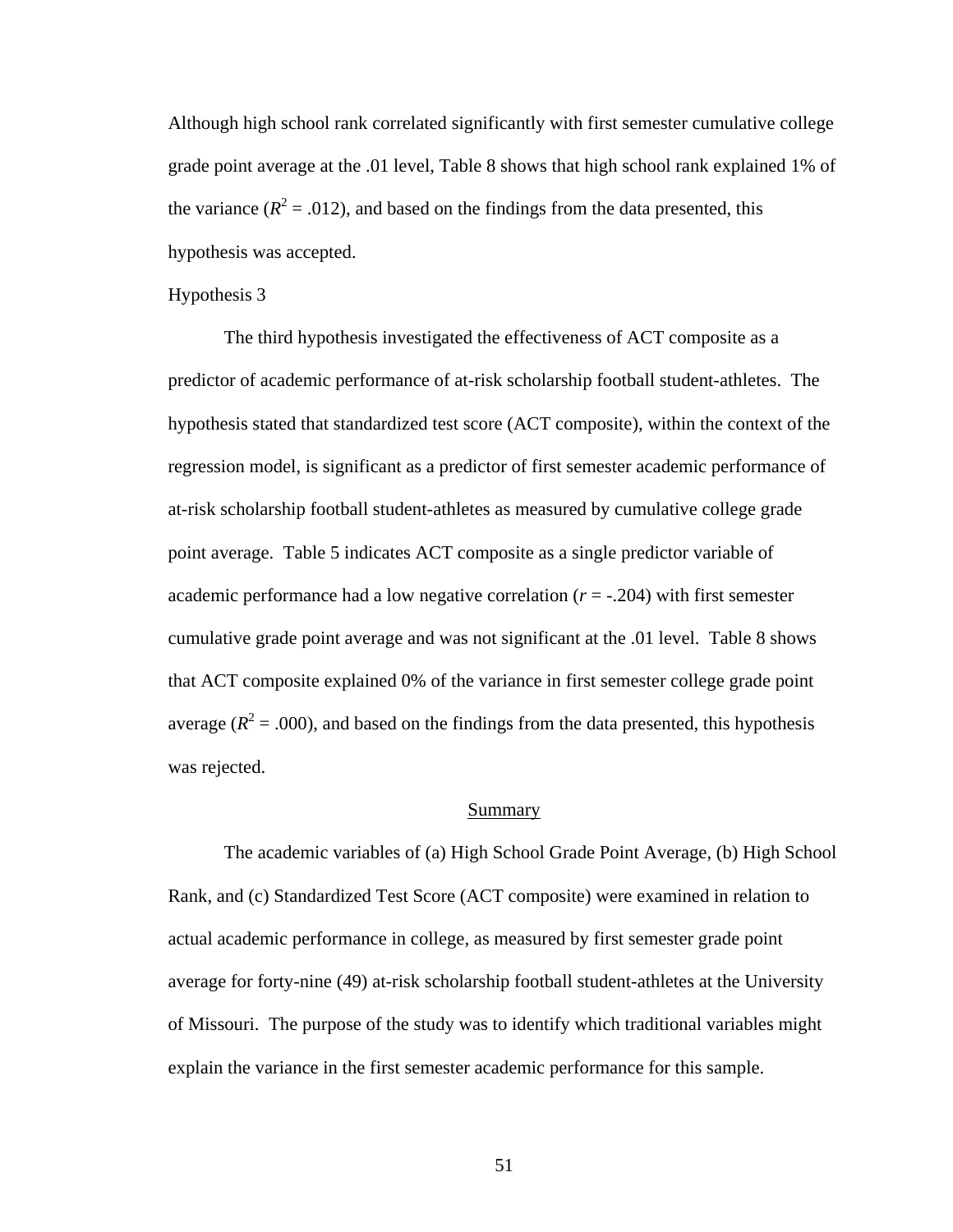Although high school rank correlated significantly with first semester cumulative college grade point average at the .01 level, Table 8 shows that high school rank explained 1% of the variance ($R^2$ = .012), and based on the findings from the data presented, this hypothesis was accepted.

Hypothesis 3

The third hypothesis investigated the effectiveness of ACT composite as a predictor of academic performance of at-risk scholarship football student-athletes. The hypothesis stated that standardized test score (ACT composite), within the context of the regression model, is significant as a predictor of first semester academic performance of at-risk scholarship football student-athletes as measured by cumulative college grade point average. Table 5 indicates ACT composite as a single predictor variable of academic performance had a low negative correlation ($r$ = -.204) with first semester cumulative grade point average and was not significant at the .01 level. Table 8 shows that ACT composite explained 0% of the variance in first semester college grade point average ($R^2$ = .000), and based on the findings from the data presented, this hypothesis was rejected.

## Summary

The academic variables of (a) High School Grade Point Average, (b) High School Rank, and (c) Standardized Test Score (ACT composite) were examined in relation to actual academic performance in college, as measured by first semester grade point average for forty-nine (49) at-risk scholarship football student-athletes at the University of Missouri. The purpose of the study was to identify which traditional variables might explain the variance in the first semester academic performance for this sample.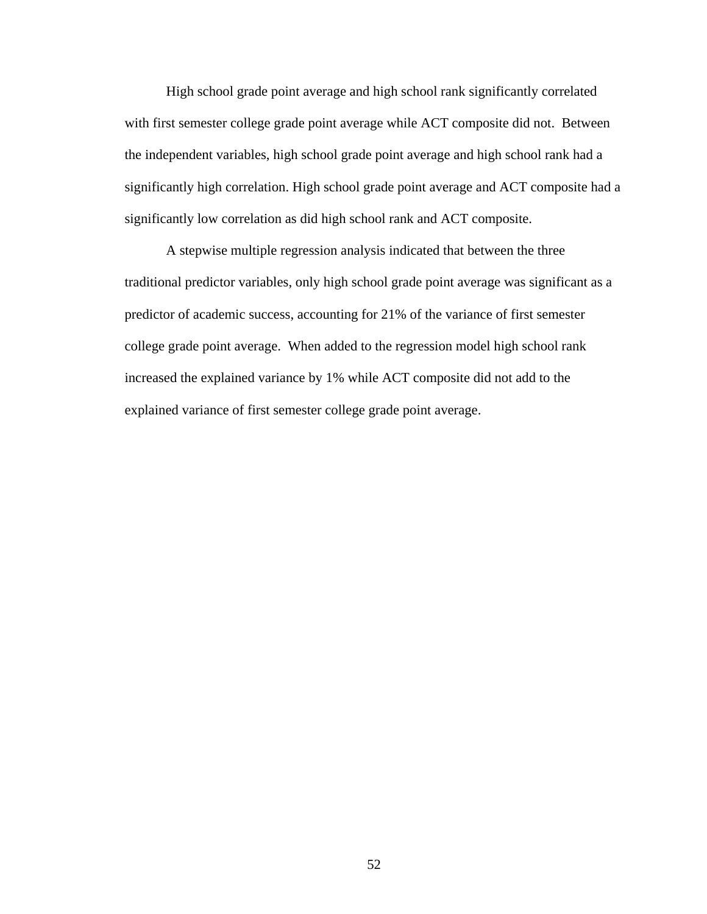High school grade point average and high school rank significantly correlated with first semester college grade point average while ACT composite did not. Between the independent variables, high school grade point average and high school rank had a significantly high correlation. High school grade point average and ACT composite had a significantly low correlation as did high school rank and ACT composite.

A stepwise multiple regression analysis indicated that between the three traditional predictor variables, only high school grade point average was significant as a predictor of academic success, accounting for 21% of the variance of first semester college grade point average. When added to the regression model high school rank increased the explained variance by 1% while ACT composite did not add to the explained variance of first semester college grade point average.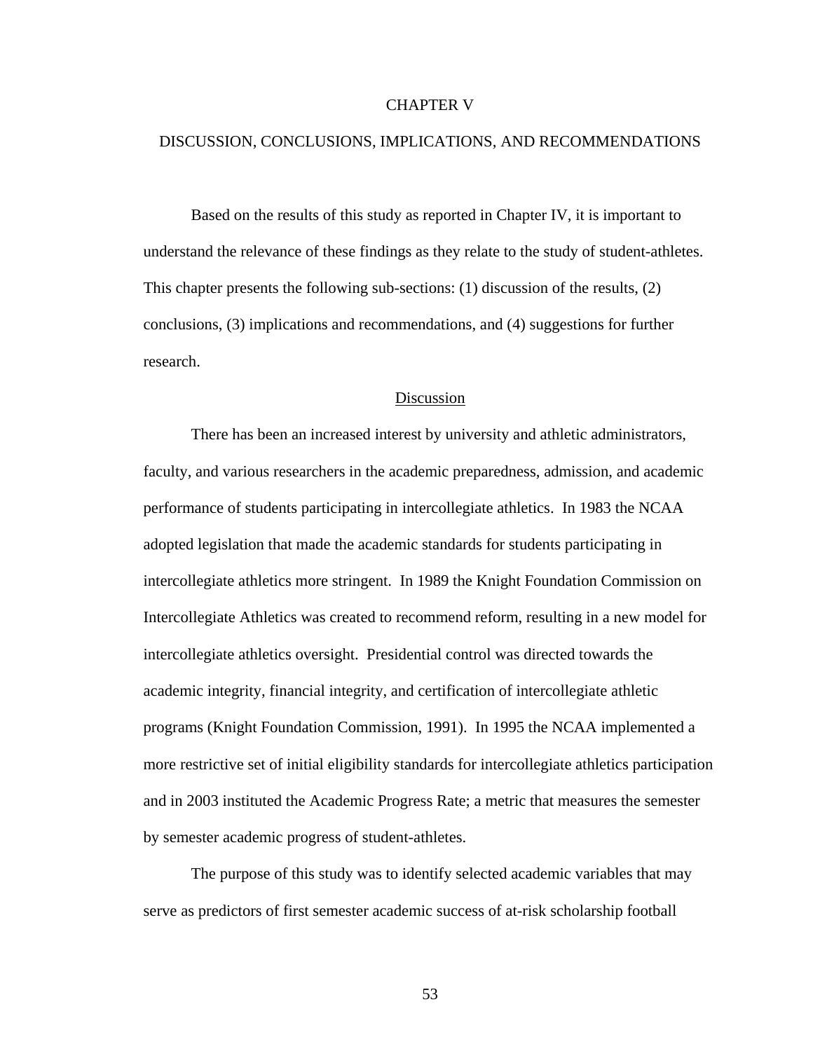# CHAPTER V

# DISCUSSION, CONCLUSIONS, IMPLICATIONS, AND RECOMMENDATIONS

Based on the results of this study as reported in Chapter IV, it is important to understand the relevance of these findings as they relate to the study of student-athletes. This chapter presents the following sub-sections: (1) discussion of the results, (2) conclusions, (3) implications and recommendations, and (4) suggestions for further research.

## Discussion

There has been an increased interest by university and athletic administrators, faculty, and various researchers in the academic preparedness, admission, and academic performance of students participating in intercollegiate athletics. In 1983 the NCAA adopted legislation that made the academic standards for students participating in intercollegiate athletics more stringent. In 1989 the Knight Foundation Commission on Intercollegiate Athletics was created to recommend reform, resulting in a new model for intercollegiate athletics oversight. Presidential control was directed towards the academic integrity, financial integrity, and certification of intercollegiate athletic programs (Knight Foundation Commission, 1991). In 1995 the NCAA implemented a more restrictive set of initial eligibility standards for intercollegiate athletics participation and in 2003 instituted the Academic Progress Rate; a metric that measures the semester by semester academic progress of student-athletes.

The purpose of this study was to identify selected academic variables that may serve as predictors of first semester academic success of at-risk scholarship football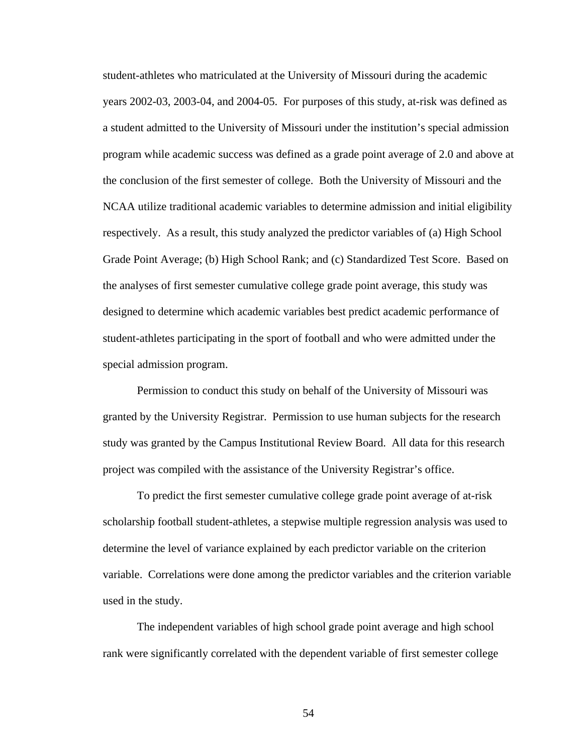student-athletes who matriculated at the University of Missouri during the academic years 2002-03, 2003-04, and 2004-05. For purposes of this study, at-risk was defined as a student admitted to the University of Missouri under the institution's special admission program while academic success was defined as a grade point average of 2.0 and above at the conclusion of the first semester of college. Both the University of Missouri and the NCAA utilize traditional academic variables to determine admission and initial eligibility respectively. As a result, this study analyzed the predictor variables of (a) High School Grade Point Average; (b) High School Rank; and (c) Standardized Test Score. Based on the analyses of first semester cumulative college grade point average, this study was designed to determine which academic variables best predict academic performance of student-athletes participating in the sport of football and who were admitted under the special admission program.

Permission to conduct this study on behalf of the University of Missouri was granted by the University Registrar. Permission to use human subjects for the research study was granted by the Campus Institutional Review Board. All data for this research project was compiled with the assistance of the University Registrar's office.

To predict the first semester cumulative college grade point average of at-risk scholarship football student-athletes, a stepwise multiple regression analysis was used to determine the level of variance explained by each predictor variable on the criterion variable. Correlations were done among the predictor variables and the criterion variable used in the study.

The independent variables of high school grade point average and high school rank were significantly correlated with the dependent variable of first semester college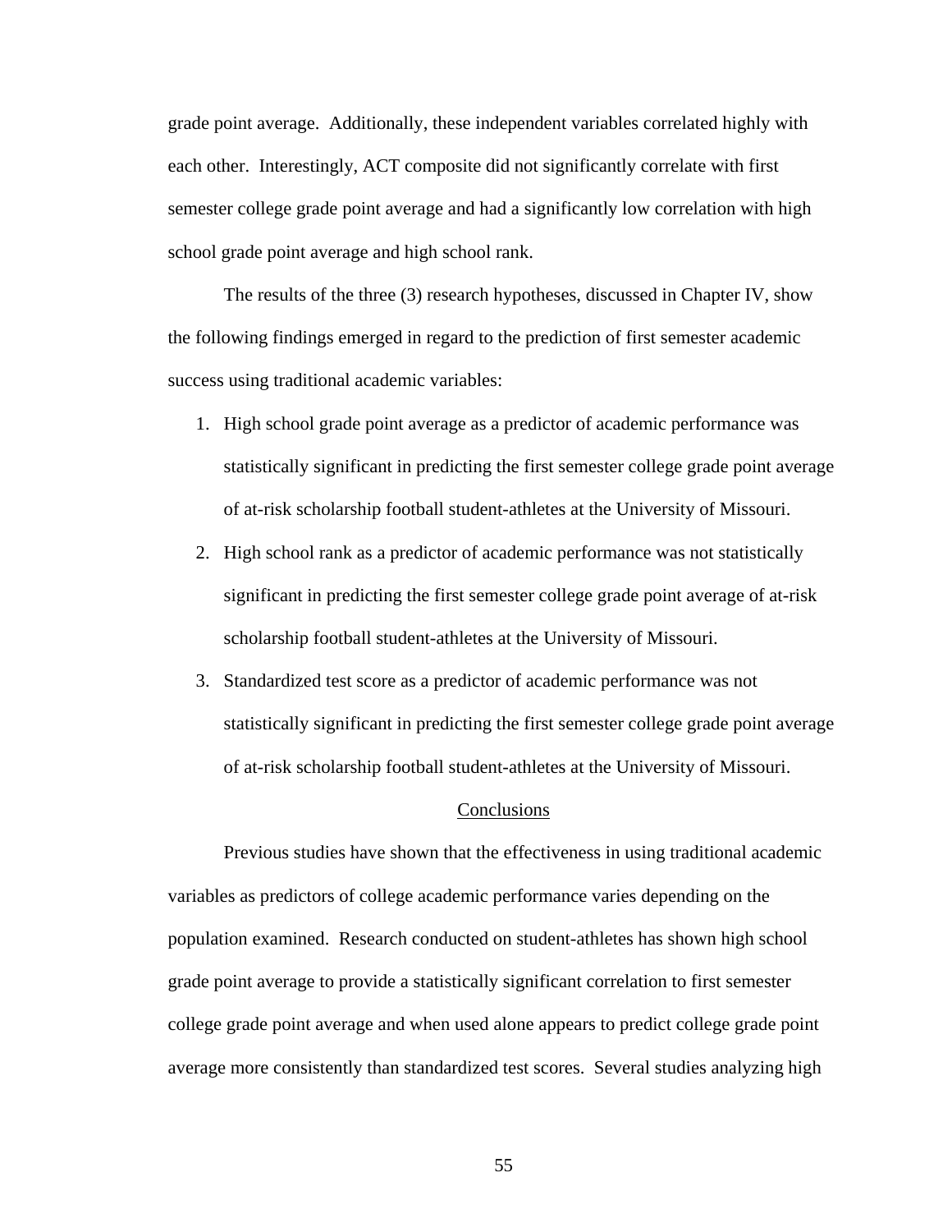grade point average. Additionally, these independent variables correlated highly with each other. Interestingly, ACT composite did not significantly correlate with first semester college grade point average and had a significantly low correlation with high school grade point average and high school rank.

The results of the three (3) research hypotheses, discussed in Chapter IV, show the following findings emerged in regard to the prediction of first semester academic success using traditional academic variables:

1. High school grade point average as a predictor of academic performance was statistically significant in predicting the first semester college grade point average of at-risk scholarship football student-athletes at the University of Missouri.
2. High school rank as a predictor of academic performance was not statistically significant in predicting the first semester college grade point average of at-risk scholarship football student-athletes at the University of Missouri.
3. Standardized test score as a predictor of academic performance was not statistically significant in predicting the first semester college grade point average of at-risk scholarship football student-athletes at the University of Missouri.

## Conclusions

Previous studies have shown that the effectiveness in using traditional academic variables as predictors of college academic performance varies depending on the population examined. Research conducted on student-athletes has shown high school grade point average to provide a statistically significant correlation to first semester college grade point average and when used alone appears to predict college grade point average more consistently than standardized test scores. Several studies analyzing high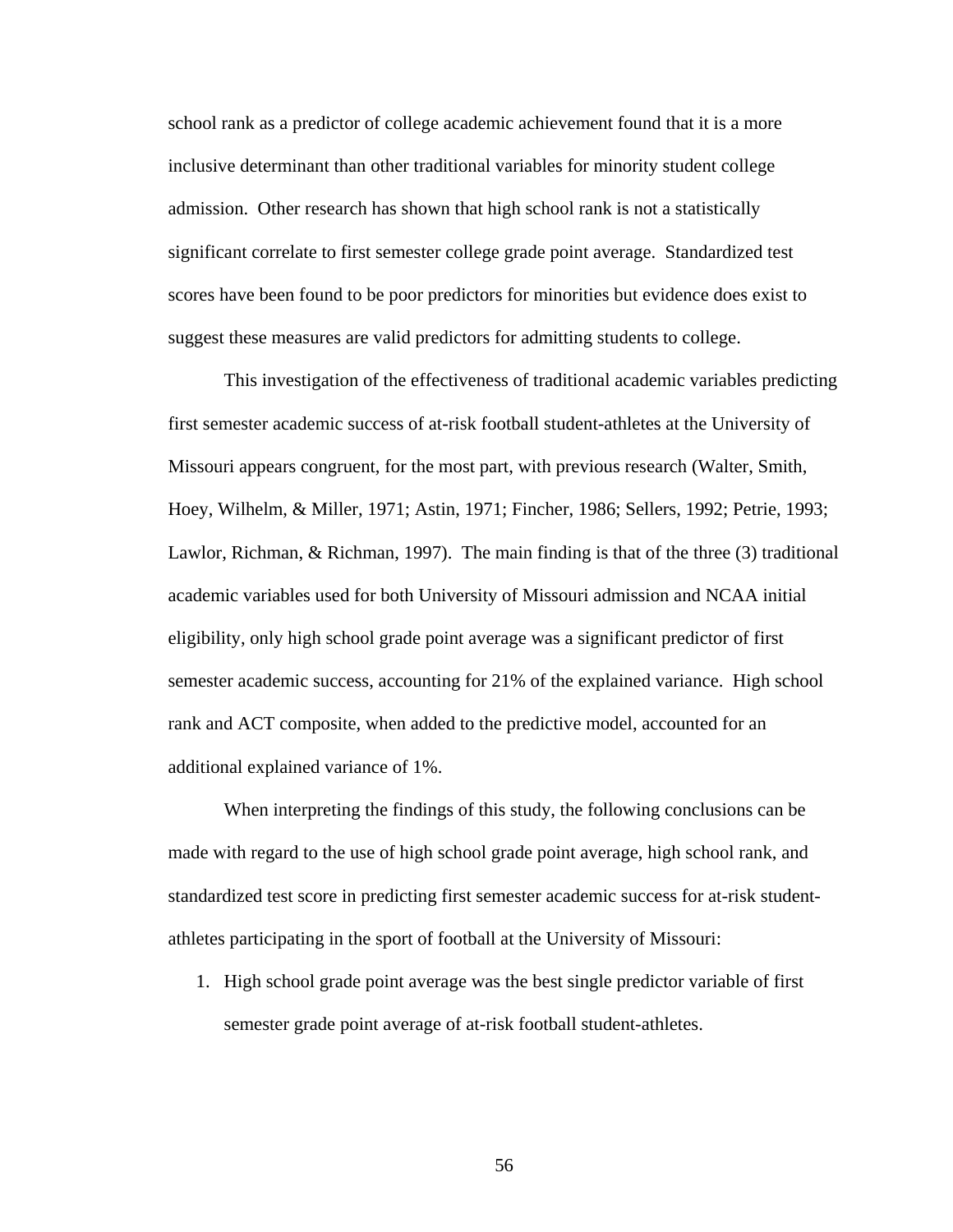school rank as a predictor of college academic achievement found that it is a more inclusive determinant than other traditional variables for minority student college admission. Other research has shown that high school rank is not a statistically significant correlate to first semester college grade point average. Standardized test scores have been found to be poor predictors for minorities but evidence does exist to suggest these measures are valid predictors for admitting students to college.

This investigation of the effectiveness of traditional academic variables predicting first semester academic success of at-risk football student-athletes at the University of Missouri appears congruent, for the most part, with previous research (Walter, Smith, Hoey, Wilhelm, & Miller, 1971; Astin, 1971; Fincher, 1986; Sellers, 1992; Petrie, 1993; Lawlor, Richman, & Richman, 1997). The main finding is that of the three (3) traditional academic variables used for both University of Missouri admission and NCAA initial eligibility, only high school grade point average was a significant predictor of first semester academic success, accounting for 21% of the explained variance. High school rank and ACT composite, when added to the predictive model, accounted for an additional explained variance of 1%.

When interpreting the findings of this study, the following conclusions can be made with regard to the use of high school grade point average, high school rank, and standardized test score in predicting first semester academic success for at-risk student-athletes participating in the sport of football at the University of Missouri:

1. High school grade point average was the best single predictor variable of first semester grade point average of at-risk football student-athletes.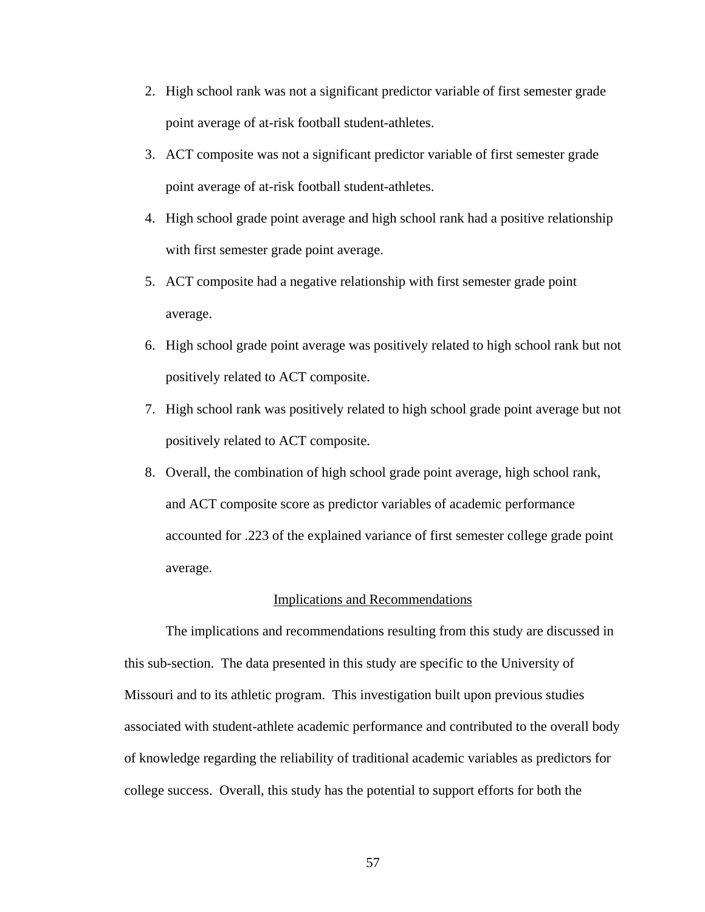2. High school rank was not a significant predictor variable of first semester grade point average of at-risk football student-athletes.
3. ACT composite was not a significant predictor variable of first semester grade point average of at-risk football student-athletes.
4. High school grade point average and high school rank had a positive relationship with first semester grade point average.
5. ACT composite had a negative relationship with first semester grade point average.
6. High school grade point average was positively related to high school rank but not positively related to ACT composite.
7. High school rank was positively related to high school grade point average but not positively related to ACT composite.
8. Overall, the combination of high school grade point average, high school rank, and ACT composite score as predictor variables of academic performance accounted for .223 of the explained variance of first semester college grade point average.

## Implications and Recommendations

The implications and recommendations resulting from this study are discussed in this sub-section. The data presented in this study are specific to the University of Missouri and to its athletic program. This investigation built upon previous studies associated with student-athlete academic performance and contributed to the overall body of knowledge regarding the reliability of traditional academic variables as predictors for college success. Overall, this study has the potential to support efforts for both the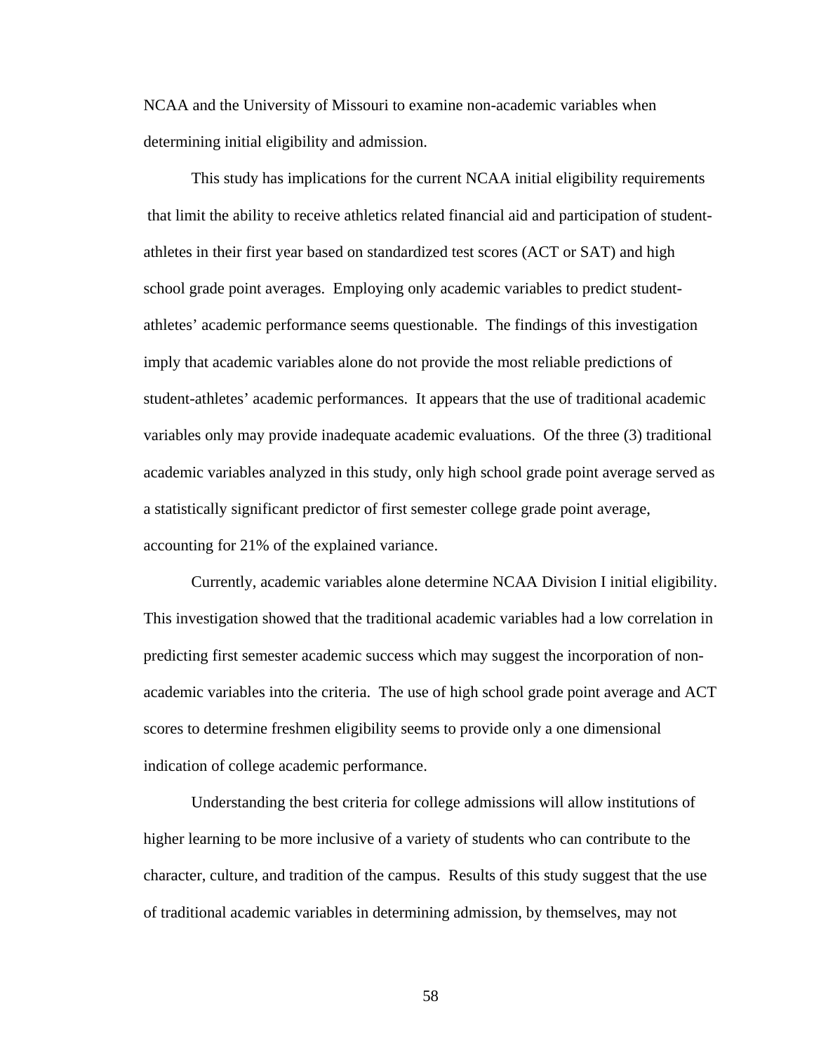NCAA and the University of Missouri to examine non-academic variables when determining initial eligibility and admission.

This study has implications for the current NCAA initial eligibility requirements that limit the ability to receive athletics related financial aid and participation of student-athletes in their first year based on standardized test scores (ACT or SAT) and high school grade point averages. Employing only academic variables to predict student-athletes' academic performance seems questionable. The findings of this investigation imply that academic variables alone do not provide the most reliable predictions of student-athletes' academic performances. It appears that the use of traditional academic variables only may provide inadequate academic evaluations. Of the three (3) traditional academic variables analyzed in this study, only high school grade point average served as a statistically significant predictor of first semester college grade point average, accounting for 21% of the explained variance.

Currently, academic variables alone determine NCAA Division I initial eligibility. This investigation showed that the traditional academic variables had a low correlation in predicting first semester academic success which may suggest the incorporation of non-academic variables into the criteria. The use of high school grade point average and ACT scores to determine freshmen eligibility seems to provide only a one dimensional indication of college academic performance.

Understanding the best criteria for college admissions will allow institutions of higher learning to be more inclusive of a variety of students who can contribute to the character, culture, and tradition of the campus. Results of this study suggest that the use of traditional academic variables in determining admission, by themselves, may not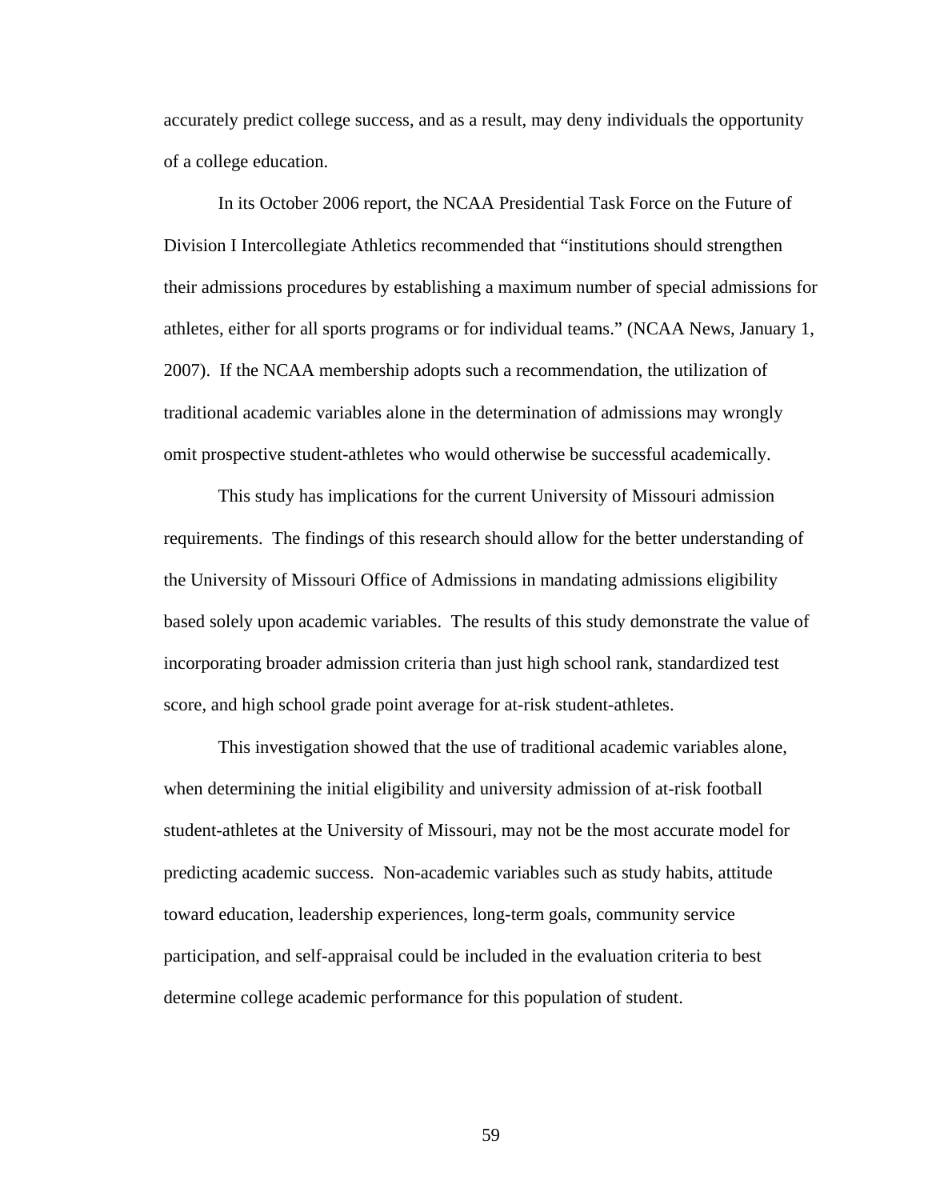accurately predict college success, and as a result, may deny individuals the opportunity of a college education.

In its October 2006 report, the NCAA Presidential Task Force on the Future of Division I Intercollegiate Athletics recommended that "institutions should strengthen their admissions procedures by establishing a maximum number of special admissions for athletes, either for all sports programs or for individual teams." (NCAA News, January 1, 2007). If the NCAA membership adopts such a recommendation, the utilization of traditional academic variables alone in the determination of admissions may wrongly omit prospective student-athletes who would otherwise be successful academically.

This study has implications for the current University of Missouri admission requirements. The findings of this research should allow for the better understanding of the University of Missouri Office of Admissions in mandating admissions eligibility based solely upon academic variables. The results of this study demonstrate the value of incorporating broader admission criteria than just high school rank, standardized test score, and high school grade point average for at-risk student-athletes.

This investigation showed that the use of traditional academic variables alone, when determining the initial eligibility and university admission of at-risk football student-athletes at the University of Missouri, may not be the most accurate model for predicting academic success. Non-academic variables such as study habits, attitude toward education, leadership experiences, long-term goals, community service participation, and self-appraisal could be included in the evaluation criteria to best determine college academic performance for this population of student.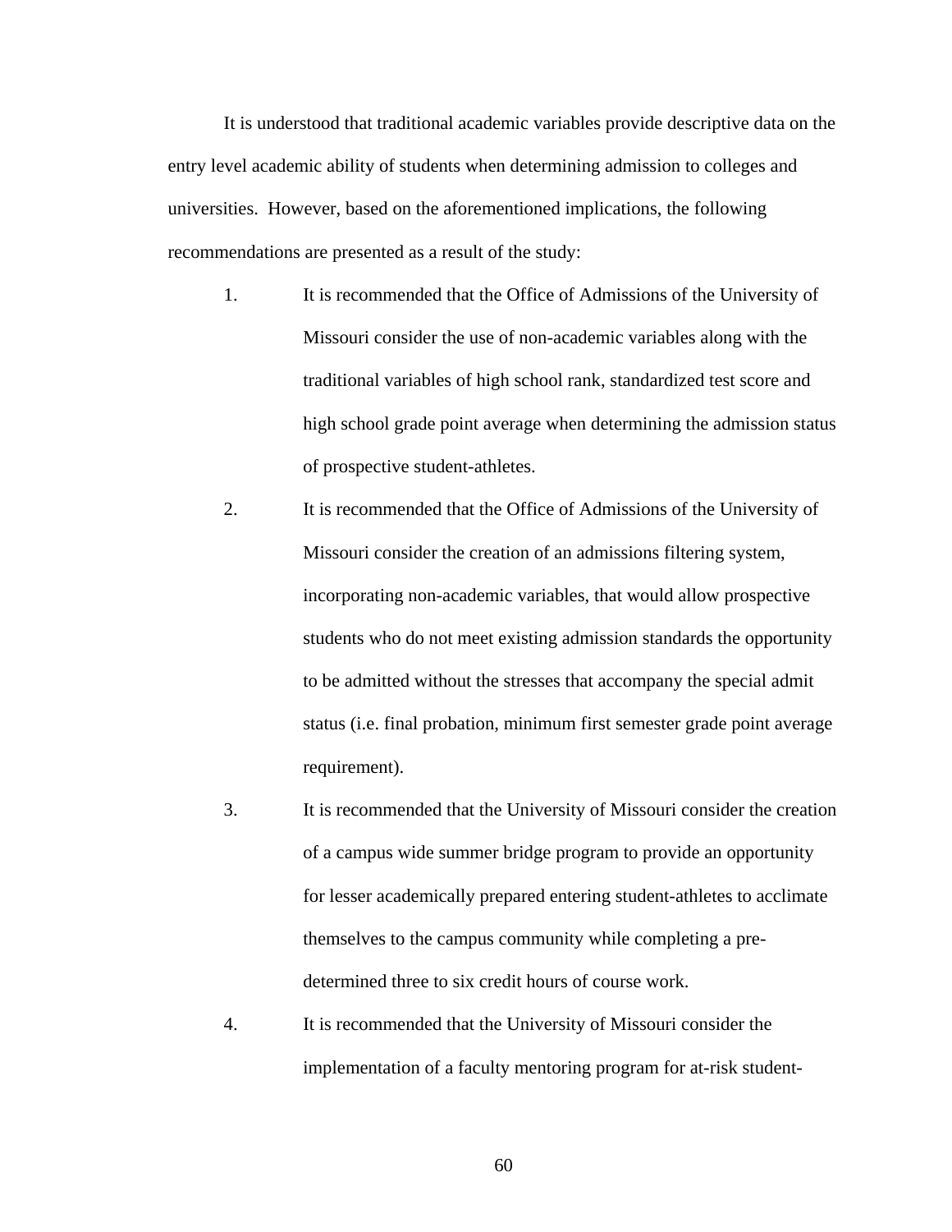It is understood that traditional academic variables provide descriptive data on the entry level academic ability of students when determining admission to colleges and universities. However, based on the aforementioned implications, the following recommendations are presented as a result of the study:

1. It is recommended that the Office of Admissions of the University of Missouri consider the use of non-academic variables along with the traditional variables of high school rank, standardized test score and high school grade point average when determining the admission status of prospective student-athletes.
2. It is recommended that the Office of Admissions of the University of Missouri consider the creation of an admissions filtering system, incorporating non-academic variables, that would allow prospective students who do not meet existing admission standards the opportunity to be admitted without the stresses that accompany the special admit status (i.e. final probation, minimum first semester grade point average requirement).
3. It is recommended that the University of Missouri consider the creation of a campus wide summer bridge program to provide an opportunity for lesser academically prepared entering student-athletes to acclimate themselves to the campus community while completing a pre-determined three to six credit hours of course work.
4. It is recommended that the University of Missouri consider the implementation of a faculty mentoring program for at-risk student-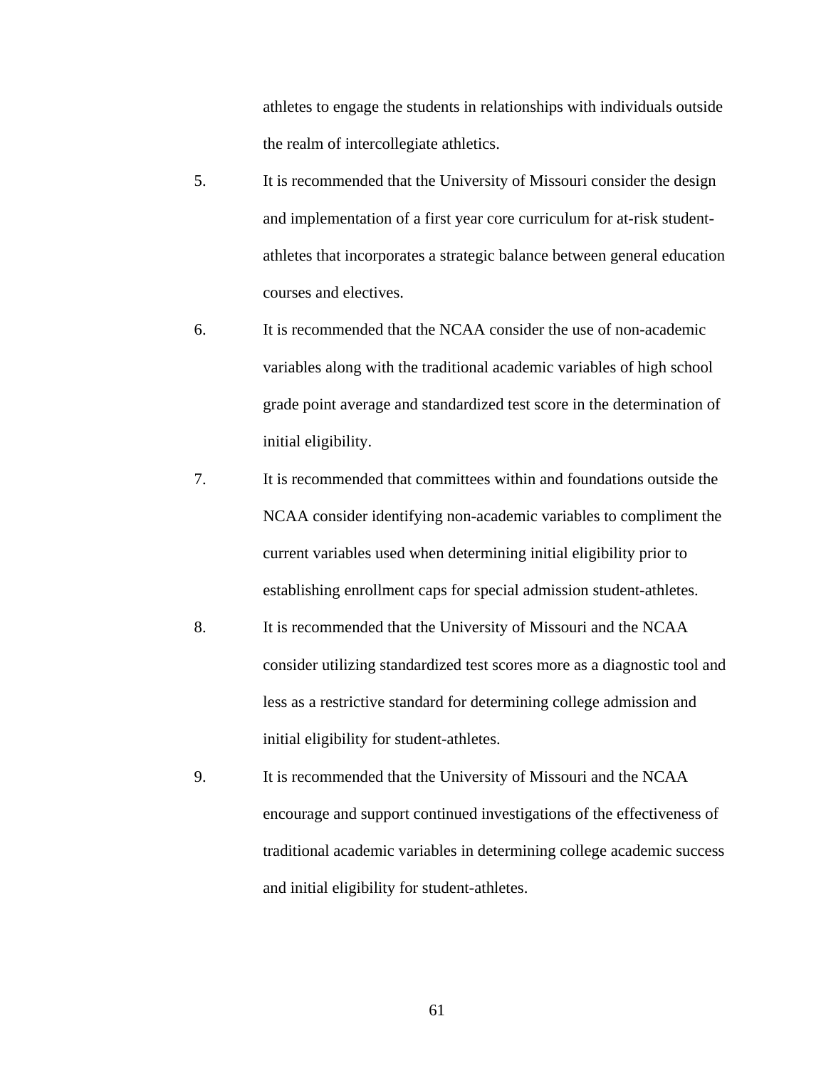athletes to engage the students in relationships with individuals outside the realm of intercollegiate athletics.

5. It is recommended that the University of Missouri consider the design and implementation of a first year core curriculum for at-risk student-athletes that incorporates a strategic balance between general education courses and electives.

6. It is recommended that the NCAA consider the use of non-academic variables along with the traditional academic variables of high school grade point average and standardized test score in the determination of initial eligibility.

7. It is recommended that committees within and foundations outside the NCAA consider identifying non-academic variables to compliment the current variables used when determining initial eligibility prior to establishing enrollment caps for special admission student-athletes.

8. It is recommended that the University of Missouri and the NCAA consider utilizing standardized test scores more as a diagnostic tool and less as a restrictive standard for determining college admission and initial eligibility for student-athletes.

9. It is recommended that the University of Missouri and the NCAA encourage and support continued investigations of the effectiveness of traditional academic variables in determining college academic success and initial eligibility for student-athletes.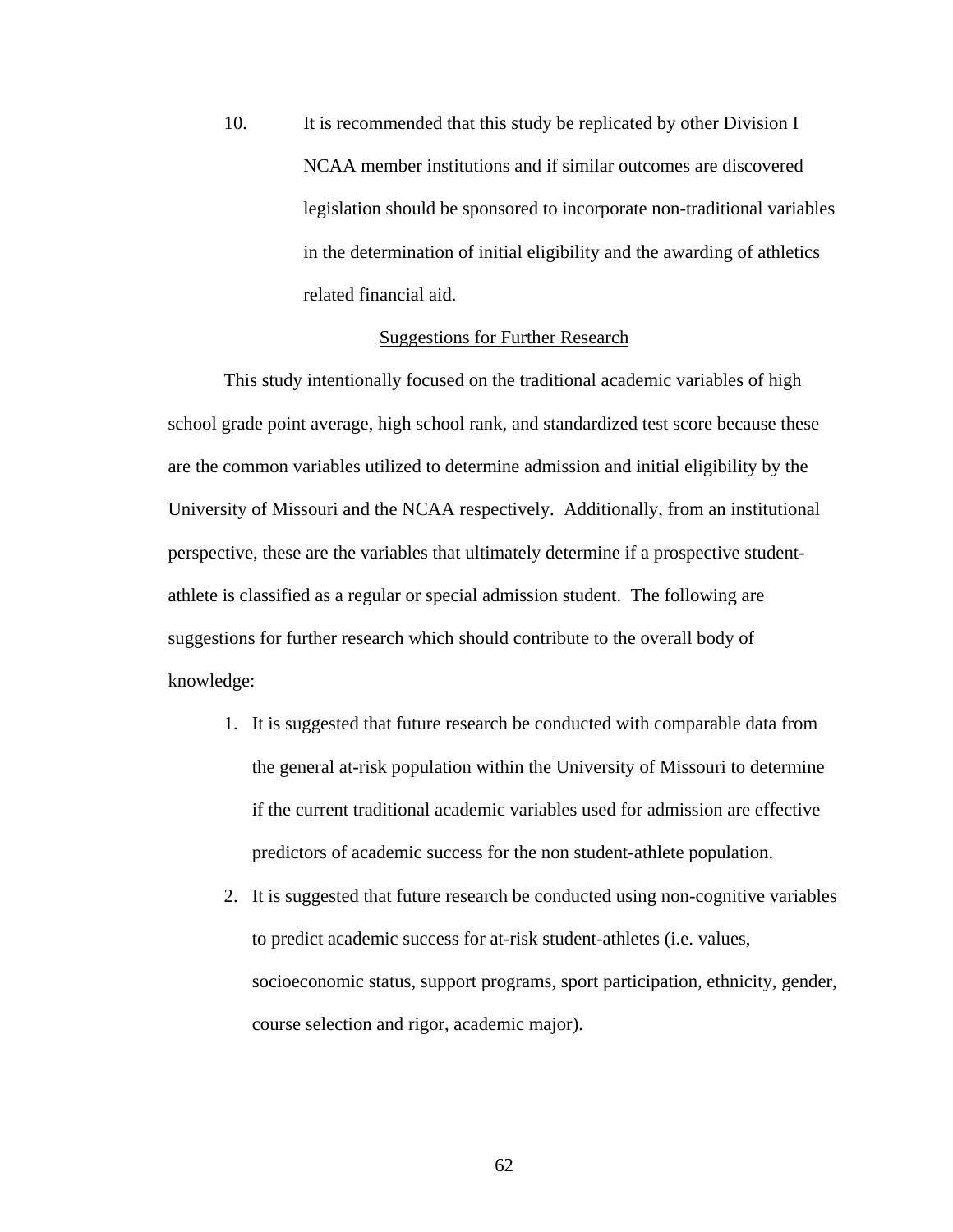10. It is recommended that this study be replicated by other Division I NCAA member institutions and if similar outcomes are discovered legislation should be sponsored to incorporate non-traditional variables in the determination of initial eligibility and the awarding of athletics related financial aid.

## Suggestions for Further Research

This study intentionally focused on the traditional academic variables of high school grade point average, high school rank, and standardized test score because these are the common variables utilized to determine admission and initial eligibility by the University of Missouri and the NCAA respectively. Additionally, from an institutional perspective, these are the variables that ultimately determine if a prospective student-athlete is classified as a regular or special admission student. The following are suggestions for further research which should contribute to the overall body of knowledge:

1. It is suggested that future research be conducted with comparable data from the general at-risk population within the University of Missouri to determine if the current traditional academic variables used for admission are effective predictors of academic success for the non student-athlete population.
2. It is suggested that future research be conducted using non-cognitive variables to predict academic success for at-risk student-athletes (i.e. values, socioeconomic status, support programs, sport participation, ethnicity, gender, course selection and rigor, academic major).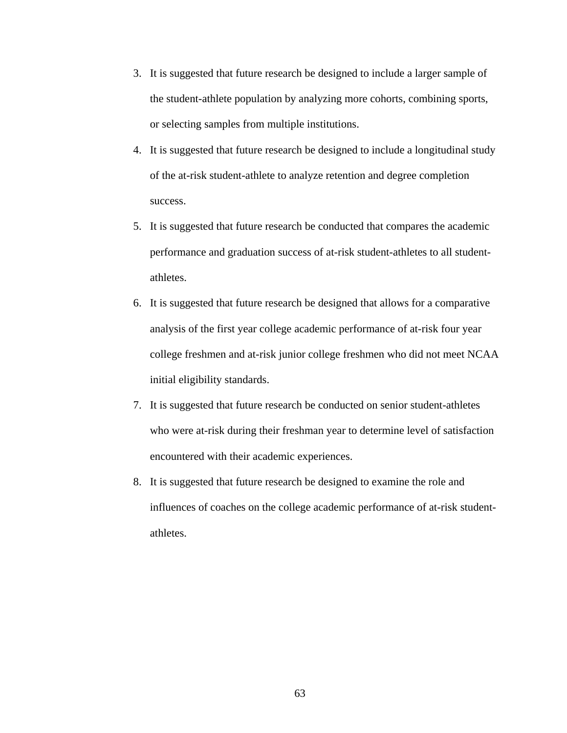3. It is suggested that future research be designed to include a larger sample of the student-athlete population by analyzing more cohorts, combining sports, or selecting samples from multiple institutions.
4. It is suggested that future research be designed to include a longitudinal study of the at-risk student-athlete to analyze retention and degree completion success.
5. It is suggested that future research be conducted that compares the academic performance and graduation success of at-risk student-athletes to all student-athletes.
6. It is suggested that future research be designed that allows for a comparative analysis of the first year college academic performance of at-risk four year college freshmen and at-risk junior college freshmen who did not meet NCAA initial eligibility standards.
7. It is suggested that future research be conducted on senior student-athletes who were at-risk during their freshman year to determine level of satisfaction encountered with their academic experiences.
8. It is suggested that future research be designed to examine the role and influences of coaches on the college academic performance of at-risk student-athletes.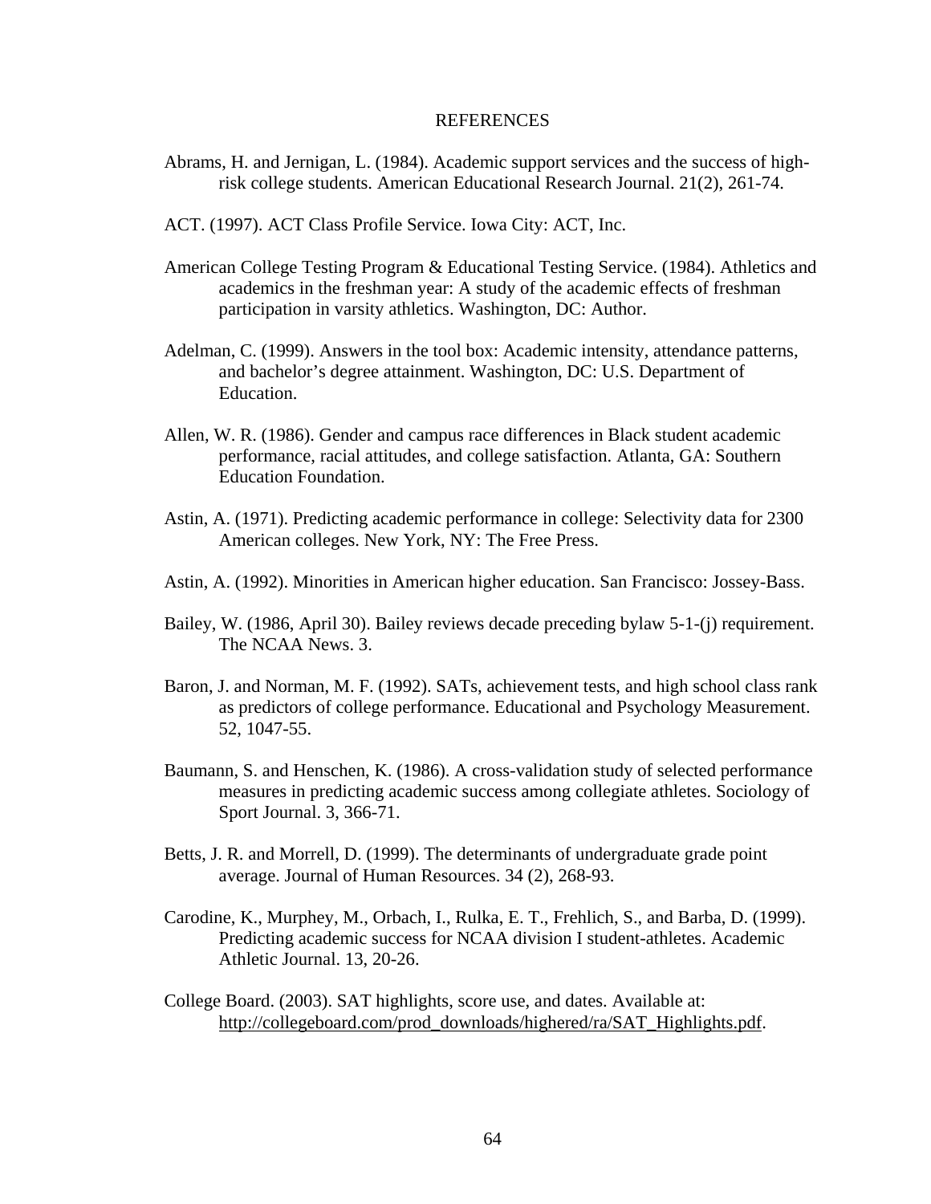# REFERENCES

Abrams, H. and Jernigan, L. (1984). Academic support services and the success of high-risk college students. American Educational Research Journal. 21(2), 261-74.

ACT. (1997). ACT Class Profile Service. Iowa City: ACT, Inc.

American College Testing Program & Educational Testing Service. (1984). Athletics and academics in the freshman year: A study of the academic effects of freshman participation in varsity athletics. Washington, DC: Author.

Adelman, C. (1999). Answers in the tool box: Academic intensity, attendance patterns, and bachelor's degree attainment. Washington, DC: U.S. Department of Education.

Allen, W. R. (1986). Gender and campus race differences in Black student academic performance, racial attitudes, and college satisfaction. Atlanta, GA: Southern Education Foundation.

Astin, A. (1971). Predicting academic performance in college: Selectivity data for 2300 American colleges. New York, NY: The Free Press.

Astin, A. (1992). Minorities in American higher education. San Francisco: Jossey-Bass.

Bailey, W. (1986, April 30). Bailey reviews decade preceding bylaw 5-1-(j) requirement. The NCAA News. 3.

Baron, J. and Norman, M. F. (1992). SATs, achievement tests, and high school class rank as predictors of college performance. Educational and Psychology Measurement. 52, 1047-55.

Baumann, S. and Henschen, K. (1986). A cross-validation study of selected performance measures in predicting academic success among collegiate athletes. Sociology of Sport Journal. 3, 366-71.

Betts, J. R. and Morrell, D. (1999). The determinants of undergraduate grade point average. Journal of Human Resources. 34 (2), 268-93.

Carodine, K., Murphey, M., Orbach, I., Rulka, E. T., Frehlich, S., and Barba, D. (1999). Predicting academic success for NCAA division I student-athletes. Academic Athletic Journal. 13, 20-26.

College Board. (2003). SAT highlights, score use, and dates. Available at: http://collegeboard.com/prod_downloads/highered/ra/SAT_Highlights.pdf.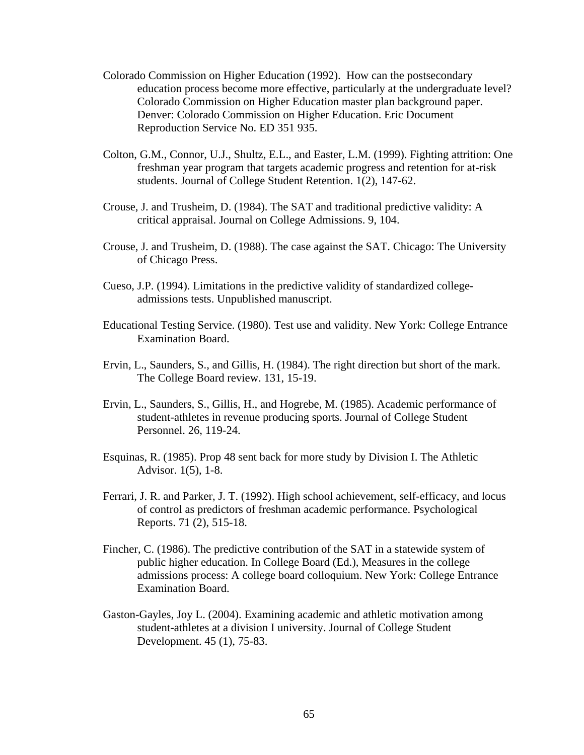Colorado Commission on Higher Education (1992). How can the postsecondary education process become more effective, particularly at the undergraduate level? Colorado Commission on Higher Education master plan background paper. Denver: Colorado Commission on Higher Education. Eric Document Reproduction Service No. ED 351 935.

Colton, G.M., Connor, U.J., Shultz, E.L., and Easter, L.M. (1999). Fighting attrition: One freshman year program that targets academic progress and retention for at-risk students. Journal of College Student Retention. 1(2), 147-62.

Crouse, J. and Trusheim, D. (1984). The SAT and traditional predictive validity: A critical appraisal. Journal on College Admissions. 9, 104.

Crouse, J. and Trusheim, D. (1988). The case against the SAT. Chicago: The University of Chicago Press.

Cueso, J.P. (1994). Limitations in the predictive validity of standardized college-admissions tests. Unpublished manuscript.

Educational Testing Service. (1980). Test use and validity. New York: College Entrance Examination Board.

Ervin, L., Saunders, S., and Gillis, H. (1984). The right direction but short of the mark. The College Board review. 131, 15-19.

Ervin, L., Saunders, S., Gillis, H., and Hogrebe, M. (1985). Academic performance of student-athletes in revenue producing sports. Journal of College Student Personnel. 26, 119-24.

Esquinas, R. (1985). Prop 48 sent back for more study by Division I. The Athletic Advisor. 1(5), 1-8.

Ferrari, J. R. and Parker, J. T. (1992). High school achievement, self-efficacy, and locus of control as predictors of freshman academic performance. Psychological Reports. 71 (2), 515-18.

Fincher, C. (1986). The predictive contribution of the SAT in a statewide system of public higher education. In College Board (Ed.), Measures in the college admissions process: A college board colloquium. New York: College Entrance Examination Board.

Gaston-Gayles, Joy L. (2004). Examining academic and athletic motivation among student-athletes at a division I university. Journal of College Student Development. 45 (1), 75-83.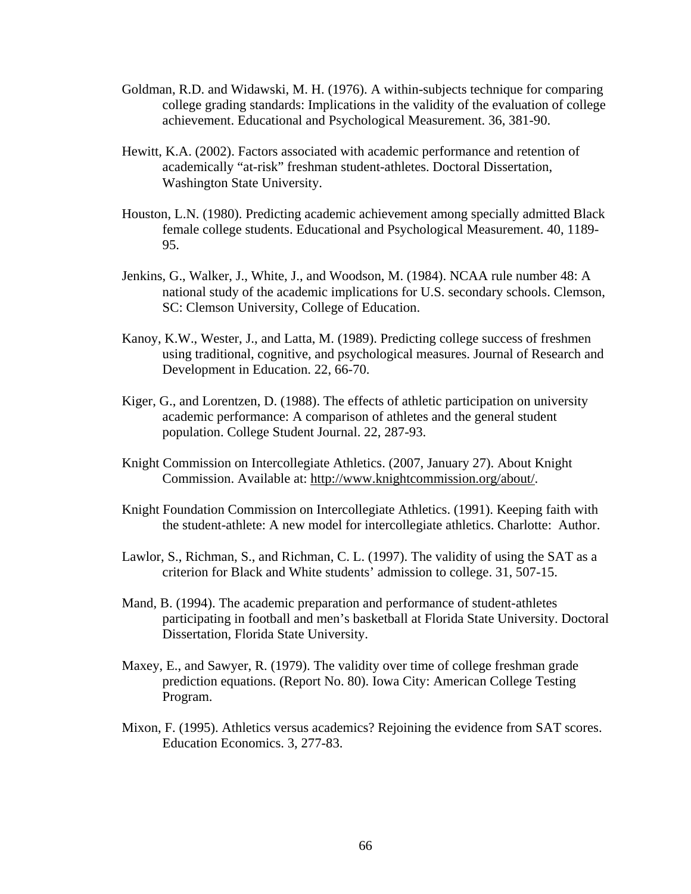Goldman, R.D. and Widawski, M. H. (1976). A within-subjects technique for comparing college grading standards: Implications in the validity of the evaluation of college achievement. Educational and Psychological Measurement. 36, 381-90.

Hewitt, K.A. (2002). Factors associated with academic performance and retention of academically "at-risk" freshman student-athletes. Doctoral Dissertation, Washington State University.

Houston, L.N. (1980). Predicting academic achievement among specially admitted Black female college students. Educational and Psychological Measurement. 40, 1189-95.

Jenkins, G., Walker, J., White, J., and Woodson, M. (1984). NCAA rule number 48: A national study of the academic implications for U.S. secondary schools. Clemson, SC: Clemson University, College of Education.

Kanoy, K.W., Wester, J., and Latta, M. (1989). Predicting college success of freshmen using traditional, cognitive, and psychological measures. Journal of Research and Development in Education. 22, 66-70.

Kiger, G., and Lorentzen, D. (1988). The effects of athletic participation on university academic performance: A comparison of athletes and the general student population. College Student Journal. 22, 287-93.

Knight Commission on Intercollegiate Athletics. (2007, January 27). About Knight Commission. Available at: http://www.knightcommission.org/about/.

Knight Foundation Commission on Intercollegiate Athletics. (1991). Keeping faith with the student-athlete: A new model for intercollegiate athletics. Charlotte: Author.

Lawlor, S., Richman, S., and Richman, C. L. (1997). The validity of using the SAT as a criterion for Black and White students' admission to college. 31, 507-15.

Mand, B. (1994). The academic preparation and performance of student-athletes participating in football and men's basketball at Florida State University. Doctoral Dissertation, Florida State University.

Maxey, E., and Sawyer, R. (1979). The validity over time of college freshman grade prediction equations. (Report No. 80). Iowa City: American College Testing Program.

Mixon, F. (1995). Athletics versus academics? Rejoining the evidence from SAT scores. Education Economics. 3, 277-83.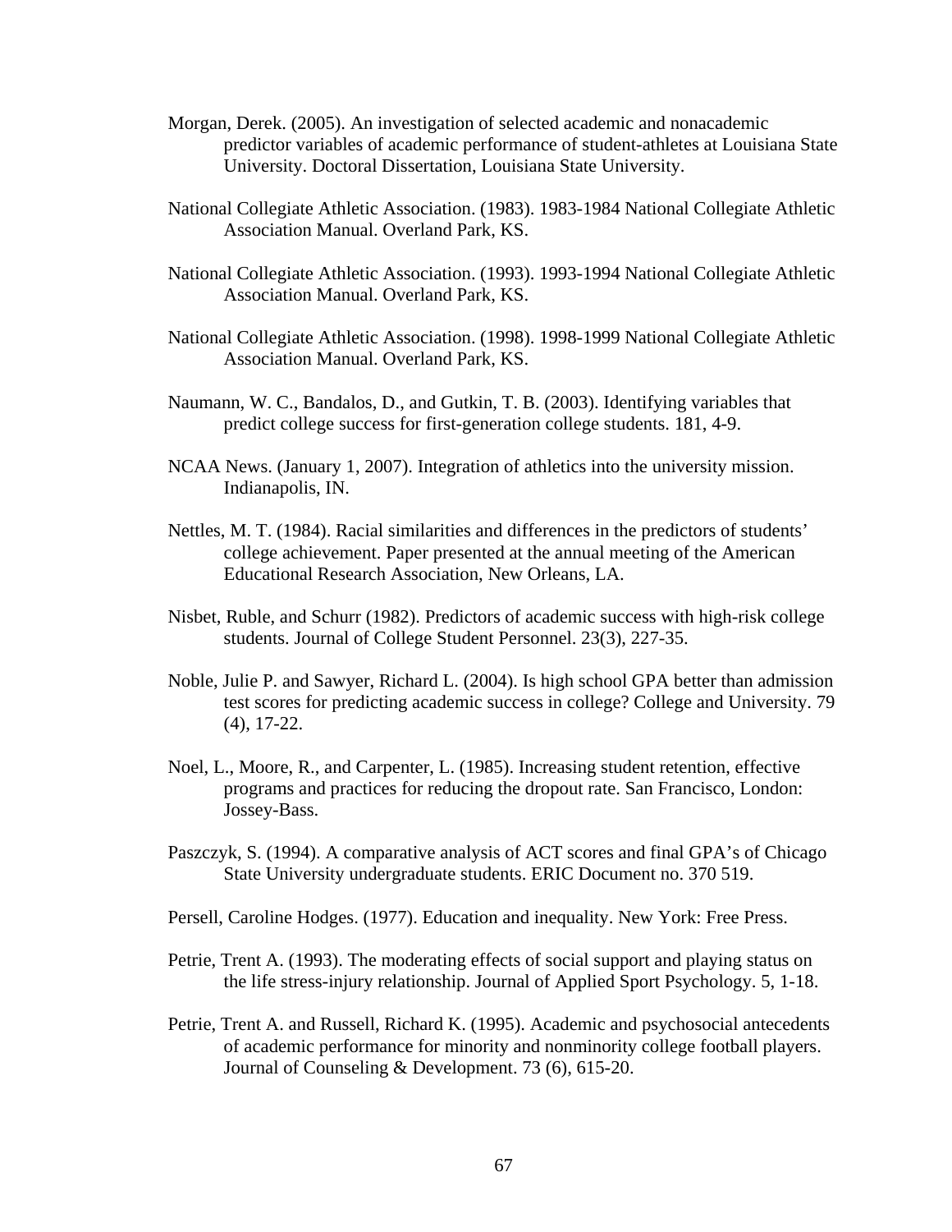Morgan, Derek. (2005). An investigation of selected academic and nonacademic predictor variables of academic performance of student-athletes at Louisiana State University. Doctoral Dissertation, Louisiana State University.

National Collegiate Athletic Association. (1983). 1983-1984 National Collegiate Athletic Association Manual. Overland Park, KS.

National Collegiate Athletic Association. (1993). 1993-1994 National Collegiate Athletic Association Manual. Overland Park, KS.

National Collegiate Athletic Association. (1998). 1998-1999 National Collegiate Athletic Association Manual. Overland Park, KS.

Naumann, W. C., Bandalos, D., and Gutkin, T. B. (2003). Identifying variables that predict college success for first-generation college students. 181, 4-9.

NCAA News. (January 1, 2007). Integration of athletics into the university mission. Indianapolis, IN.

Nettles, M. T. (1984). Racial similarities and differences in the predictors of students' college achievement. Paper presented at the annual meeting of the American Educational Research Association, New Orleans, LA.

Nisbet, Ruble, and Schurr (1982). Predictors of academic success with high-risk college students. Journal of College Student Personnel. 23(3), 227-35.

Noble, Julie P. and Sawyer, Richard L. (2004). Is high school GPA better than admission test scores for predicting academic success in college? College and University. 79 (4), 17-22.

Noel, L., Moore, R., and Carpenter, L. (1985). Increasing student retention, effective programs and practices for reducing the dropout rate. San Francisco, London: Jossey-Bass.

Paszczyk, S. (1994). A comparative analysis of ACT scores and final GPA's of Chicago State University undergraduate students. ERIC Document no. 370 519.

Persell, Caroline Hodges. (1977). Education and inequality. New York: Free Press.

Petrie, Trent A. (1993). The moderating effects of social support and playing status on the life stress-injury relationship. Journal of Applied Sport Psychology. 5, 1-18.

Petrie, Trent A. and Russell, Richard K. (1995). Academic and psychosocial antecedents of academic performance for minority and nonminority college football players. Journal of Counseling & Development. 73 (6), 615-20.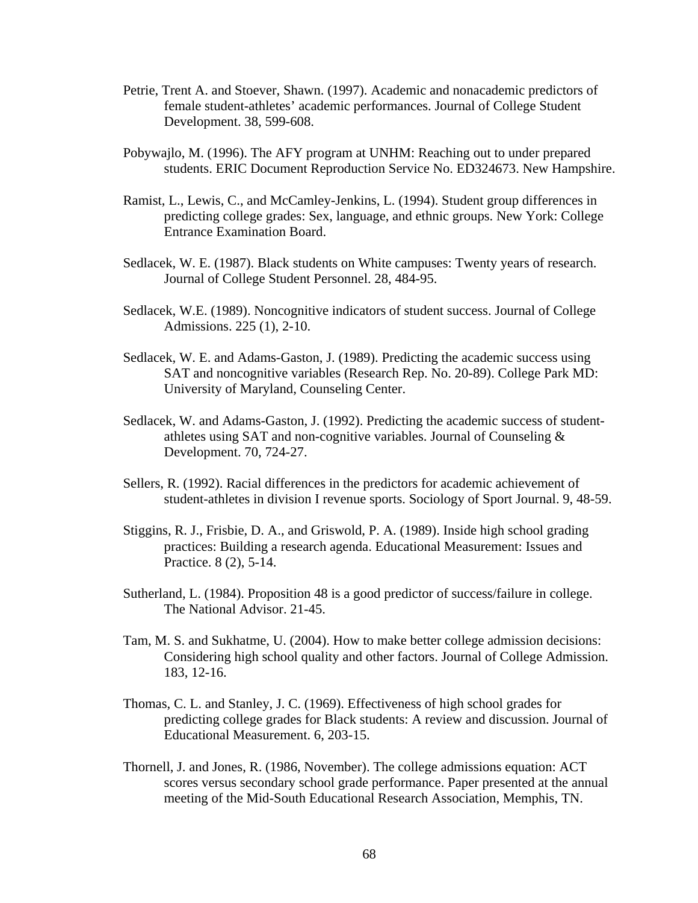Petrie, Trent A. and Stoever, Shawn. (1997). Academic and nonacademic predictors of female student-athletes' academic performances. Journal of College Student Development. 38, 599-608.

Pobywajlo, M. (1996). The AFY program at UNHM: Reaching out to under prepared students. ERIC Document Reproduction Service No. ED324673. New Hampshire.

Ramist, L., Lewis, C., and McCamley-Jenkins, L. (1994). Student group differences in predicting college grades: Sex, language, and ethnic groups. New York: College Entrance Examination Board.

Sedlacek, W. E. (1987). Black students on White campuses: Twenty years of research. Journal of College Student Personnel. 28, 484-95.

Sedlacek, W.E. (1989). Noncognitive indicators of student success. Journal of College Admissions. 225 (1), 2-10.

Sedlacek, W. E. and Adams-Gaston, J. (1989). Predicting the academic success using SAT and noncognitive variables (Research Rep. No. 20-89). College Park MD: University of Maryland, Counseling Center.

Sedlacek, W. and Adams-Gaston, J. (1992). Predicting the academic success of student-athletes using SAT and non-cognitive variables. Journal of Counseling & Development. 70, 724-27.

Sellers, R. (1992). Racial differences in the predictors for academic achievement of student-athletes in division I revenue sports. Sociology of Sport Journal. 9, 48-59.

Stiggins, R. J., Frisbie, D. A., and Griswold, P. A. (1989). Inside high school grading practices: Building a research agenda. Educational Measurement: Issues and Practice. 8 (2), 5-14.

Sutherland, L. (1984). Proposition 48 is a good predictor of success/failure in college. The National Advisor. 21-45.

Tam, M. S. and Sukhatme, U. (2004). How to make better college admission decisions: Considering high school quality and other factors. Journal of College Admission. 183, 12-16.

Thomas, C. L. and Stanley, J. C. (1969). Effectiveness of high school grades for predicting college grades for Black students: A review and discussion. Journal of Educational Measurement. 6, 203-15.

Thornell, J. and Jones, R. (1986, November). The college admissions equation: ACT scores versus secondary school grade performance. Paper presented at the annual meeting of the Mid-South Educational Research Association, Memphis, TN.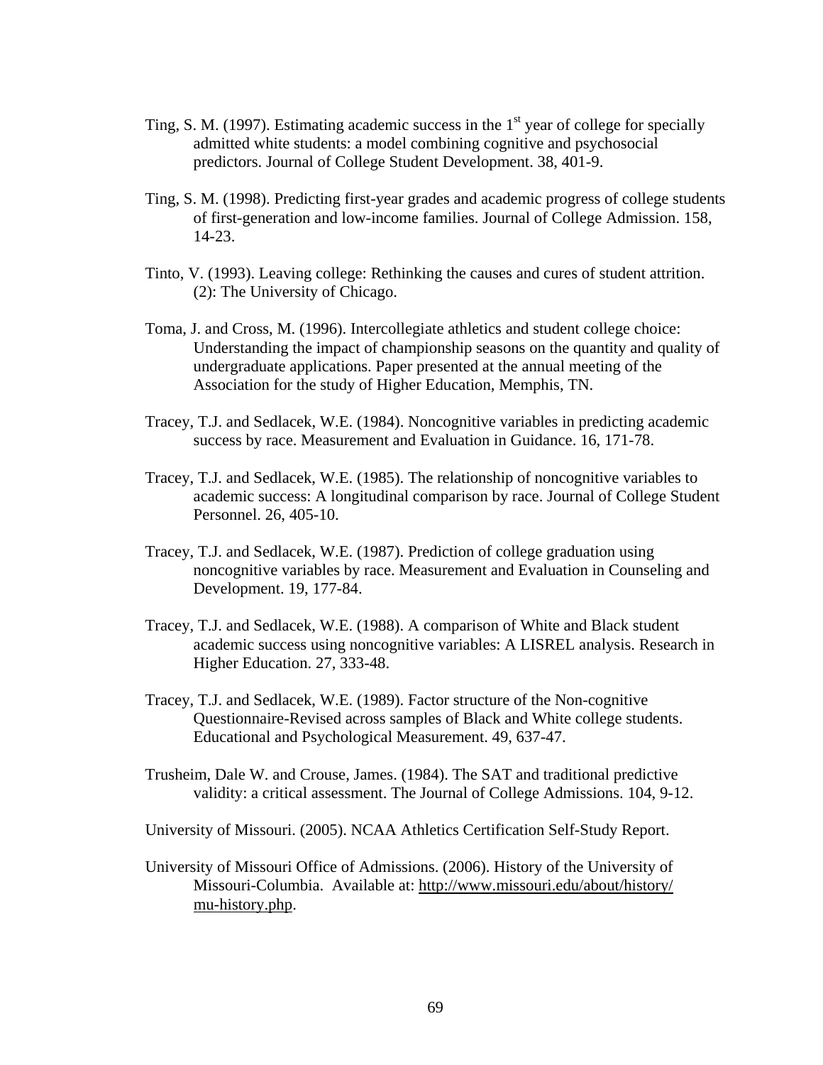Ting, S. M. (1997). Estimating academic success in the 1st year of college for specially admitted white students: a model combining cognitive and psychosocial predictors. Journal of College Student Development. 38, 401-9.

Ting, S. M. (1998). Predicting first-year grades and academic progress of college students of first-generation and low-income families. Journal of College Admission. 158, 14-23.

Tinto, V. (1993). Leaving college: Rethinking the causes and cures of student attrition. (2): The University of Chicago.

Toma, J. and Cross, M. (1996). Intercollegiate athletics and student college choice: Understanding the impact of championship seasons on the quantity and quality of undergraduate applications. Paper presented at the annual meeting of the Association for the study of Higher Education, Memphis, TN.

Tracey, T.J. and Sedlacek, W.E. (1984). Noncognitive variables in predicting academic success by race. Measurement and Evaluation in Guidance. 16, 171-78.

Tracey, T.J. and Sedlacek, W.E. (1985). The relationship of noncognitive variables to academic success: A longitudinal comparison by race. Journal of College Student Personnel. 26, 405-10.

Tracey, T.J. and Sedlacek, W.E. (1987). Prediction of college graduation using noncognitive variables by race. Measurement and Evaluation in Counseling and Development. 19, 177-84.

Tracey, T.J. and Sedlacek, W.E. (1988). A comparison of White and Black student academic success using noncognitive variables: A LISREL analysis. Research in Higher Education. 27, 333-48.

Tracey, T.J. and Sedlacek, W.E. (1989). Factor structure of the Non-cognitive Questionnaire-Revised across samples of Black and White college students. Educational and Psychological Measurement. 49, 637-47.

Trusheim, Dale W. and Crouse, James. (1984). The SAT and traditional predictive validity: a critical assessment. The Journal of College Admissions. 104, 9-12.

University of Missouri. (2005). NCAA Athletics Certification Self-Study Report.

University of Missouri Office of Admissions. (2006). History of the University of Missouri-Columbia. Available at: http://www.missouri.edu/about/history/mu-history.php.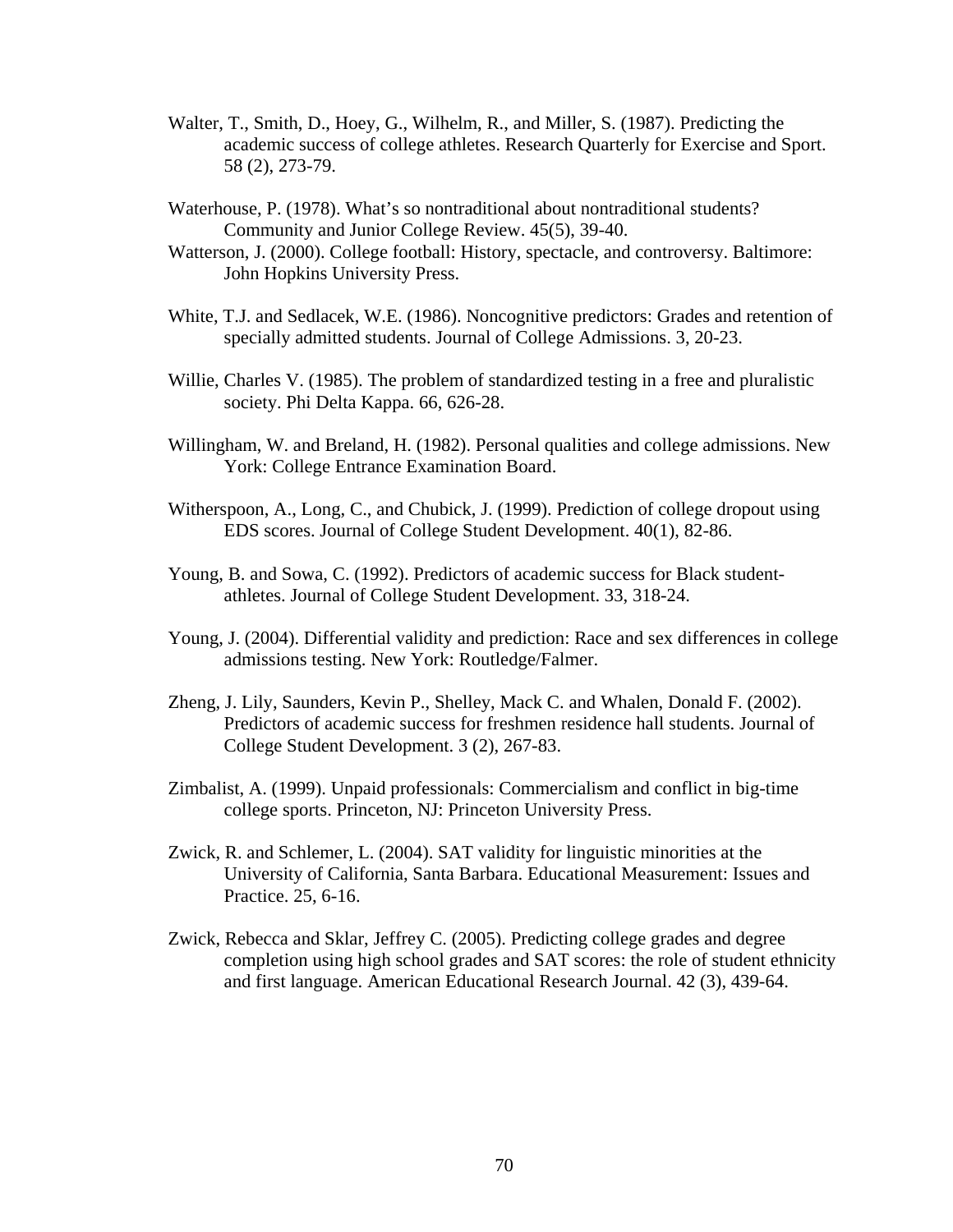Walter, T., Smith, D., Hoey, G., Wilhelm, R., and Miller, S. (1987). Predicting the academic success of college athletes. Research Quarterly for Exercise and Sport. 58 (2), 273-79.

Waterhouse, P. (1978). What's so nontraditional about nontraditional students? Community and Junior College Review. 45(5), 39-40.

Watterson, J. (2000). College football: History, spectacle, and controversy. Baltimore: John Hopkins University Press.

White, T.J. and Sedlacek, W.E. (1986). Noncognitive predictors: Grades and retention of specially admitted students. Journal of College Admissions. 3, 20-23.

Willie, Charles V. (1985). The problem of standardized testing in a free and pluralistic society. Phi Delta Kappa. 66, 626-28.

Willingham, W. and Breland, H. (1982). Personal qualities and college admissions. New York: College Entrance Examination Board.

Witherspoon, A., Long, C., and Chubick, J. (1999). Prediction of college dropout using EDS scores. Journal of College Student Development. 40(1), 82-86.

Young, B. and Sowa, C. (1992). Predictors of academic success for Black student-athletes. Journal of College Student Development. 33, 318-24.

Young, J. (2004). Differential validity and prediction: Race and sex differences in college admissions testing. New York: Routledge/Falmer.

Zheng, J. Lily, Saunders, Kevin P., Shelley, Mack C. and Whalen, Donald F. (2002). Predictors of academic success for freshmen residence hall students. Journal of College Student Development. 3 (2), 267-83.

Zimbalist, A. (1999). Unpaid professionals: Commercialism and conflict in big-time college sports. Princeton, NJ: Princeton University Press.

Zwick, R. and Schlemer, L. (2004). SAT validity for linguistic minorities at the University of California, Santa Barbara. Educational Measurement: Issues and Practice. 25, 6-16.

Zwick, Rebecca and Sklar, Jeffrey C. (2005). Predicting college grades and degree completion using high school grades and SAT scores: the role of student ethnicity and first language. American Educational Research Journal. 42 (3), 439-64.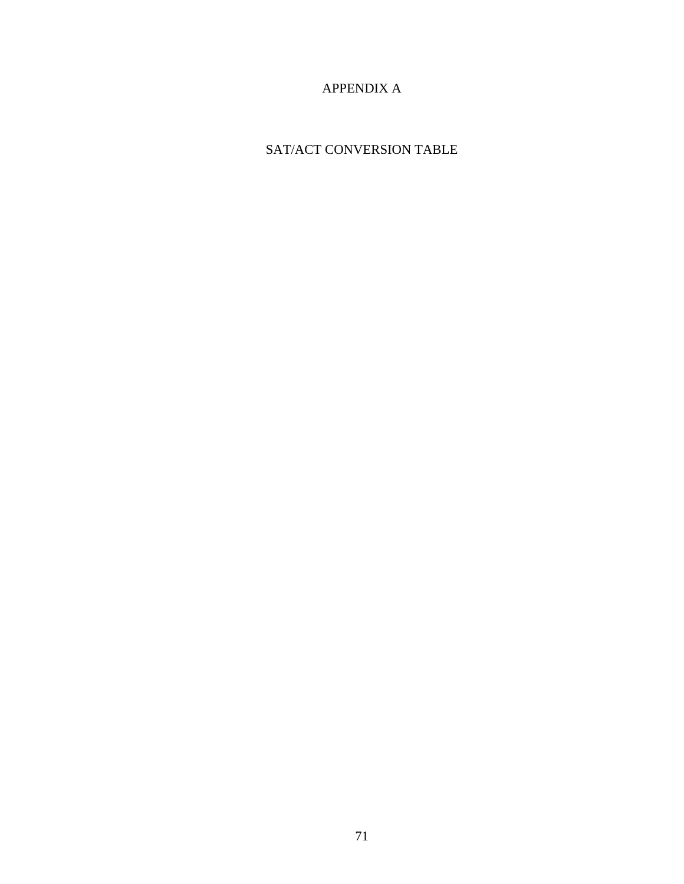# APPENDIX A

## SAT/ACT CONVERSION TABLE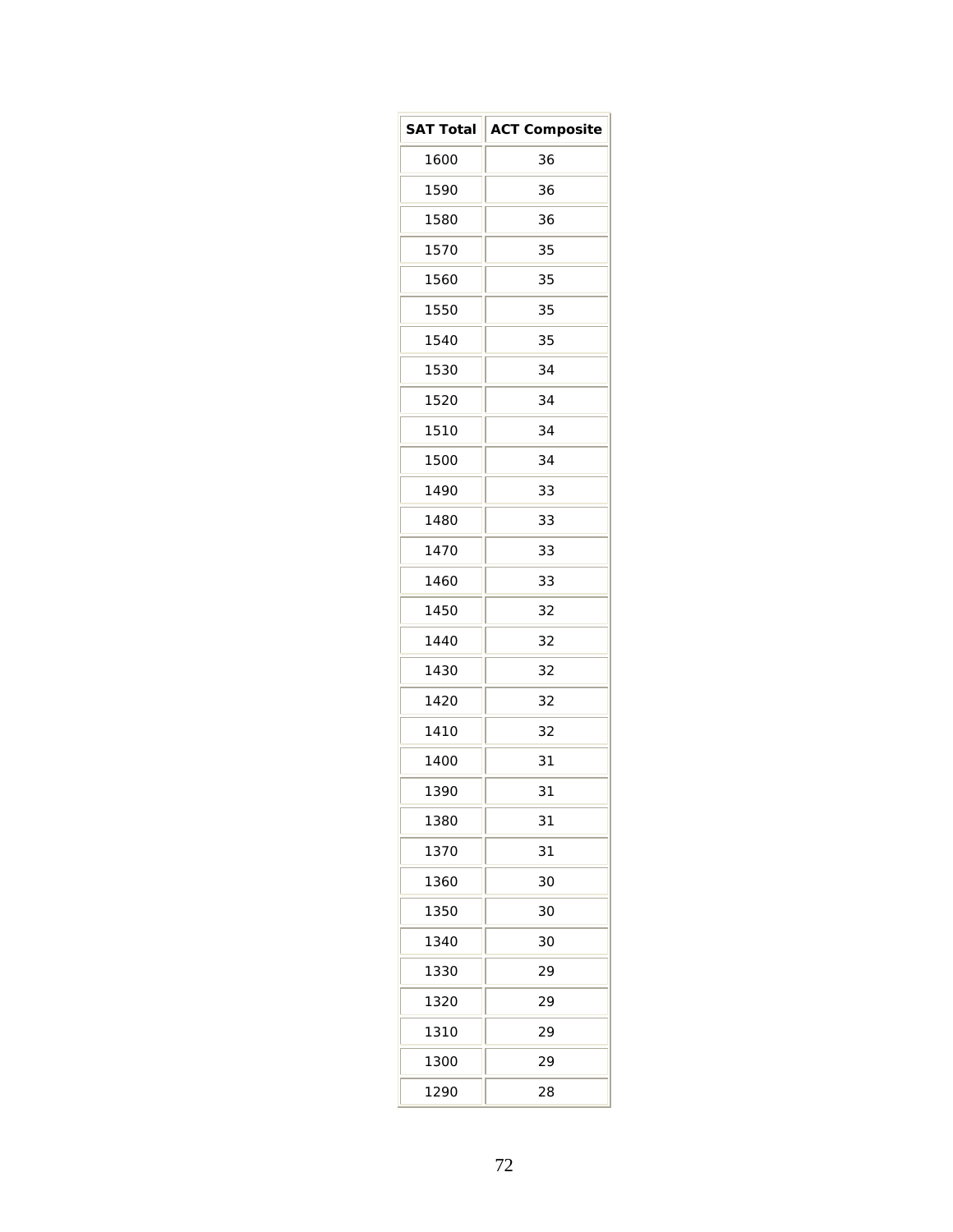| SAT Total | ACT Composite |
| --- | --- |
| 1600 | 36 |
| 1590 | 36 |
| 1580 | 36 |
| 1570 | 35 |
| 1560 | 35 |
| 1550 | 35 |
| 1540 | 35 |
| 1530 | 34 |
| 1520 | 34 |
| 1510 | 34 |
| 1500 | 34 |
| 1490 | 33 |
| 1480 | 33 |
| 1470 | 33 |
| 1460 | 33 |
| 1450 | 32 |
| 1440 | 32 |
| 1430 | 32 |
| 1420 | 32 |
| 1410 | 32 |
| 1400 | 31 |
| 1390 | 31 |
| 1380 | 31 |
| 1370 | 31 |
| 1360 | 30 |
| 1350 | 30 |
| 1340 | 30 |
| 1330 | 29 |
| 1320 | 29 |
| 1310 | 29 |
| 1300 | 29 |
| 1290 | 28 |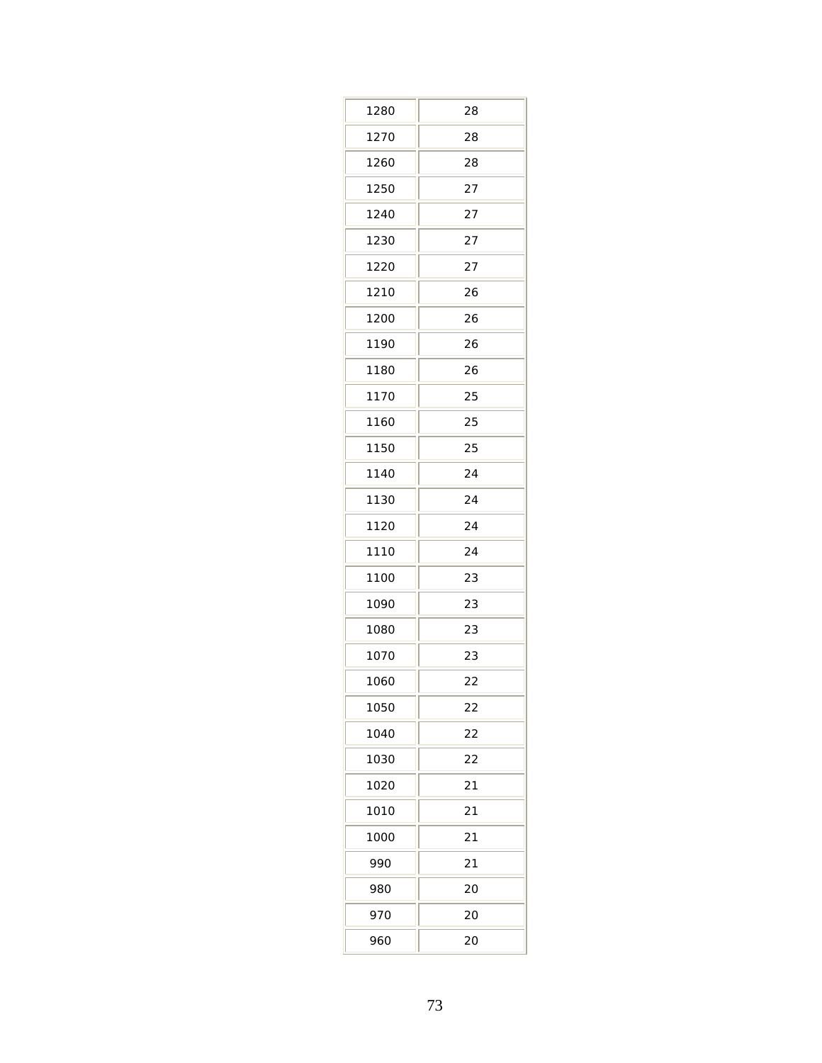| | |
|---|---|
| 1280 | 28 |
| 1270 | 28 |
| 1260 | 28 |
| 1250 | 27 |
| 1240 | 27 |
| 1230 | 27 |
| 1220 | 27 |
| 1210 | 26 |
| 1200 | 26 |
| 1190 | 26 |
| 1180 | 26 |
| 1170 | 25 |
| 1160 | 25 |
| 1150 | 25 |
| 1140 | 24 |
| 1130 | 24 |
| 1120 | 24 |
| 1110 | 24 |
| 1100 | 23 |
| 1090 | 23 |
| 1080 | 23 |
| 1070 | 23 |
| 1060 | 22 |
| 1050 | 22 |
| 1040 | 22 |
| 1030 | 22 |
| 1020 | 21 |
| 1010 | 21 |
| 1000 | 21 |
| 990 | 21 |
| 980 | 20 |
| 970 | 20 |
| 960 | 20 |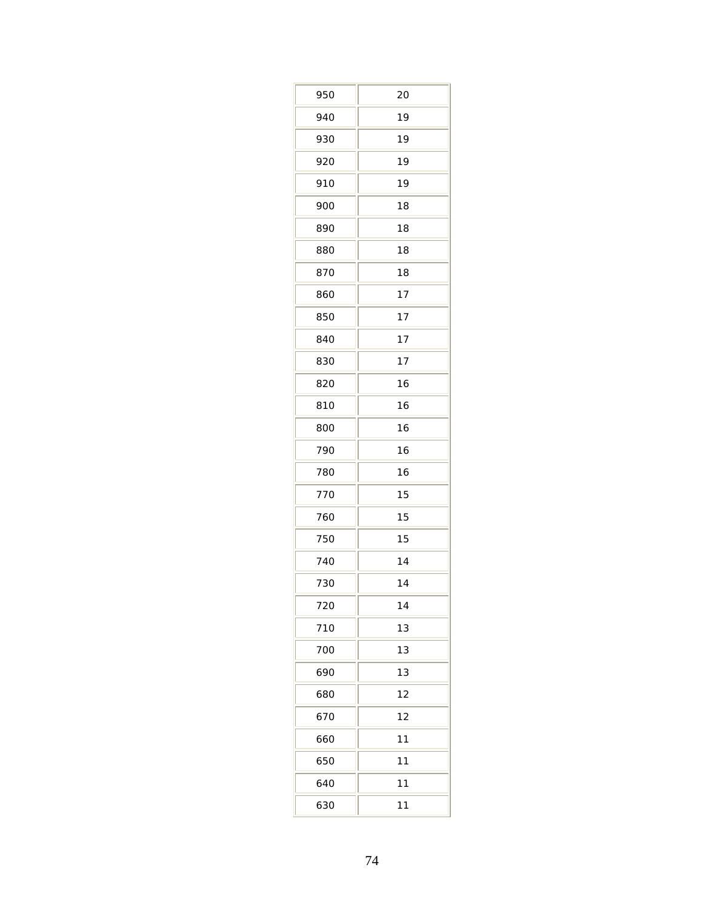| | |
|---|---|
| 950 | 20 |
| 940 | 19 |
| 930 | 19 |
| 920 | 19 |
| 910 | 19 |
| 900 | 18 |
| 890 | 18 |
| 880 | 18 |
| 870 | 18 |
| 860 | 17 |
| 850 | 17 |
| 840 | 17 |
| 830 | 17 |
| 820 | 16 |
| 810 | 16 |
| 800 | 16 |
| 790 | 16 |
| 780 | 16 |
| 770 | 15 |
| 760 | 15 |
| 750 | 15 |
| 740 | 14 |
| 730 | 14 |
| 720 | 14 |
| 710 | 13 |
| 700 | 13 |
| 690 | 13 |
| 680 | 12 |
| 670 | 12 |
| 660 | 11 |
| 650 | 11 |
| 640 | 11 |
| 630 | 11 |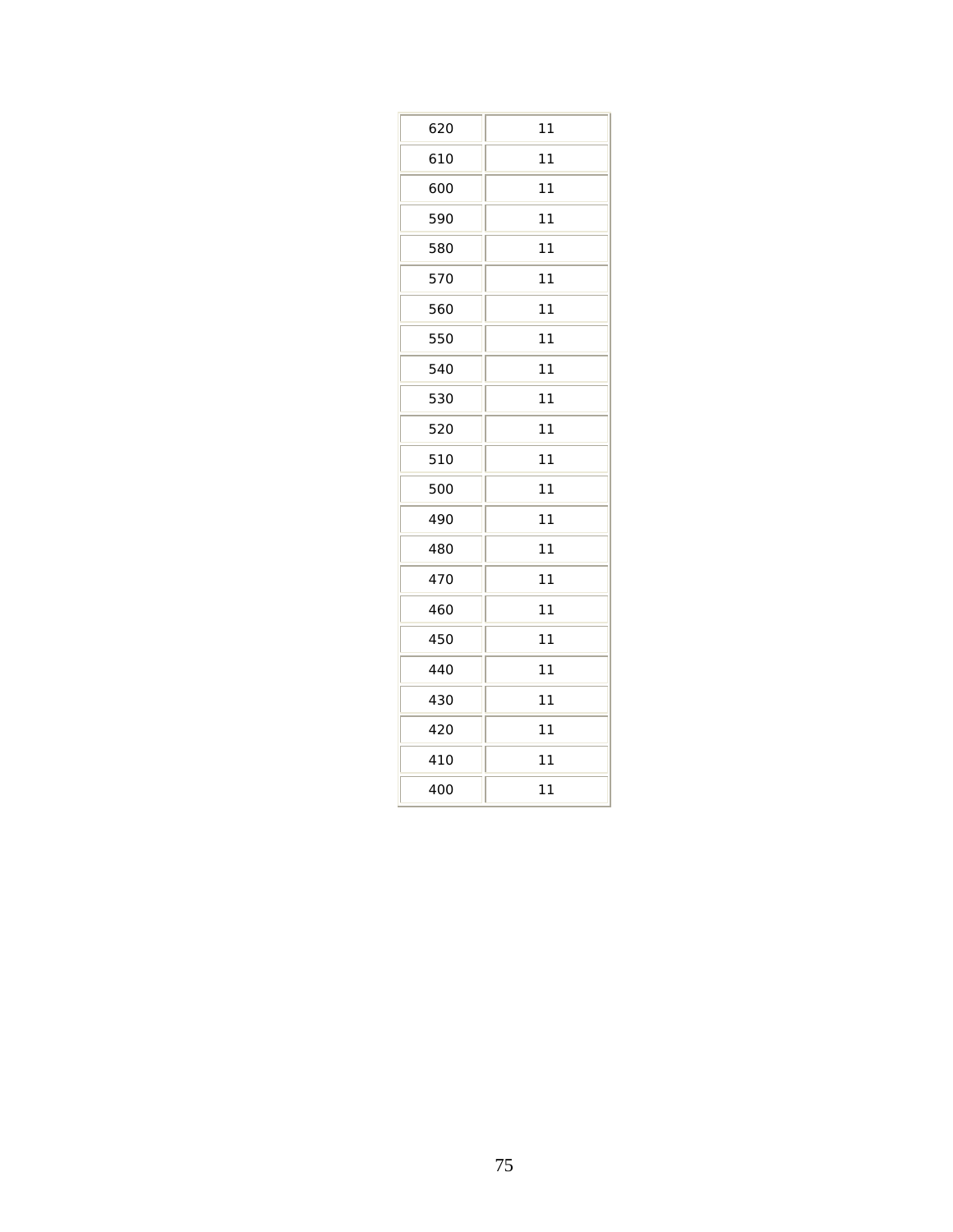| | |
|---|---|
| 620 | 11 |
| 610 | 11 |
| 600 | 11 |
| 590 | 11 |
| 580 | 11 |
| 570 | 11 |
| 560 | 11 |
| 550 | 11 |
| 540 | 11 |
| 530 | 11 |
| 520 | 11 |
| 510 | 11 |
| 500 | 11 |
| 490 | 11 |
| 480 | 11 |
| 470 | 11 |
| 460 | 11 |
| 450 | 11 |
| 440 | 11 |
| 430 | 11 |
| 420 | 11 |
| 410 | 11 |
| 400 | 11 |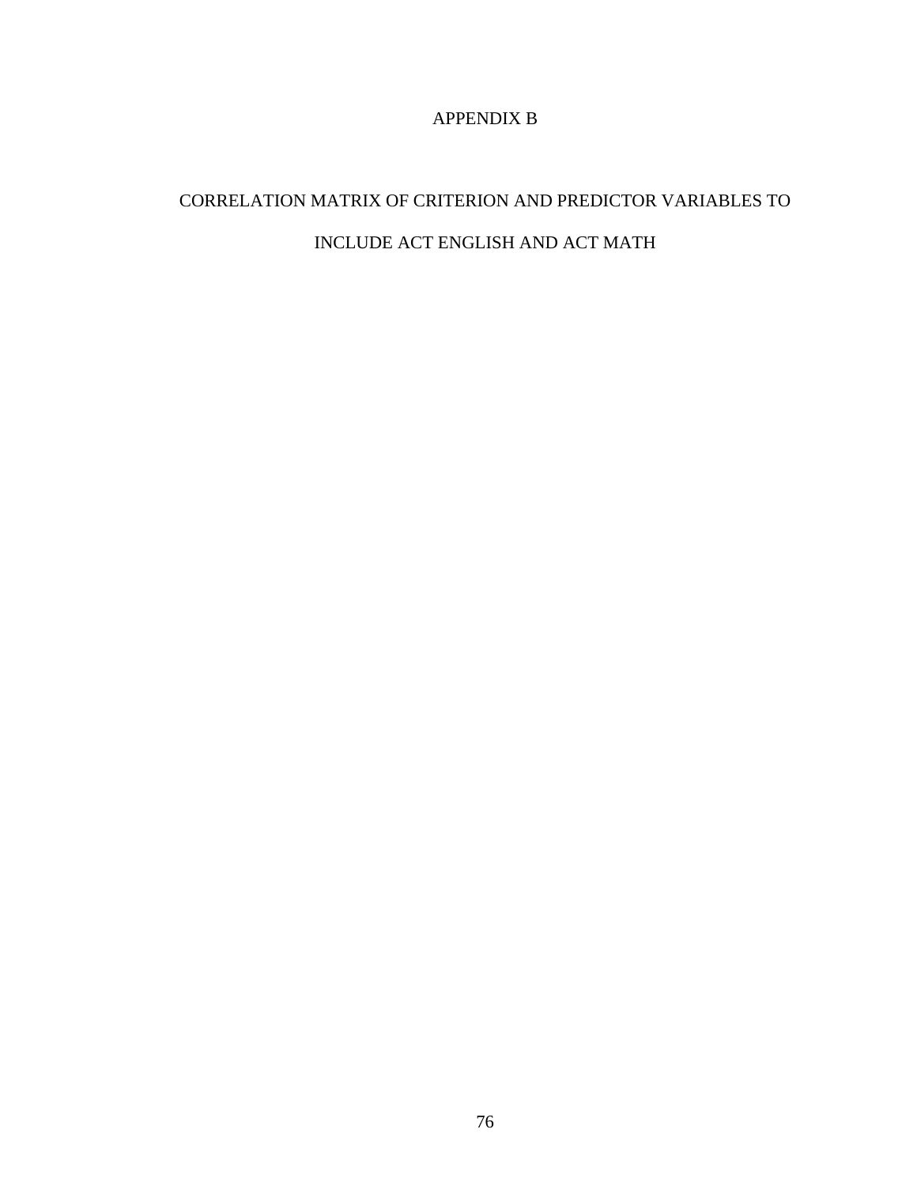# APPENDIX B

## CORRELATION MATRIX OF CRITERION AND PREDICTOR VARIABLES TO INCLUDE ACT ENGLISH AND ACT MATH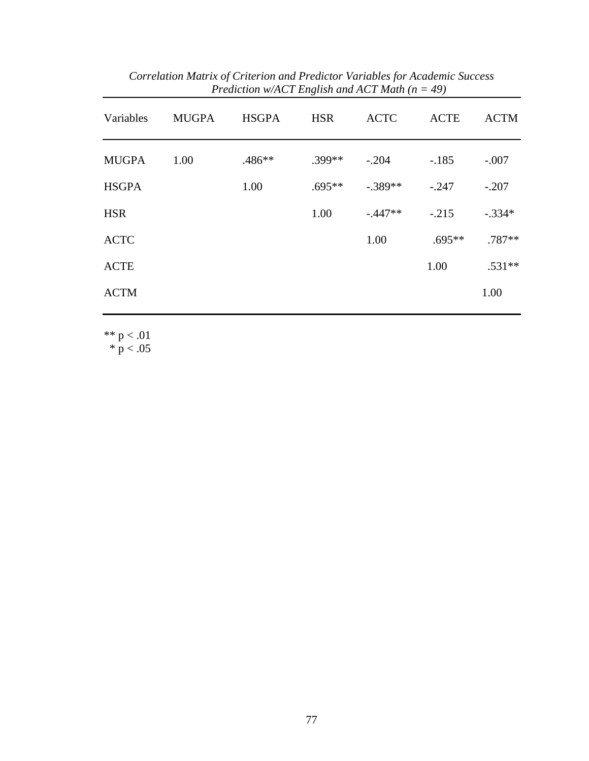*Correlation Matrix of Criterion and Predictor Variables for Academic Success Prediction w/ACT English and ACT Math (n = 49)*

| Variables | MUGPA | HSGPA | HSR | ACTC | ACTE | ACTM |
|---|---|---|---|---|---|---|
| MUGPA | 1.00 | .486** | .399** | -.204 | -.185 | -.007 |
| HSGPA | | 1.00 | .695** | -.389** | -.247 | -.207 |
| HSR | | | 1.00 | -.447** | -.215 | -.334* |
| ACTC | | | | 1.00 | .695** | .787** |
| ACTE | | | | | 1.00 | .531** |
| ACTM | | | | | | 1.00 |

** $p < .01$
\* $p < .05$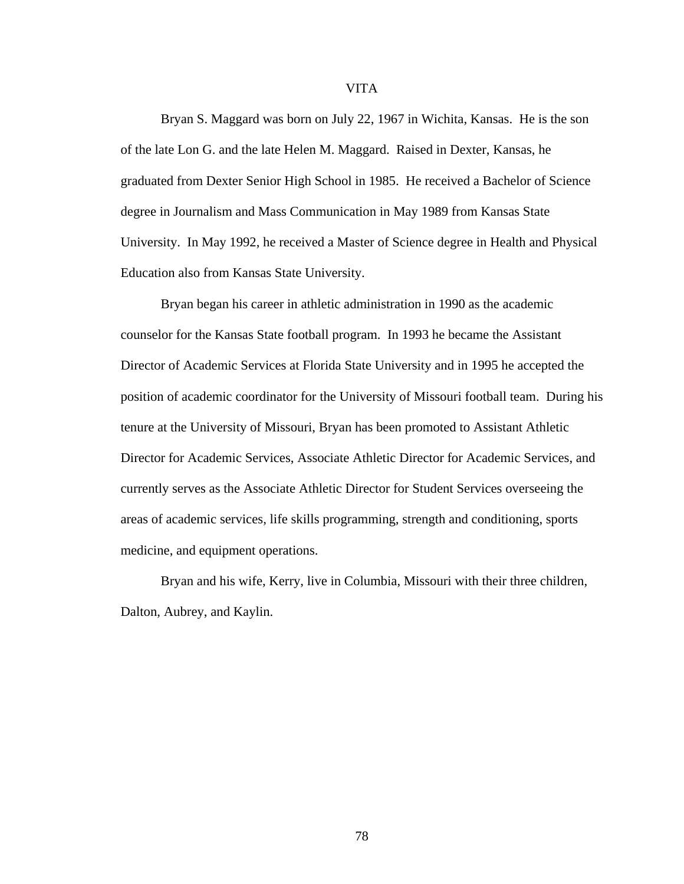# VITA

Bryan S. Maggard was born on July 22, 1967 in Wichita, Kansas. He is the son of the late Lon G. and the late Helen M. Maggard. Raised in Dexter, Kansas, he graduated from Dexter Senior High School in 1985. He received a Bachelor of Science degree in Journalism and Mass Communication in May 1989 from Kansas State University. In May 1992, he received a Master of Science degree in Health and Physical Education also from Kansas State University.

Bryan began his career in athletic administration in 1990 as the academic counselor for the Kansas State football program. In 1993 he became the Assistant Director of Academic Services at Florida State University and in 1995 he accepted the position of academic coordinator for the University of Missouri football team. During his tenure at the University of Missouri, Bryan has been promoted to Assistant Athletic Director for Academic Services, Associate Athletic Director for Academic Services, and currently serves as the Associate Athletic Director for Student Services overseeing the areas of academic services, life skills programming, strength and conditioning, sports medicine, and equipment operations.

Bryan and his wife, Kerry, live in Columbia, Missouri with their three children, Dalton, Aubrey, and Kaylin.